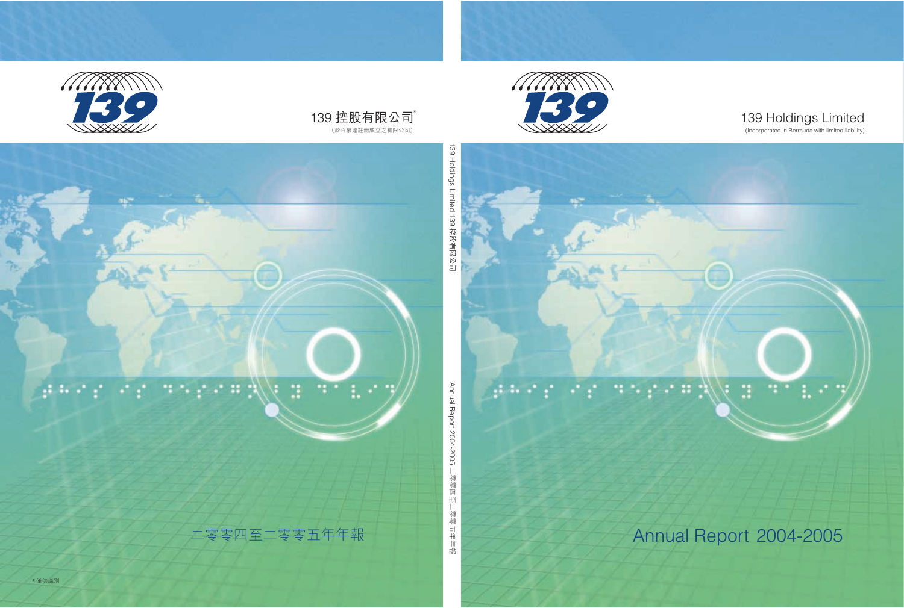139 控股有限公司*

（於百慕達註冊成立之有限公司）

二零零四至二零零五年年報

*僅供識別

139 Holdings Limited 139 控股有限公司

Annual Report 2004-2005 二零零四至二零零五年年報

# 139 Holdings Limited

(Incorporated in Bermuda with limited liability)

# Annual Report 2004-2005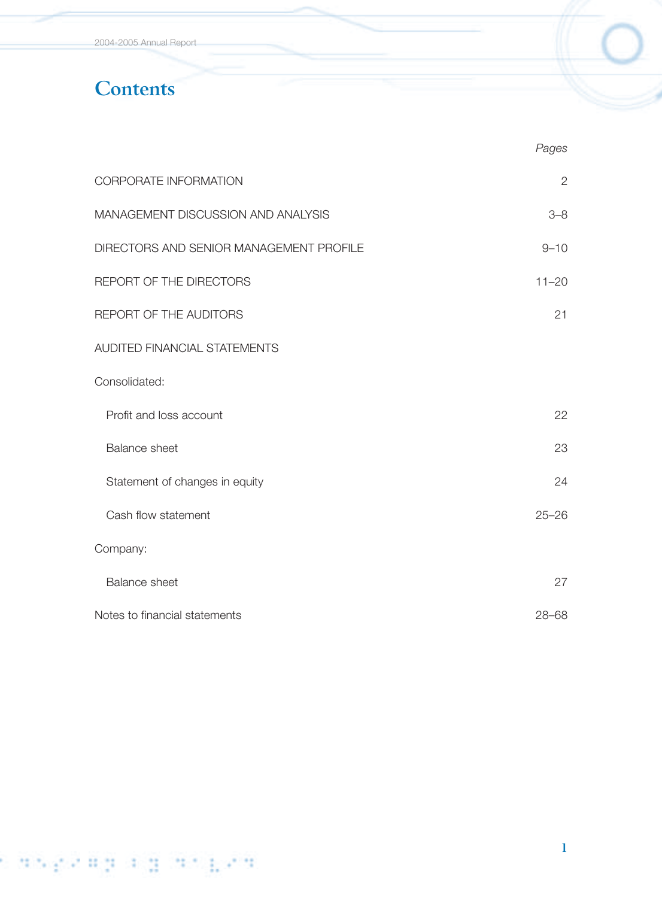# Contents

| | Pages |
|---|---|
| CORPORATE INFORMATION | 2 |
| MANAGEMENT DISCUSSION AND ANALYSIS | 3–8 |
| DIRECTORS AND SENIOR MANAGEMENT PROFILE | 9–10 |
| REPORT OF THE DIRECTORS | 11–20 |
| REPORT OF THE AUDITORS | 21 |
| AUDITED FINANCIAL STATEMENTS | |
| Consolidated: | |
| Profit and loss account | 22 |
| Balance sheet | 23 |
| Statement of changes in equity | 24 |
| Cash flow statement | 25–26 |
| Company: | |
| Balance sheet | 27 |
| Notes to financial statements | 28–68 |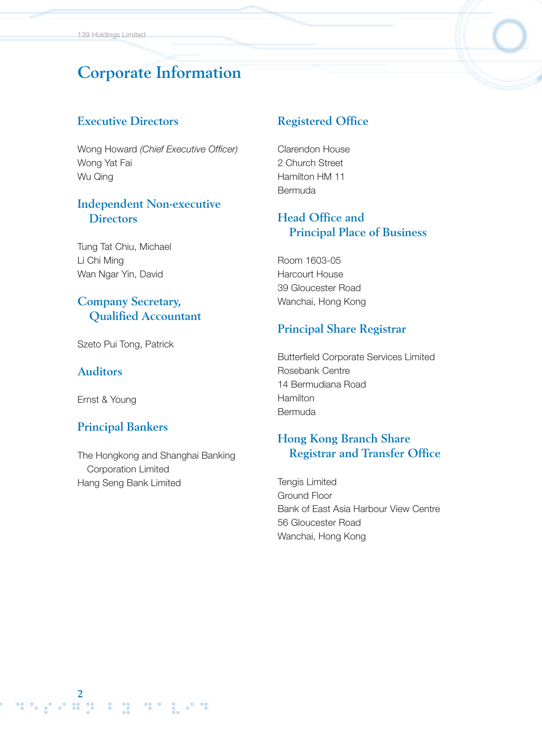# Corporate Information

## Executive Directors

Wong Howard *(Chief Executive Officer)*
Wong Yat Fai
Wu Qing

## Independent Non-executive Directors

Tung Tat Chiu, Michael
Li Chi Ming
Wan Ngar Yin, David

## Company Secretary, Qualified Accountant

Szeto Pui Tong, Patrick

## Auditors

Ernst & Young

## Principal Bankers

The Hongkong and Shanghai Banking Corporation Limited
Hang Seng Bank Limited

## Registered Office

Clarendon House
2 Church Street
Hamilton HM 11
Bermuda

## Head Office and Principal Place of Business

Room 1603-05
Harcourt House
39 Gloucester Road
Wanchai, Hong Kong

## Principal Share Registrar

Butterfield Corporate Services Limited
Rosebank Centre
14 Bermudiana Road
Hamilton
Bermuda

## Hong Kong Branch Share Registrar and Transfer Office

Tengis Limited
Ground Floor
Bank of East Asia Harbour View Centre
56 Gloucester Road
Wanchai, Hong Kong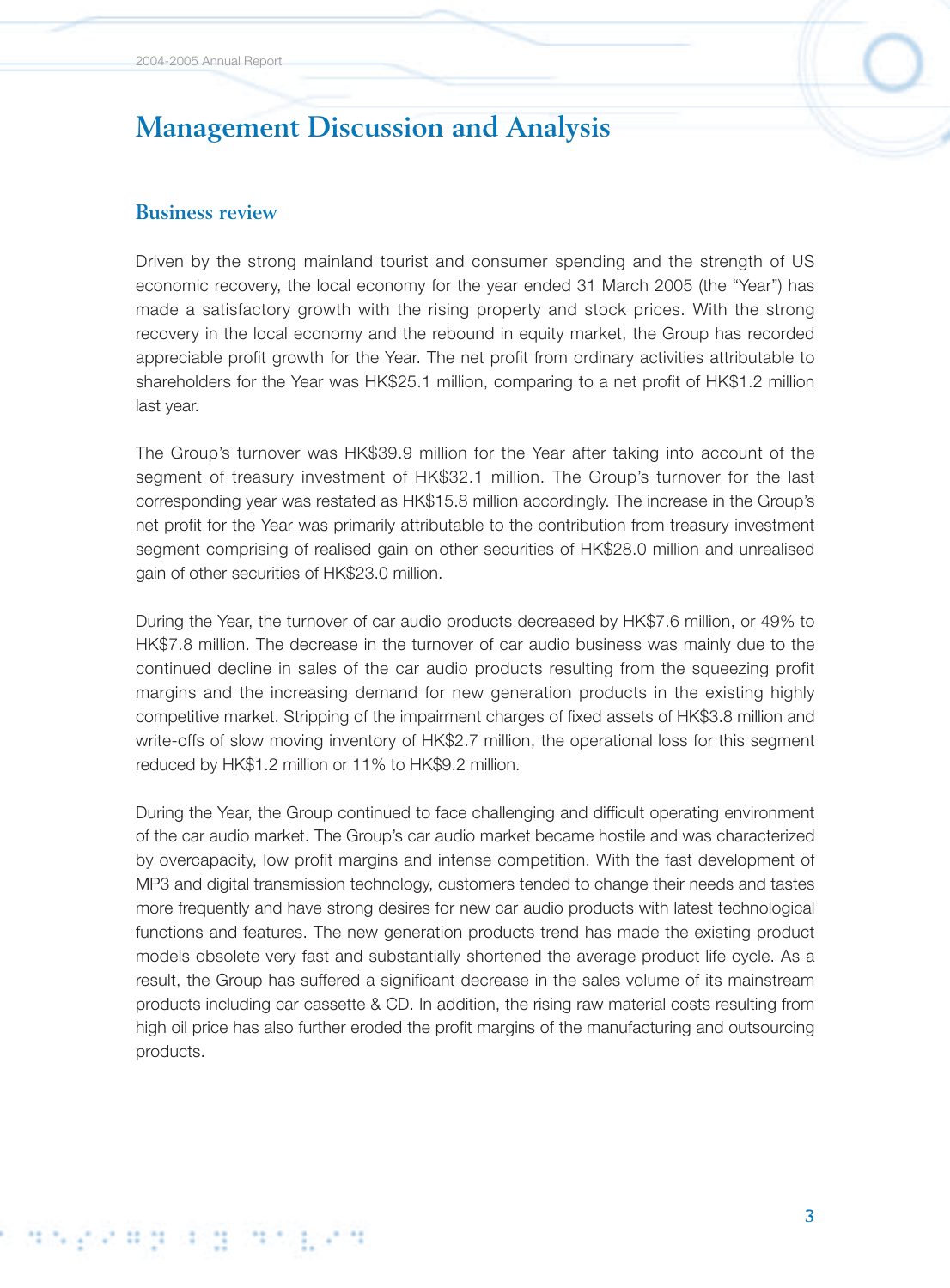# Management Discussion and Analysis

## Business review

Driven by the strong mainland tourist and consumer spending and the strength of US economic recovery, the local economy for the year ended 31 March 2005 (the "Year") has made a satisfactory growth with the rising property and stock prices. With the strong recovery in the local economy and the rebound in equity market, the Group has recorded appreciable profit growth for the Year. The net profit from ordinary activities attributable to shareholders for the Year was HK$25.1 million, comparing to a net profit of HK$1.2 million last year.

The Group's turnover was HK$39.9 million for the Year after taking into account of the segment of treasury investment of HK$32.1 million. The Group's turnover for the last corresponding year was restated as HK$15.8 million accordingly. The increase in the Group's net profit for the Year was primarily attributable to the contribution from treasury investment segment comprising of realised gain on other securities of HK$28.0 million and unrealised gain of other securities of HK$23.0 million.

During the Year, the turnover of car audio products decreased by HK$7.6 million, or 49% to HK$7.8 million. The decrease in the turnover of car audio business was mainly due to the continued decline in sales of the car audio products resulting from the squeezing profit margins and the increasing demand for new generation products in the existing highly competitive market. Stripping of the impairment charges of fixed assets of HK$3.8 million and write-offs of slow moving inventory of HK$2.7 million, the operational loss for this segment reduced by HK$1.2 million or 11% to HK$9.2 million.

During the Year, the Group continued to face challenging and difficult operating environment of the car audio market. The Group's car audio market became hostile and was characterized by overcapacity, low profit margins and intense competition. With the fast development of MP3 and digital transmission technology, customers tended to change their needs and tastes more frequently and have strong desires for new car audio products with latest technological functions and features. The new generation products trend has made the existing product models obsolete very fast and substantially shortened the average product life cycle. As a result, the Group has suffered a significant decrease in the sales volume of its mainstream products including car cassette & CD. In addition, the rising raw material costs resulting from high oil price has also further eroded the profit margins of the manufacturing and outsourcing products.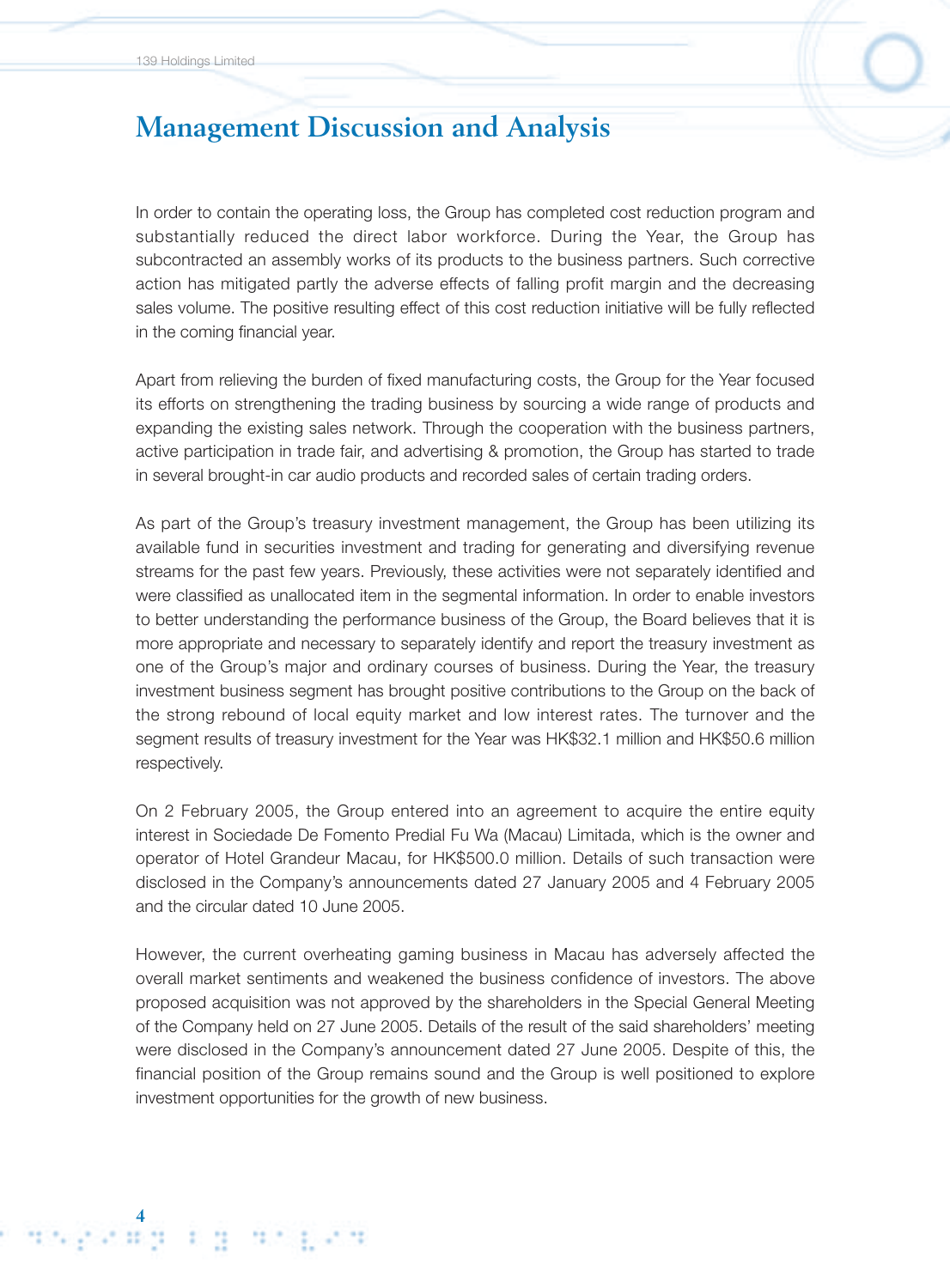# Management Discussion and Analysis

In order to contain the operating loss, the Group has completed cost reduction program and substantially reduced the direct labor workforce. During the Year, the Group has subcontracted an assembly works of its products to the business partners. Such corrective action has mitigated partly the adverse effects of falling profit margin and the decreasing sales volume. The positive resulting effect of this cost reduction initiative will be fully reflected in the coming financial year.

Apart from relieving the burden of fixed manufacturing costs, the Group for the Year focused its efforts on strengthening the trading business by sourcing a wide range of products and expanding the existing sales network. Through the cooperation with the business partners, active participation in trade fair, and advertising & promotion, the Group has started to trade in several brought-in car audio products and recorded sales of certain trading orders.

As part of the Group's treasury investment management, the Group has been utilizing its available fund in securities investment and trading for generating and diversifying revenue streams for the past few years. Previously, these activities were not separately identified and were classified as unallocated item in the segmental information. In order to enable investors to better understanding the performance business of the Group, the Board believes that it is more appropriate and necessary to separately identify and report the treasury investment as one of the Group's major and ordinary courses of business. During the Year, the treasury investment business segment has brought positive contributions to the Group on the back of the strong rebound of local equity market and low interest rates. The turnover and the segment results of treasury investment for the Year was HK$32.1 million and HK$50.6 million respectively.

On 2 February 2005, the Group entered into an agreement to acquire the entire equity interest in Sociedade De Fomento Predial Fu Wa (Macau) Limitada, which is the owner and operator of Hotel Grandeur Macau, for HK$500.0 million. Details of such transaction were disclosed in the Company's announcements dated 27 January 2005 and 4 February 2005 and the circular dated 10 June 2005.

However, the current overheating gaming business in Macau has adversely affected the overall market sentiments and weakened the business confidence of investors. The above proposed acquisition was not approved by the shareholders in the Special General Meeting of the Company held on 27 June 2005. Details of the result of the said shareholders' meeting were disclosed in the Company's announcement dated 27 June 2005. Despite of this, the financial position of the Group remains sound and the Group is well positioned to explore investment opportunities for the growth of new business.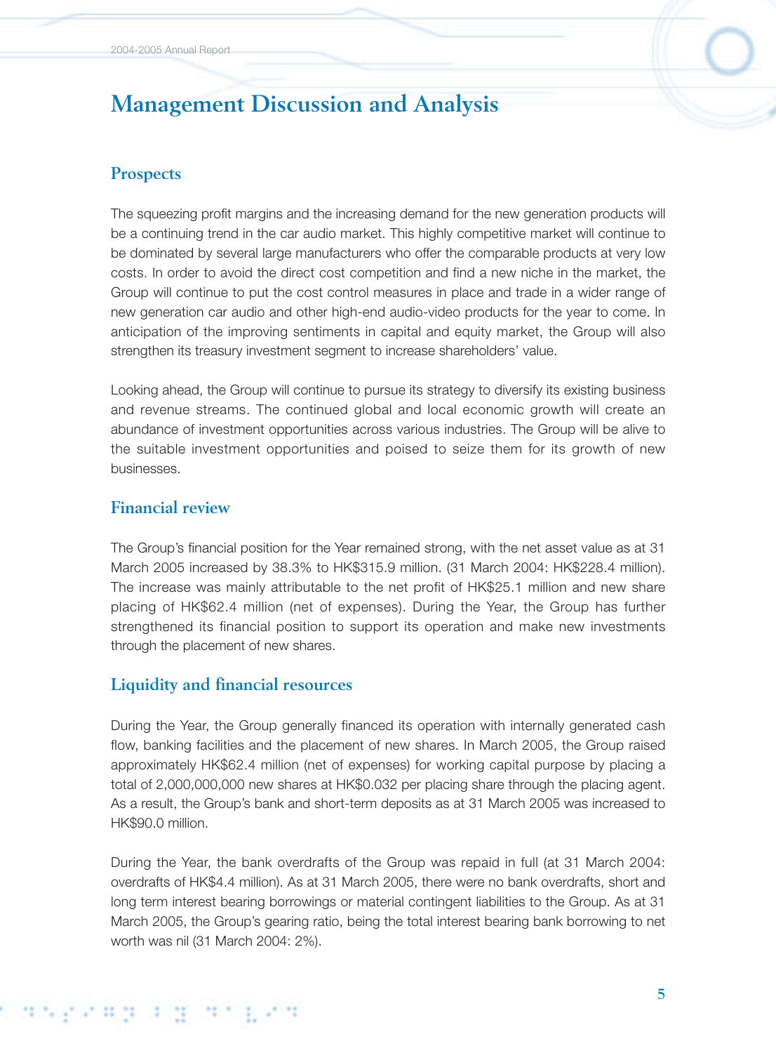# Management Discussion and Analysis

## Prospects

The squeezing profit margins and the increasing demand for the new generation products will be a continuing trend in the car audio market. This highly competitive market will continue to be dominated by several large manufacturers who offer the comparable products at very low costs. In order to avoid the direct cost competition and find a new niche in the market, the Group will continue to put the cost control measures in place and trade in a wider range of new generation car audio and other high-end audio-video products for the year to come. In anticipation of the improving sentiments in capital and equity market, the Group will also strengthen its treasury investment segment to increase shareholders' value.

Looking ahead, the Group will continue to pursue its strategy to diversify its existing business and revenue streams. The continued global and local economic growth will create an abundance of investment opportunities across various industries. The Group will be alive to the suitable investment opportunities and poised to seize them for its growth of new businesses.

## Financial review

The Group's financial position for the Year remained strong, with the net asset value as at 31 March 2005 increased by 38.3% to HK$315.9 million. (31 March 2004: HK$228.4 million). The increase was mainly attributable to the net profit of HK$25.1 million and new share placing of HK$62.4 million (net of expenses). During the Year, the Group has further strengthened its financial position to support its operation and make new investments through the placement of new shares.

## Liquidity and financial resources

During the Year, the Group generally financed its operation with internally generated cash flow, banking facilities and the placement of new shares. In March 2005, the Group raised approximately HK$62.4 million (net of expenses) for working capital purpose by placing a total of 2,000,000,000 new shares at HK$0.032 per placing share through the placing agent. As a result, the Group's bank and short-term deposits as at 31 March 2005 was increased to HK$90.0 million.

During the Year, the bank overdrafts of the Group was repaid in full (at 31 March 2004: overdrafts of HK$4.4 million). As at 31 March 2005, there were no bank overdrafts, short and long term interest bearing borrowings or material contingent liabilities to the Group. As at 31 March 2005, the Group's gearing ratio, being the total interest bearing bank borrowing to net worth was nil (31 March 2004: 2%).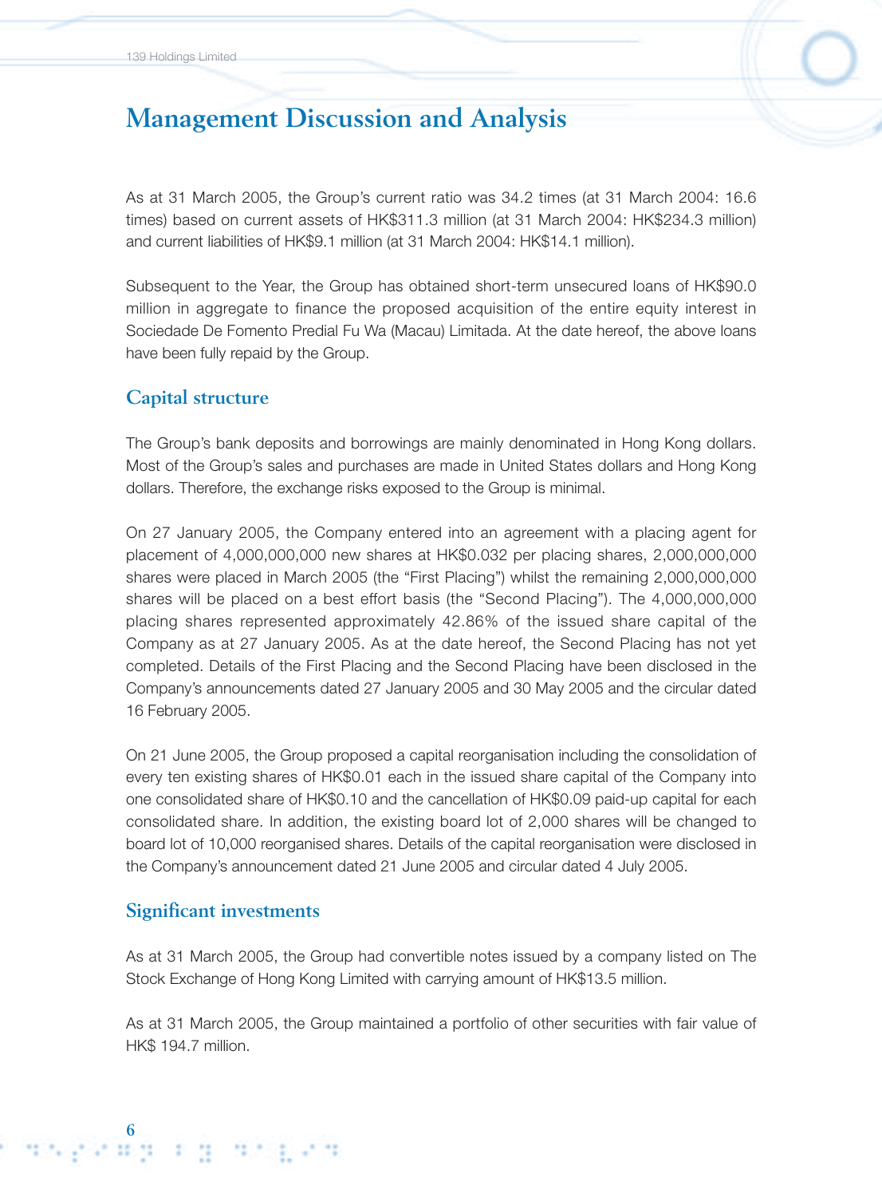# Management Discussion and Analysis

As at 31 March 2005, the Group's current ratio was 34.2 times (at 31 March 2004: 16.6 times) based on current assets of HK$311.3 million (at 31 March 2004: HK$234.3 million) and current liabilities of HK$9.1 million (at 31 March 2004: HK$14.1 million).

Subsequent to the Year, the Group has obtained short-term unsecured loans of HK$90.0 million in aggregate to finance the proposed acquisition of the entire equity interest in Sociedade De Fomento Predial Fu Wa (Macau) Limitada. At the date hereof, the above loans have been fully repaid by the Group.

## Capital structure

The Group's bank deposits and borrowings are mainly denominated in Hong Kong dollars. Most of the Group's sales and purchases are made in United States dollars and Hong Kong dollars. Therefore, the exchange risks exposed to the Group is minimal.

On 27 January 2005, the Company entered into an agreement with a placing agent for placement of 4,000,000,000 new shares at HK$0.032 per placing shares, 2,000,000,000 shares were placed in March 2005 (the "First Placing") whilst the remaining 2,000,000,000 shares will be placed on a best effort basis (the "Second Placing"). The 4,000,000,000 placing shares represented approximately 42.86% of the issued share capital of the Company as at 27 January 2005. As at the date hereof, the Second Placing has not yet completed. Details of the First Placing and the Second Placing have been disclosed in the Company's announcements dated 27 January 2005 and 30 May 2005 and the circular dated 16 February 2005.

On 21 June 2005, the Group proposed a capital reorganisation including the consolidation of every ten existing shares of HK$0.01 each in the issued share capital of the Company into one consolidated share of HK$0.10 and the cancellation of HK$0.09 paid-up capital for each consolidated share. In addition, the existing board lot of 2,000 shares will be changed to board lot of 10,000 reorganised shares. Details of the capital reorganisation were disclosed in the Company's announcement dated 21 June 2005 and circular dated 4 July 2005.

## Significant investments

As at 31 March 2005, the Group had convertible notes issued by a company listed on The Stock Exchange of Hong Kong Limited with carrying amount of HK$13.5 million.

As at 31 March 2005, the Group maintained a portfolio of other securities with fair value of HK$ 194.7 million.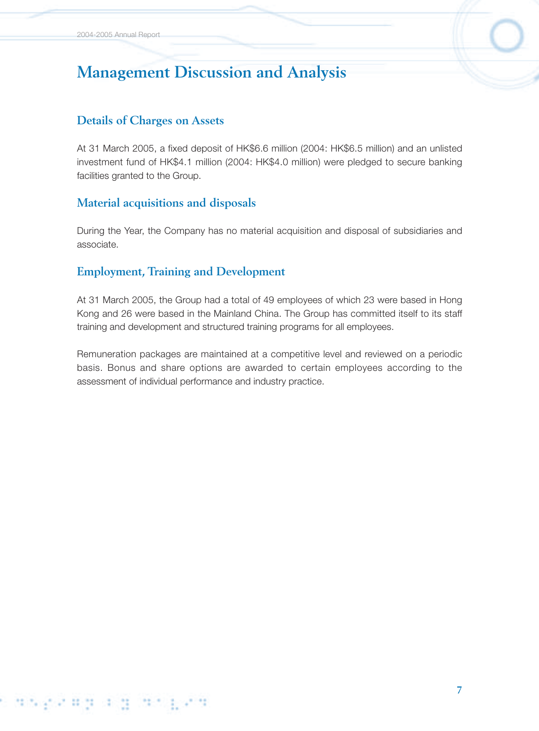# Management Discussion and Analysis

## Details of Charges on Assets

At 31 March 2005, a fixed deposit of HK$6.6 million (2004: HK$6.5 million) and an unlisted investment fund of HK$4.1 million (2004: HK$4.0 million) were pledged to secure banking facilities granted to the Group.

## Material acquisitions and disposals

During the Year, the Company has no material acquisition and disposal of subsidiaries and associate.

## Employment, Training and Development

At 31 March 2005, the Group had a total of 49 employees of which 23 were based in Hong Kong and 26 were based in the Mainland China. The Group has committed itself to its staff training and development and structured training programs for all employees.

Remuneration packages are maintained at a competitive level and reviewed on a periodic basis. Bonus and share options are awarded to certain employees according to the assessment of individual performance and industry practice.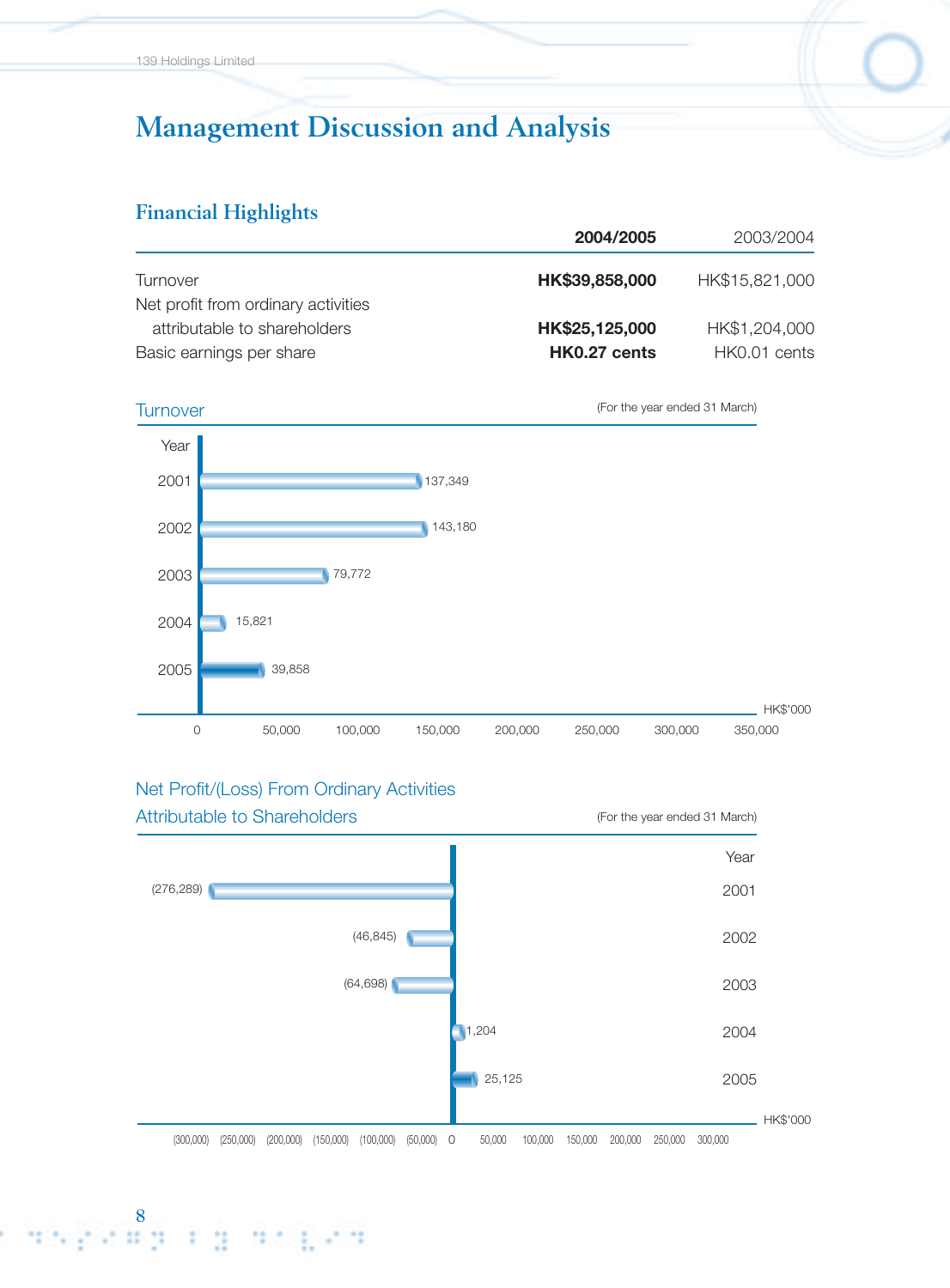# Management Discussion and Analysis

## Financial Highlights

| | **2004/2005** | 2003/2004 |
|---|---|---|
| Turnover | **HK$39,858,000** | HK$15,821,000 |
| Net profit from ordinary activities attributable to shareholders | **HK$25,125,000** | HK$1,204,000 |
| Basic earnings per share | **HK0.27 cents** | HK0.01 cents |

### Turnover

(For the year ended 31 March)

| Year | HK$'000 |
|---|---|
| 2001 | 137,349 |
| 2002 | 143,180 |
| 2003 | 79,772 |
| 2004 | 15,821 |
| 2005 | 39,858 |

### Net Profit/(Loss) From Ordinary Activities Attributable to Shareholders

(For the year ended 31 March)

| Year | HK$'000 |
|---|---|
| 2001 | (276,289) |
| 2002 | (46,845) |
| 2003 | (64,698) |
| 2004 | 1,204 |
| 2005 | 25,125 |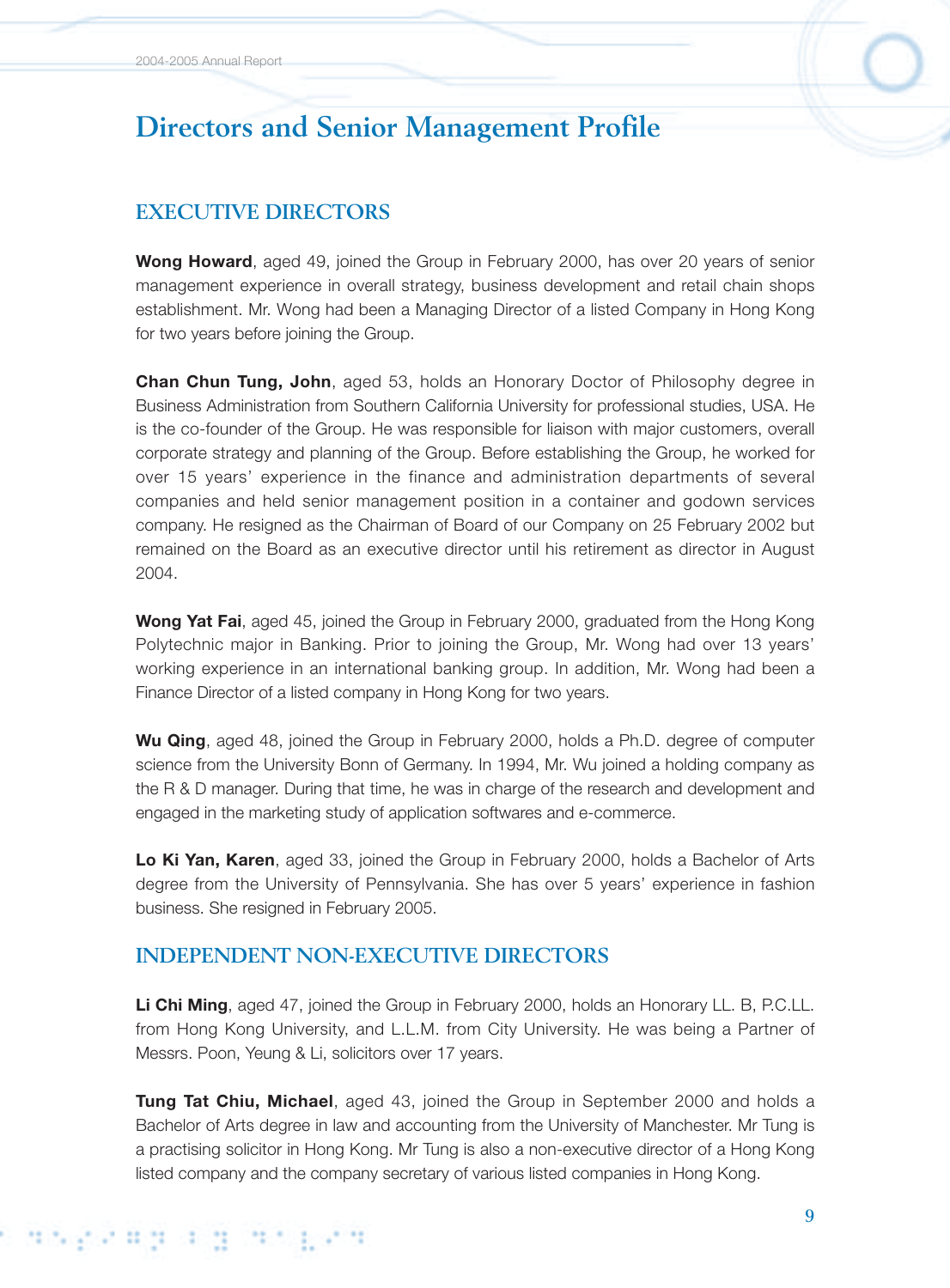# Directors and Senior Management Profile

## EXECUTIVE DIRECTORS

**Wong Howard**, aged 49, joined the Group in February 2000, has over 20 years of senior management experience in overall strategy, business development and retail chain shops establishment. Mr. Wong had been a Managing Director of a listed Company in Hong Kong for two years before joining the Group.

**Chan Chun Tung, John**, aged 53, holds an Honorary Doctor of Philosophy degree in Business Administration from Southern California University for professional studies, USA. He is the co-founder of the Group. He was responsible for liaison with major customers, overall corporate strategy and planning of the Group. Before establishing the Group, he worked for over 15 years' experience in the finance and administration departments of several companies and held senior management position in a container and godown services company. He resigned as the Chairman of Board of our Company on 25 February 2002 but remained on the Board as an executive director until his retirement as director in August 2004.

**Wong Yat Fai**, aged 45, joined the Group in February 2000, graduated from the Hong Kong Polytechnic major in Banking. Prior to joining the Group, Mr. Wong had over 13 years' working experience in an international banking group. In addition, Mr. Wong had been a Finance Director of a listed company in Hong Kong for two years.

**Wu Qing**, aged 48, joined the Group in February 2000, holds a Ph.D. degree of computer science from the University Bonn of Germany. In 1994, Mr. Wu joined a holding company as the R & D manager. During that time, he was in charge of the research and development and engaged in the marketing study of application softwares and e-commerce.

**Lo Ki Yan, Karen**, aged 33, joined the Group in February 2000, holds a Bachelor of Arts degree from the University of Pennsylvania. She has over 5 years' experience in fashion business. She resigned in February 2005.

## INDEPENDENT NON-EXECUTIVE DIRECTORS

**Li Chi Ming**, aged 47, joined the Group in February 2000, holds an Honorary LL. B, P.C.LL. from Hong Kong University, and L.L.M. from City University. He was being a Partner of Messrs. Poon, Yeung & Li, solicitors over 17 years.

**Tung Tat Chiu, Michael**, aged 43, joined the Group in September 2000 and holds a Bachelor of Arts degree in law and accounting from the University of Manchester. Mr Tung is a practising solicitor in Hong Kong. Mr Tung is also a non-executive director of a Hong Kong listed company and the company secretary of various listed companies in Hong Kong.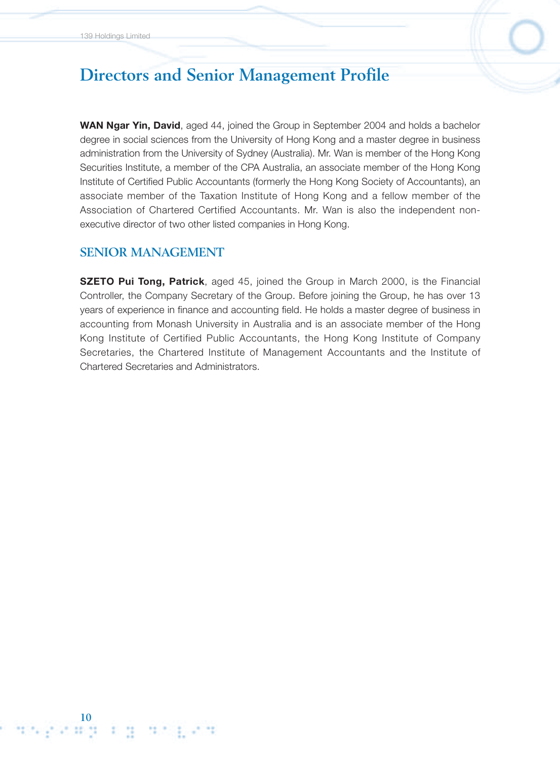# Directors and Senior Management Profile

**WAN Ngar Yin, David**, aged 44, joined the Group in September 2004 and holds a bachelor degree in social sciences from the University of Hong Kong and a master degree in business administration from the University of Sydney (Australia). Mr. Wan is member of the Hong Kong Securities Institute, a member of the CPA Australia, an associate member of the Hong Kong Institute of Certified Public Accountants (formerly the Hong Kong Society of Accountants), an associate member of the Taxation Institute of Hong Kong and a fellow member of the Association of Chartered Certified Accountants. Mr. Wan is also the independent non-executive director of two other listed companies in Hong Kong.

## SENIOR MANAGEMENT

**SZETO Pui Tong, Patrick**, aged 45, joined the Group in March 2000, is the Financial Controller, the Company Secretary of the Group. Before joining the Group, he has over 13 years of experience in finance and accounting field. He holds a master degree of business in accounting from Monash University in Australia and is an associate member of the Hong Kong Institute of Certified Public Accountants, the Hong Kong Institute of Company Secretaries, the Chartered Institute of Management Accountants and the Institute of Chartered Secretaries and Administrators.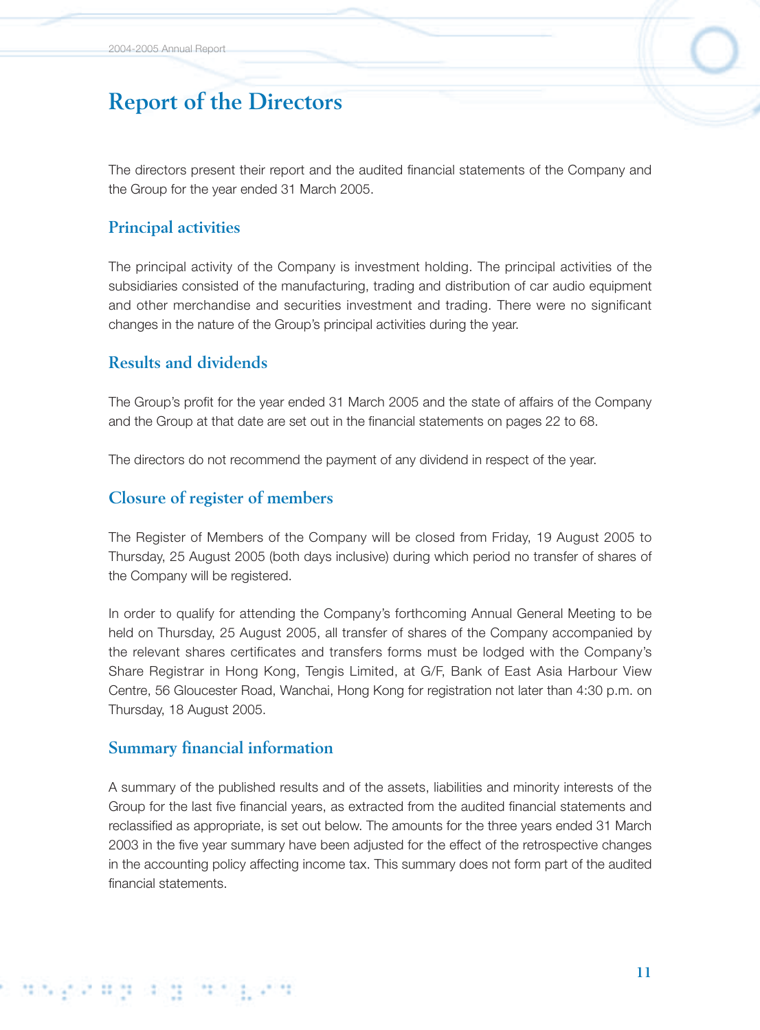# Report of the Directors

The directors present their report and the audited financial statements of the Company and the Group for the year ended 31 March 2005.

## Principal activities

The principal activity of the Company is investment holding. The principal activities of the subsidiaries consisted of the manufacturing, trading and distribution of car audio equipment and other merchandise and securities investment and trading. There were no significant changes in the nature of the Group's principal activities during the year.

## Results and dividends

The Group's profit for the year ended 31 March 2005 and the state of affairs of the Company and the Group at that date are set out in the financial statements on pages 22 to 68.

The directors do not recommend the payment of any dividend in respect of the year.

## Closure of register of members

The Register of Members of the Company will be closed from Friday, 19 August 2005 to Thursday, 25 August 2005 (both days inclusive) during which period no transfer of shares of the Company will be registered.

In order to qualify for attending the Company's forthcoming Annual General Meeting to be held on Thursday, 25 August 2005, all transfer of shares of the Company accompanied by the relevant shares certificates and transfers forms must be lodged with the Company's Share Registrar in Hong Kong, Tengis Limited, at G/F, Bank of East Asia Harbour View Centre, 56 Gloucester Road, Wanchai, Hong Kong for registration not later than 4:30 p.m. on Thursday, 18 August 2005.

## Summary financial information

A summary of the published results and of the assets, liabilities and minority interests of the Group for the last five financial years, as extracted from the audited financial statements and reclassified as appropriate, is set out below. The amounts for the three years ended 31 March 2003 in the five year summary have been adjusted for the effect of the retrospective changes in the accounting policy affecting income tax. This summary does not form part of the audited financial statements.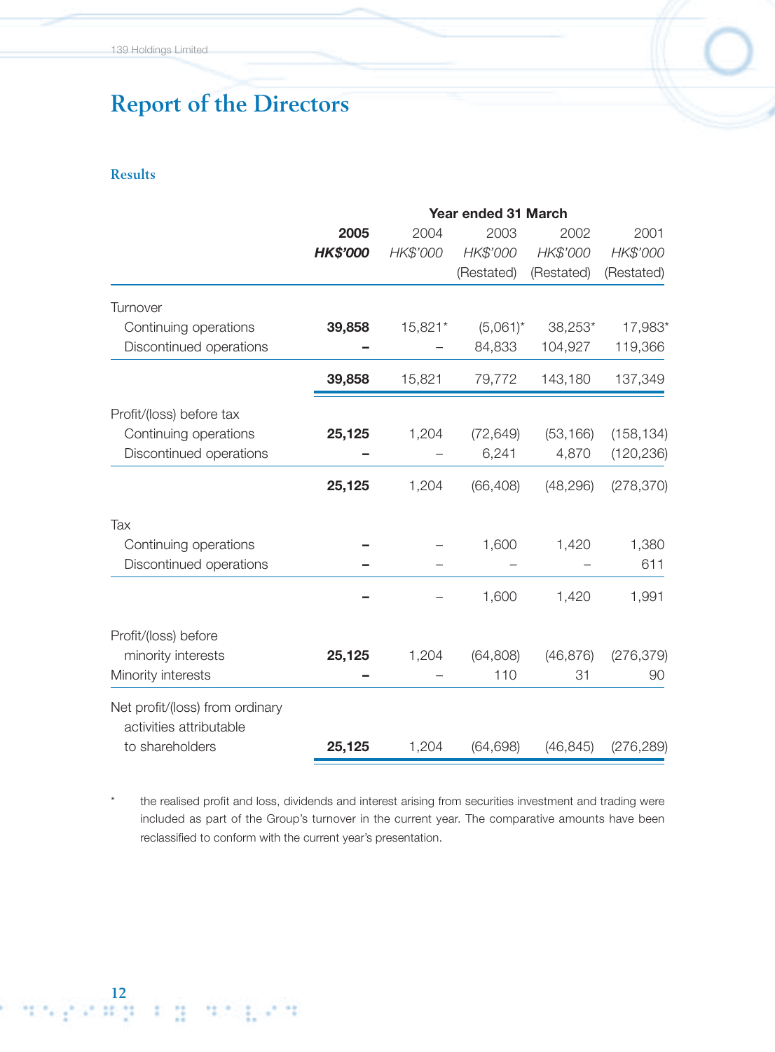# Report of the Directors

## Results

| | Year ended 31 March | | | | |
|---|---|---|---|---|---|
| | **2005** | 2004 | 2003 | 2002 | 2001 |
| | ***HK$'000*** | *HK$'000* | *HK$'000* | *HK$'000* | *HK$'000* |
| | | | (Restated) | (Restated) | (Restated) |
| Turnover | | | | | |
| Continuing operations | **39,858** | 15,821* | (5,061)* | 38,253* | 17,983* |
| Discontinued operations | **–** | – | 84,833 | 104,927 | 119,366 |
| | **39,858** | 15,821 | 79,772 | 143,180 | 137,349 |
| Profit/(loss) before tax | | | | | |
| Continuing operations | **25,125** | 1,204 | (72,649) | (53,166) | (158,134) |
| Discontinued operations | **–** | – | 6,241 | 4,870 | (120,236) |
| | **25,125** | 1,204 | (66,408) | (48,296) | (278,370) |
| Tax | | | | | |
| Continuing operations | **–** | – | 1,600 | 1,420 | 1,380 |
| Discontinued operations | **–** | – | – | – | 611 |
| | **–** | – | 1,600 | 1,420 | 1,991 |
| Profit/(loss) before minority interests | **25,125** | 1,204 | (64,808) | (46,876) | (276,379) |
| Minority interests | **–** | – | 110 | 31 | 90 |
| Net profit/(loss) from ordinary activities attributable to shareholders | **25,125** | 1,204 | (64,698) | (46,845) | (276,289) |

\* the realised profit and loss, dividends and interest arising from securities investment and trading were included as part of the Group's turnover in the current year. The comparative amounts have been reclassified to conform with the current year's presentation.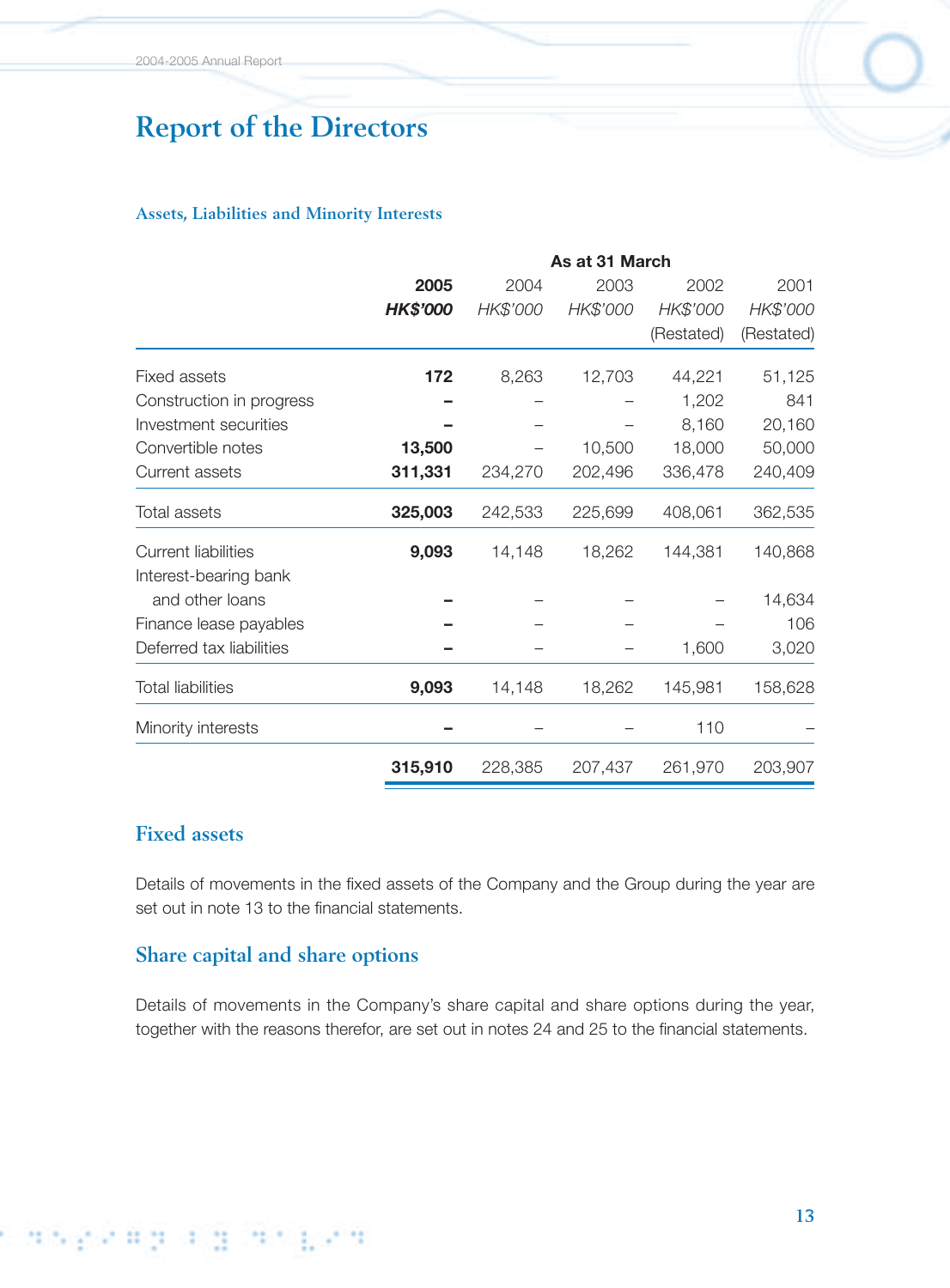# Report of the Directors

### Assets, Liabilities and Minority Interests

| | As at 31 March | | | | |
|---|---|---|---|---|---|
| | **2005** | 2004 | 2003 | 2002 | 2001 |
| | ***HK$'000*** | *HK$'000* | *HK$'000* | *HK$'000* | *HK$'000* |
| | | | | (Restated) | (Restated) |
| Fixed assets | **172** | 8,263 | 12,703 | 44,221 | 51,125 |
| Construction in progress | **–** | – | – | 1,202 | 841 |
| Investment securities | **–** | – | – | 8,160 | 20,160 |
| Convertible notes | **13,500** | – | 10,500 | 18,000 | 50,000 |
| Current assets | **311,331** | 234,270 | 202,496 | 336,478 | 240,409 |
| Total assets | **325,003** | 242,533 | 225,699 | 408,061 | 362,535 |
| Current liabilities | **9,093** | 14,148 | 18,262 | 144,381 | 140,868 |
| Interest-bearing bank and other loans | **–** | – | – | – | 14,634 |
| Finance lease payables | **–** | – | – | – | 106 |
| Deferred tax liabilities | **–** | – | – | 1,600 | 3,020 |
| Total liabilities | **9,093** | 14,148 | 18,262 | 145,981 | 158,628 |
| Minority interests | **–** | – | – | 110 | – |
| | **315,910** | 228,385 | 207,437 | 261,970 | 203,907 |

## Fixed assets

Details of movements in the fixed assets of the Company and the Group during the year are set out in note 13 to the financial statements.

## Share capital and share options

Details of movements in the Company's share capital and share options during the year, together with the reasons therefor, are set out in notes 24 and 25 to the financial statements.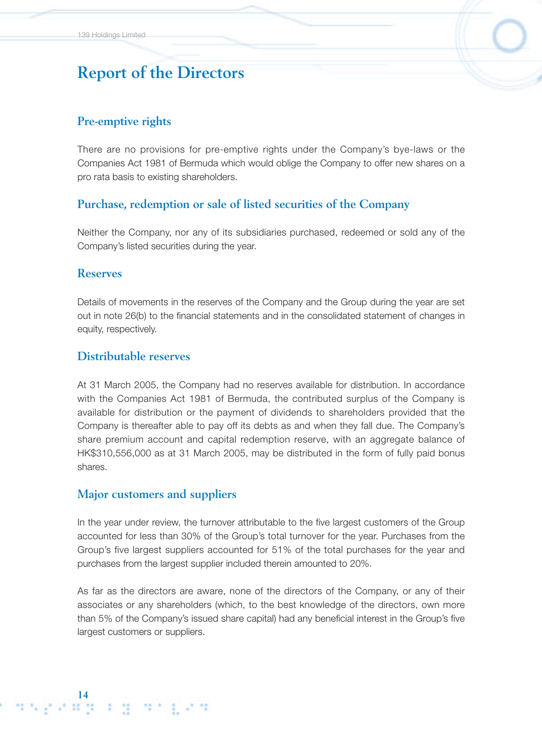# Report of the Directors

## Pre-emptive rights

There are no provisions for pre-emptive rights under the Company's bye-laws or the Companies Act 1981 of Bermuda which would oblige the Company to offer new shares on a pro rata basis to existing shareholders.

## Purchase, redemption or sale of listed securities of the Company

Neither the Company, nor any of its subsidiaries purchased, redeemed or sold any of the Company's listed securities during the year.

## Reserves

Details of movements in the reserves of the Company and the Group during the year are set out in note 26(b) to the financial statements and in the consolidated statement of changes in equity, respectively.

## Distributable reserves

At 31 March 2005, the Company had no reserves available for distribution. In accordance with the Companies Act 1981 of Bermuda, the contributed surplus of the Company is available for distribution or the payment of dividends to shareholders provided that the Company is thereafter able to pay off its debts as and when they fall due. The Company's share premium account and capital redemption reserve, with an aggregate balance of HK$310,556,000 as at 31 March 2005, may be distributed in the form of fully paid bonus shares.

## Major customers and suppliers

In the year under review, the turnover attributable to the five largest customers of the Group accounted for less than 30% of the Group's total turnover for the year. Purchases from the Group's five largest suppliers accounted for 51% of the total purchases for the year and purchases from the largest supplier included therein amounted to 20%.

As far as the directors are aware, none of the directors of the Company, or any of their associates or any shareholders (which, to the best knowledge of the directors, own more than 5% of the Company's issued share capital) had any beneficial interest in the Group's five largest customers or suppliers.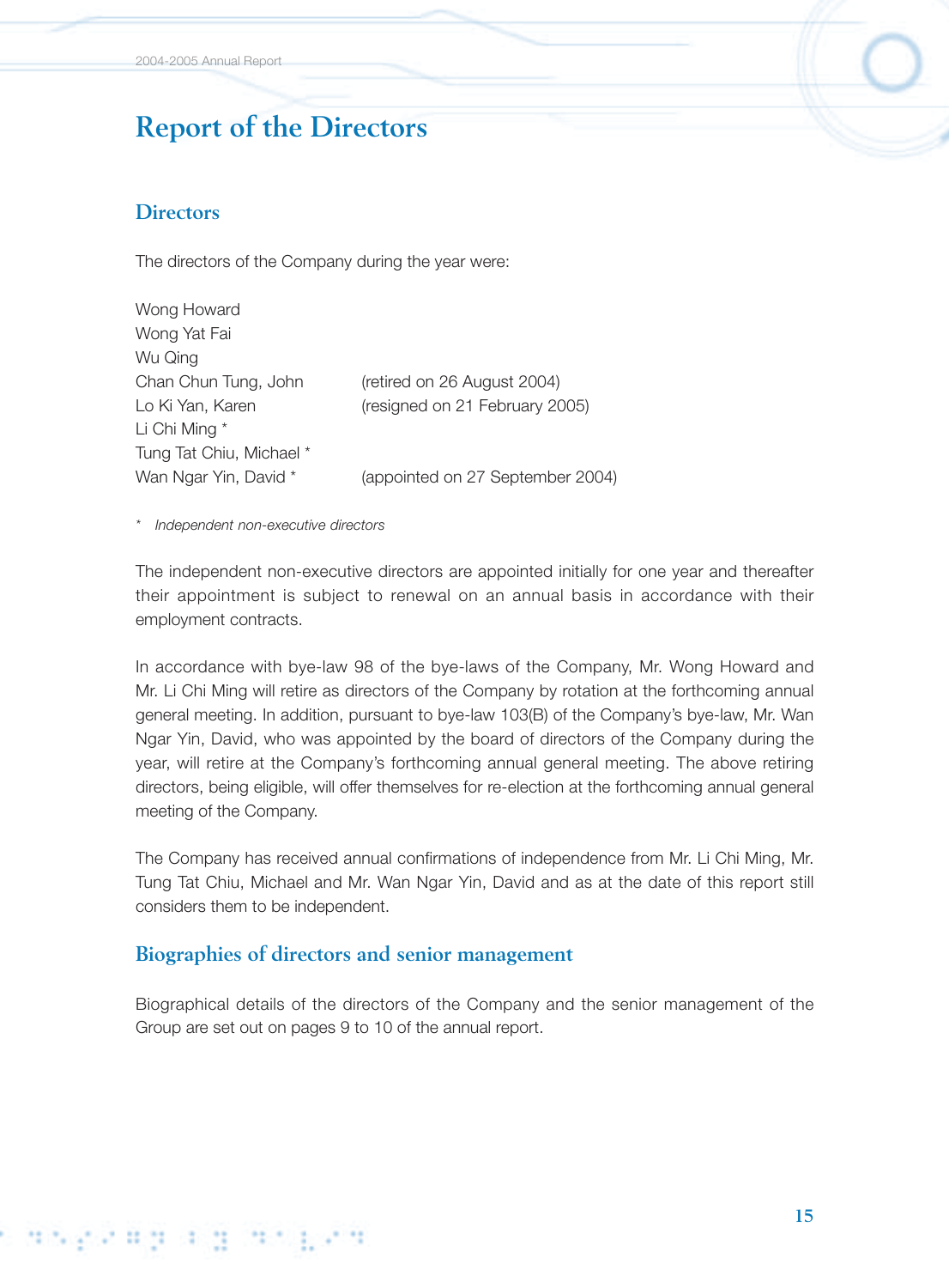# Report of the Directors

## Directors

The directors of the Company during the year were:

| | |
|---|---|
| Wong Howard | |
| Wong Yat Fai | |
| Wu Qing | |
| Chan Chun Tung, John | (retired on 26 August 2004) |
| Lo Ki Yan, Karen | (resigned on 21 February 2005) |
| Li Chi Ming * | |
| Tung Tat Chiu, Michael * | |
| Wan Ngar Yin, David * | (appointed on 27 September 2004) |

* *Independent non-executive directors*

The independent non-executive directors are appointed initially for one year and thereafter their appointment is subject to renewal on an annual basis in accordance with their employment contracts.

In accordance with bye-law 98 of the bye-laws of the Company, Mr. Wong Howard and Mr. Li Chi Ming will retire as directors of the Company by rotation at the forthcoming annual general meeting. In addition, pursuant to bye-law 103(B) of the Company's bye-law, Mr. Wan Ngar Yin, David, who was appointed by the board of directors of the Company during the year, will retire at the Company's forthcoming annual general meeting. The above retiring directors, being eligible, will offer themselves for re-election at the forthcoming annual general meeting of the Company.

The Company has received annual confirmations of independence from Mr. Li Chi Ming, Mr. Tung Tat Chiu, Michael and Mr. Wan Ngar Yin, David and as at the date of this report still considers them to be independent.

## Biographies of directors and senior management

Biographical details of the directors of the Company and the senior management of the Group are set out on pages 9 to 10 of the annual report.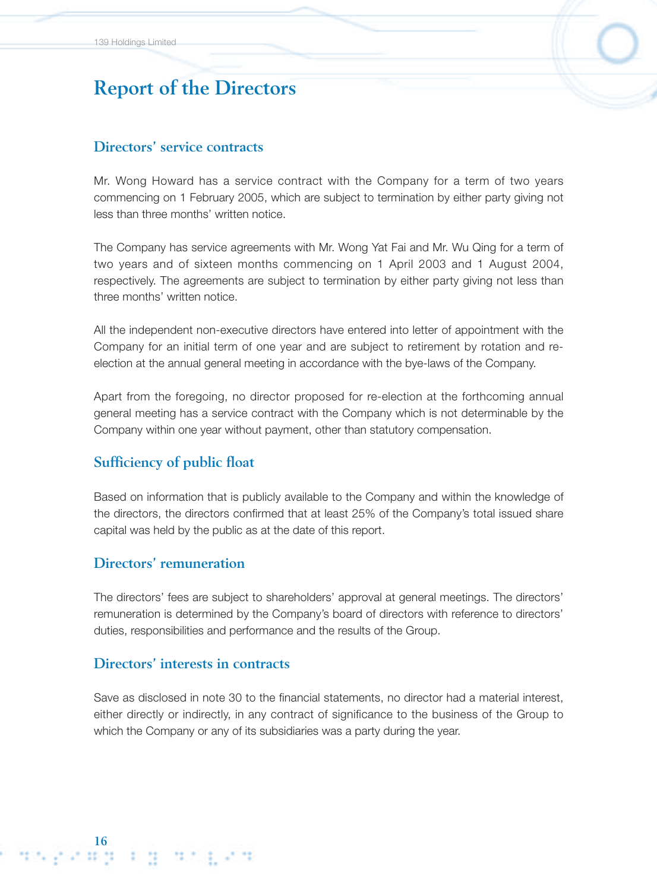# Report of the Directors

## Directors' service contracts

Mr. Wong Howard has a service contract with the Company for a term of two years commencing on 1 February 2005, which are subject to termination by either party giving not less than three months' written notice.

The Company has service agreements with Mr. Wong Yat Fai and Mr. Wu Qing for a term of two years and of sixteen months commencing on 1 April 2003 and 1 August 2004, respectively. The agreements are subject to termination by either party giving not less than three months' written notice.

All the independent non-executive directors have entered into letter of appointment with the Company for an initial term of one year and are subject to retirement by rotation and re-election at the annual general meeting in accordance with the bye-laws of the Company.

Apart from the foregoing, no director proposed for re-election at the forthcoming annual general meeting has a service contract with the Company which is not determinable by the Company within one year without payment, other than statutory compensation.

## Sufficiency of public float

Based on information that is publicly available to the Company and within the knowledge of the directors, the directors confirmed that at least 25% of the Company's total issued share capital was held by the public as at the date of this report.

## Directors' remuneration

The directors' fees are subject to shareholders' approval at general meetings. The directors' remuneration is determined by the Company's board of directors with reference to directors' duties, responsibilities and performance and the results of the Group.

## Directors' interests in contracts

Save as disclosed in note 30 to the financial statements, no director had a material interest, either directly or indirectly, in any contract of significance to the business of the Group to which the Company or any of its subsidiaries was a party during the year.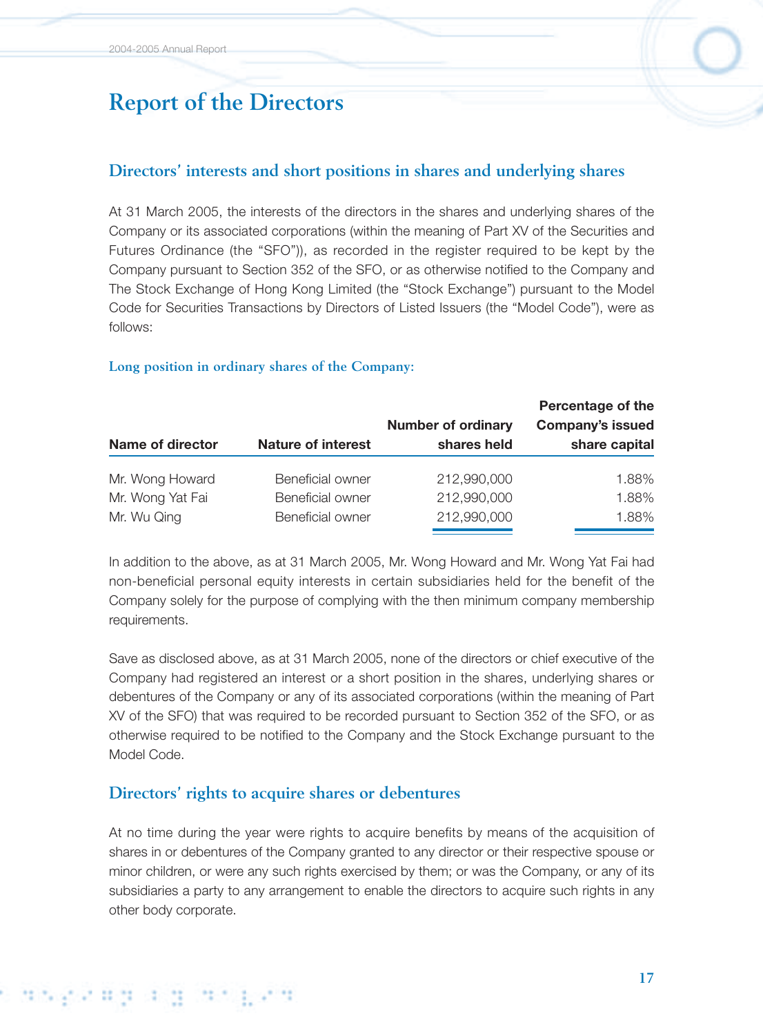# Report of the Directors

## Directors' interests and short positions in shares and underlying shares

At 31 March 2005, the interests of the directors in the shares and underlying shares of the Company or its associated corporations (within the meaning of Part XV of the Securities and Futures Ordinance (the "SFO")), as recorded in the register required to be kept by the Company pursuant to Section 352 of the SFO, or as otherwise notified to the Company and The Stock Exchange of Hong Kong Limited (the "Stock Exchange") pursuant to the Model Code for Securities Transactions by Directors of Listed Issuers (the "Model Code"), were as follows:

### Long position in ordinary shares of the Company:

| Name of director | Nature of interest | Number of ordinary shares held | Percentage of the Company's issued share capital |
|---|---|---|---|
| Mr. Wong Howard | Beneficial owner | 212,990,000 | 1.88% |
| Mr. Wong Yat Fai | Beneficial owner | 212,990,000 | 1.88% |
| Mr. Wu Qing | Beneficial owner | 212,990,000 | 1.88% |

In addition to the above, as at 31 March 2005, Mr. Wong Howard and Mr. Wong Yat Fai had non-beneficial personal equity interests in certain subsidiaries held for the benefit of the Company solely for the purpose of complying with the then minimum company membership requirements.

Save as disclosed above, as at 31 March 2005, none of the directors or chief executive of the Company had registered an interest or a short position in the shares, underlying shares or debentures of the Company or any of its associated corporations (within the meaning of Part XV of the SFO) that was required to be recorded pursuant to Section 352 of the SFO, or as otherwise required to be notified to the Company and the Stock Exchange pursuant to the Model Code.

## Directors' rights to acquire shares or debentures

At no time during the year were rights to acquire benefits by means of the acquisition of shares in or debentures of the Company granted to any director or their respective spouse or minor children, or were any such rights exercised by them; or was the Company, or any of its subsidiaries a party to any arrangement to enable the directors to acquire such rights in any other body corporate.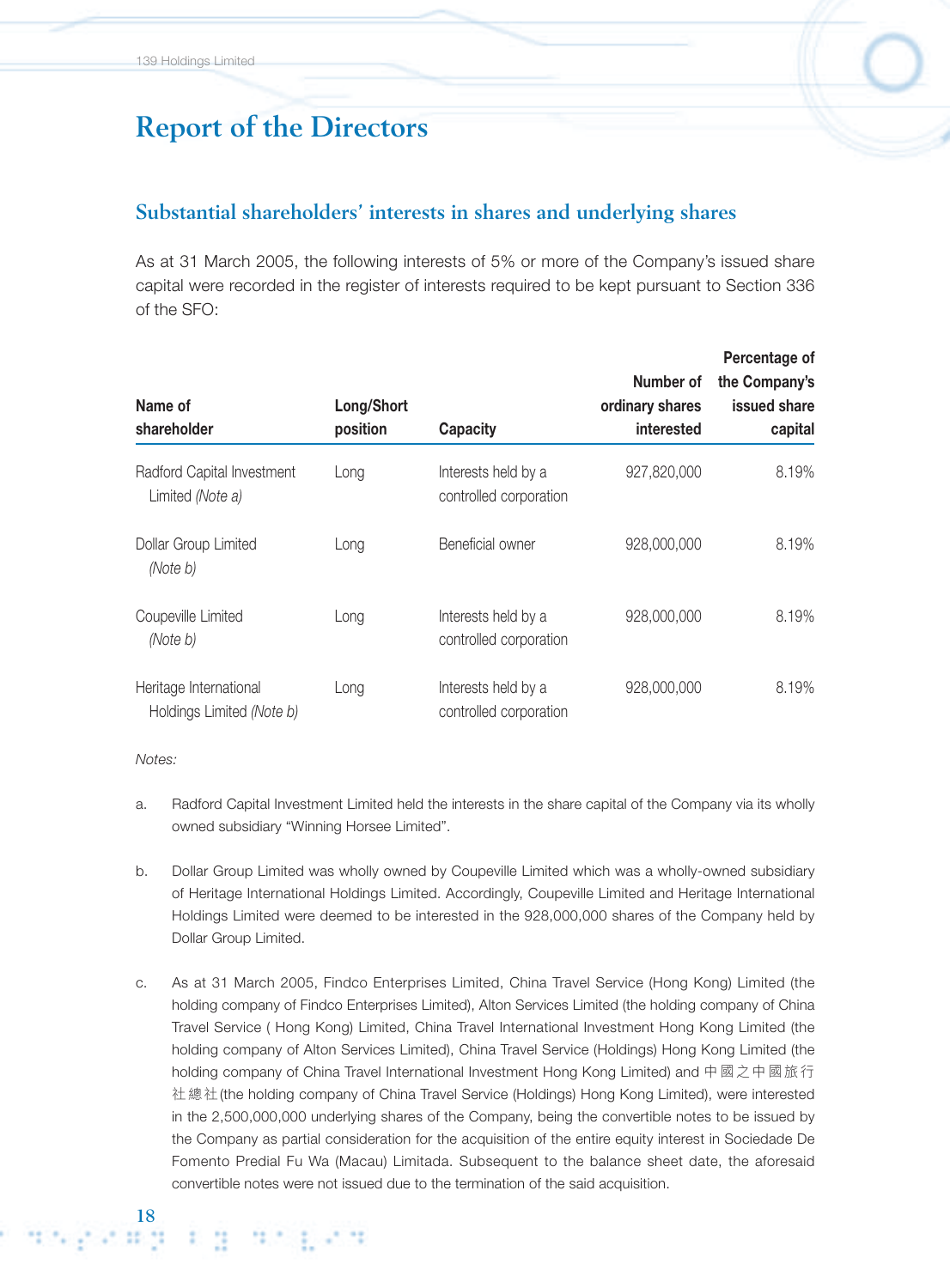# Report of the Directors

## Substantial shareholders' interests in shares and underlying shares

As at 31 March 2005, the following interests of 5% or more of the Company's issued share capital were recorded in the register of interests required to be kept pursuant to Section 336 of the SFO:

| Name of shareholder | Long/Short position | Capacity | Number of ordinary shares interested | Percentage of the Company's issued share capital |
|---|---|---|---|---|
| Radford Capital Investment Limited *(Note a)* | Long | Interests held by a controlled corporation | 927,820,000 | 8.19% |
| Dollar Group Limited *(Note b)* | Long | Beneficial owner | 928,000,000 | 8.19% |
| Coupeville Limited *(Note b)* | Long | Interests held by a controlled corporation | 928,000,000 | 8.19% |
| Heritage International Holdings Limited *(Note b)* | Long | Interests held by a controlled corporation | 928,000,000 | 8.19% |

*Notes:*

a. Radford Capital Investment Limited held the interests in the share capital of the Company via its wholly owned subsidiary "Winning Horsee Limited".

b. Dollar Group Limited was wholly owned by Coupeville Limited which was a wholly-owned subsidiary of Heritage International Holdings Limited. Accordingly, Coupeville Limited and Heritage International Holdings Limited were deemed to be interested in the 928,000,000 shares of the Company held by Dollar Group Limited.

c. As at 31 March 2005, Findco Enterprises Limited, China Travel Service (Hong Kong) Limited (the holding company of Findco Enterprises Limited), Alton Services Limited (the holding company of China Travel Service ( Hong Kong) Limited, China Travel International Investment Hong Kong Limited (the holding company of Alton Services Limited), China Travel Service (Holdings) Hong Kong Limited (the holding company of China Travel International Investment Hong Kong Limited) and 中國之中國旅行社總社(the holding company of China Travel Service (Holdings) Hong Kong Limited), were interested in the 2,500,000,000 underlying shares of the Company, being the convertible notes to be issued by the Company as partial consideration for the acquisition of the entire equity interest in Sociedade De Fomento Predial Fu Wa (Macau) Limitada. Subsequent to the balance sheet date, the aforesaid convertible notes were not issued due to the termination of the said acquisition.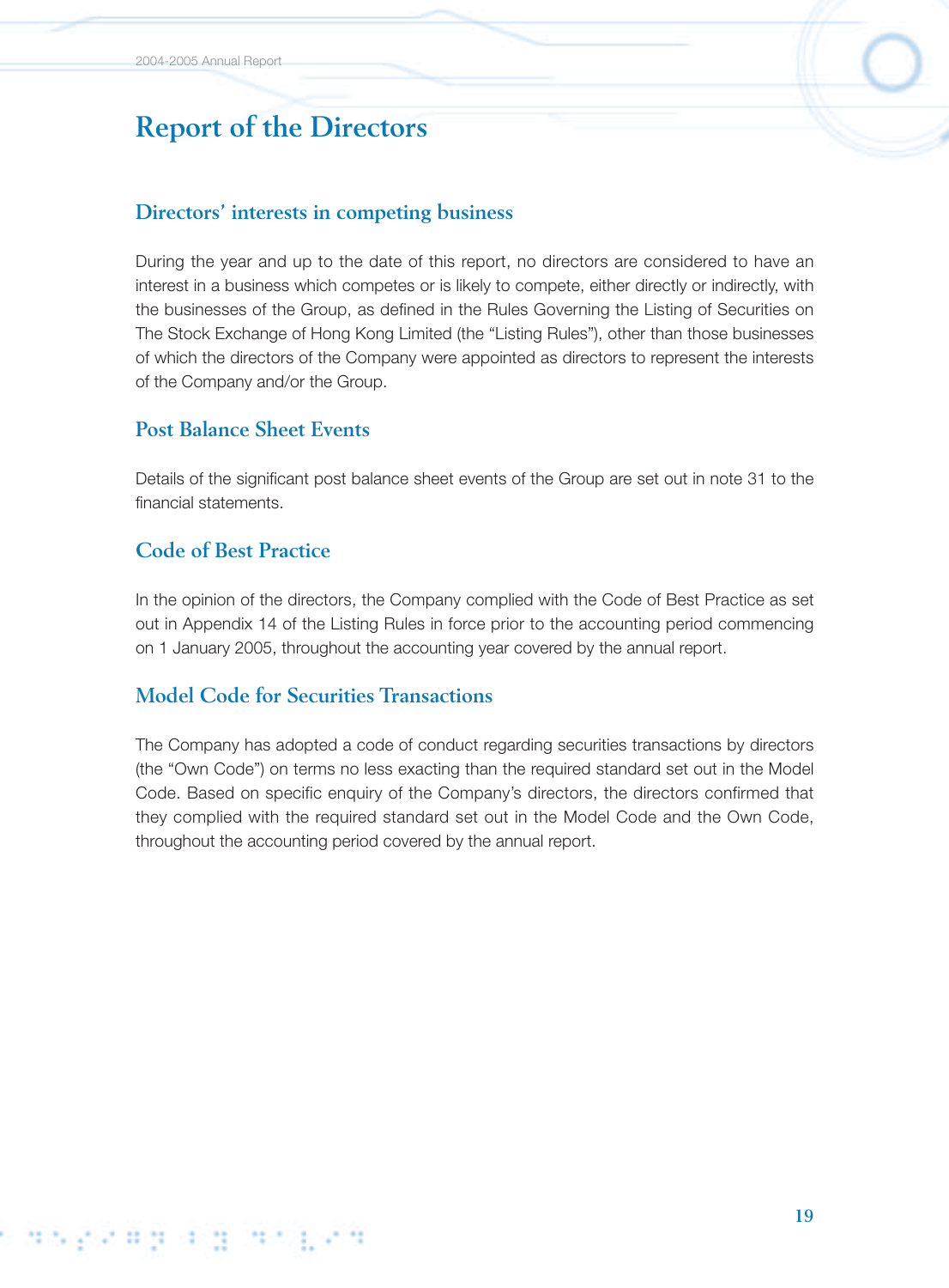# Report of the Directors

## Directors' interests in competing business

During the year and up to the date of this report, no directors are considered to have an interest in a business which competes or is likely to compete, either directly or indirectly, with the businesses of the Group, as defined in the Rules Governing the Listing of Securities on The Stock Exchange of Hong Kong Limited (the "Listing Rules"), other than those businesses of which the directors of the Company were appointed as directors to represent the interests of the Company and/or the Group.

## Post Balance Sheet Events

Details of the significant post balance sheet events of the Group are set out in note 31 to the financial statements.

## Code of Best Practice

In the opinion of the directors, the Company complied with the Code of Best Practice as set out in Appendix 14 of the Listing Rules in force prior to the accounting period commencing on 1 January 2005, throughout the accounting year covered by the annual report.

## Model Code for Securities Transactions

The Company has adopted a code of conduct regarding securities transactions by directors (the "Own Code") on terms no less exacting than the required standard set out in the Model Code. Based on specific enquiry of the Company's directors, the directors confirmed that they complied with the required standard set out in the Model Code and the Own Code, throughout the accounting period covered by the annual report.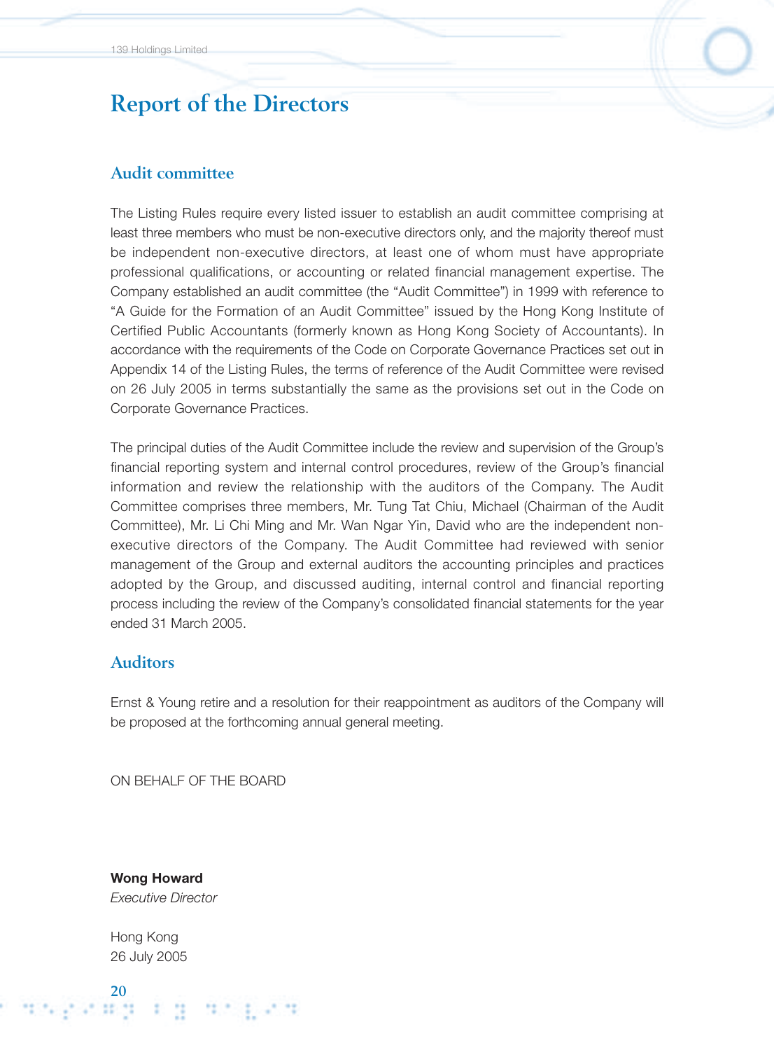# Report of the Directors

## Audit committee

The Listing Rules require every listed issuer to establish an audit committee comprising at least three members who must be non-executive directors only, and the majority thereof must be independent non-executive directors, at least one of whom must have appropriate professional qualifications, or accounting or related financial management expertise. The Company established an audit committee (the "Audit Committee") in 1999 with reference to "A Guide for the Formation of an Audit Committee" issued by the Hong Kong Institute of Certified Public Accountants (formerly known as Hong Kong Society of Accountants). In accordance with the requirements of the Code on Corporate Governance Practices set out in Appendix 14 of the Listing Rules, the terms of reference of the Audit Committee were revised on 26 July 2005 in terms substantially the same as the provisions set out in the Code on Corporate Governance Practices.

The principal duties of the Audit Committee include the review and supervision of the Group's financial reporting system and internal control procedures, review of the Group's financial information and review the relationship with the auditors of the Company. The Audit Committee comprises three members, Mr. Tung Tat Chiu, Michael (Chairman of the Audit Committee), Mr. Li Chi Ming and Mr. Wan Ngar Yin, David who are the independent non-executive directors of the Company. The Audit Committee had reviewed with senior management of the Group and external auditors the accounting principles and practices adopted by the Group, and discussed auditing, internal control and financial reporting process including the review of the Company's consolidated financial statements for the year ended 31 March 2005.

## Auditors

Ernst & Young retire and a resolution for their reappointment as auditors of the Company will be proposed at the forthcoming annual general meeting.

ON BEHALF OF THE BOARD

**Wong Howard**
*Executive Director*

Hong Kong
26 July 2005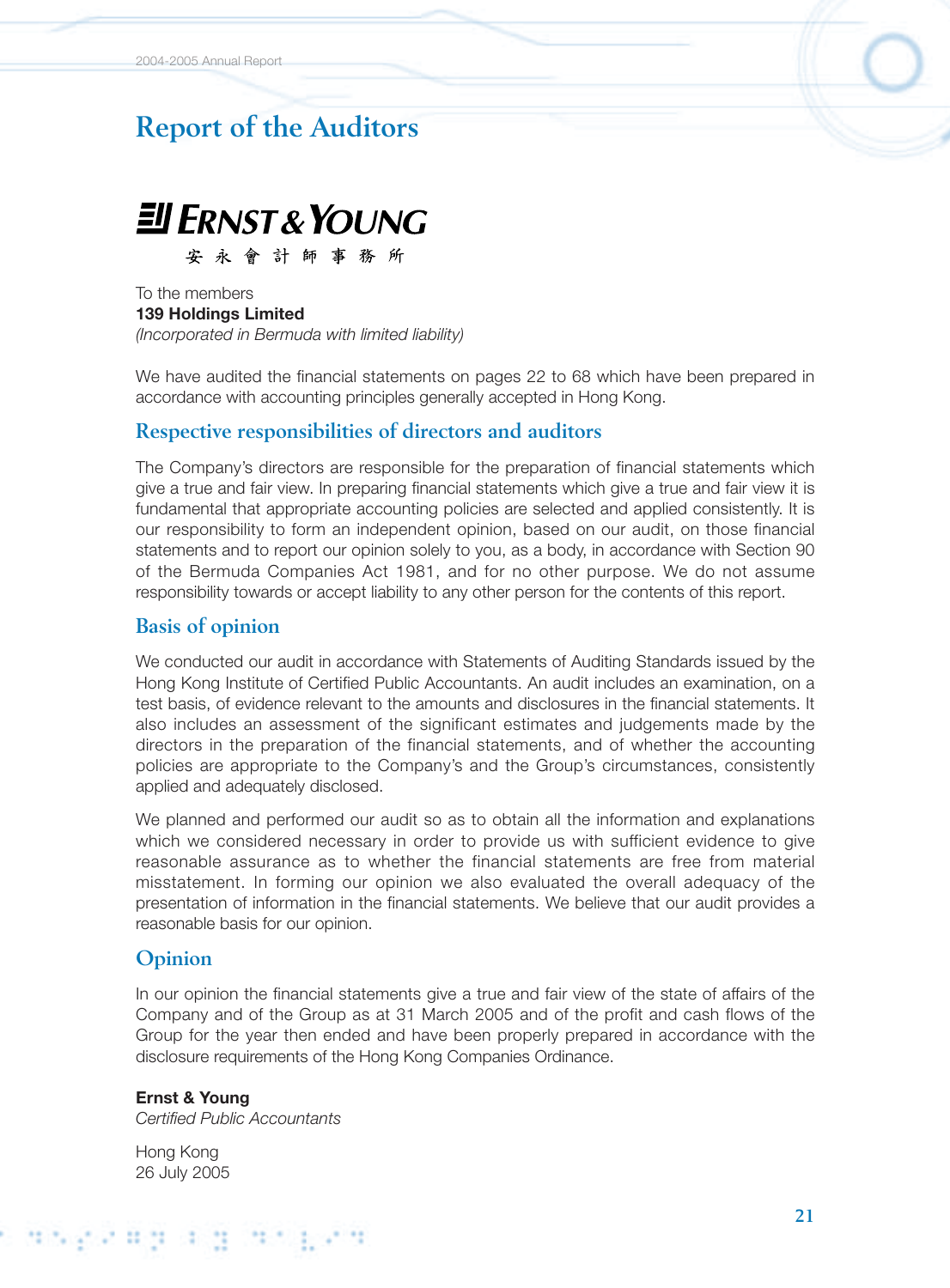# Report of the Auditors

**ERNST & YOUNG**

安 永 會 計 師 事 務 所

To the members
**139 Holdings Limited**
*(Incorporated in Bermuda with limited liability)*

We have audited the financial statements on pages 22 to 68 which have been prepared in accordance with accounting principles generally accepted in Hong Kong.

## Respective responsibilities of directors and auditors

The Company's directors are responsible for the preparation of financial statements which give a true and fair view. In preparing financial statements which give a true and fair view it is fundamental that appropriate accounting policies are selected and applied consistently. It is our responsibility to form an independent opinion, based on our audit, on those financial statements and to report our opinion solely to you, as a body, in accordance with Section 90 of the Bermuda Companies Act 1981, and for no other purpose. We do not assume responsibility towards or accept liability to any other person for the contents of this report.

## Basis of opinion

We conducted our audit in accordance with Statements of Auditing Standards issued by the Hong Kong Institute of Certified Public Accountants. An audit includes an examination, on a test basis, of evidence relevant to the amounts and disclosures in the financial statements. It also includes an assessment of the significant estimates and judgements made by the directors in the preparation of the financial statements, and of whether the accounting policies are appropriate to the Company's and the Group's circumstances, consistently applied and adequately disclosed.

We planned and performed our audit so as to obtain all the information and explanations which we considered necessary in order to provide us with sufficient evidence to give reasonable assurance as to whether the financial statements are free from material misstatement. In forming our opinion we also evaluated the overall adequacy of the presentation of information in the financial statements. We believe that our audit provides a reasonable basis for our opinion.

## Opinion

In our opinion the financial statements give a true and fair view of the state of affairs of the Company and of the Group as at 31 March 2005 and of the profit and cash flows of the Group for the year then ended and have been properly prepared in accordance with the disclosure requirements of the Hong Kong Companies Ordinance.

**Ernst & Young**
*Certified Public Accountants*

Hong Kong
26 July 2005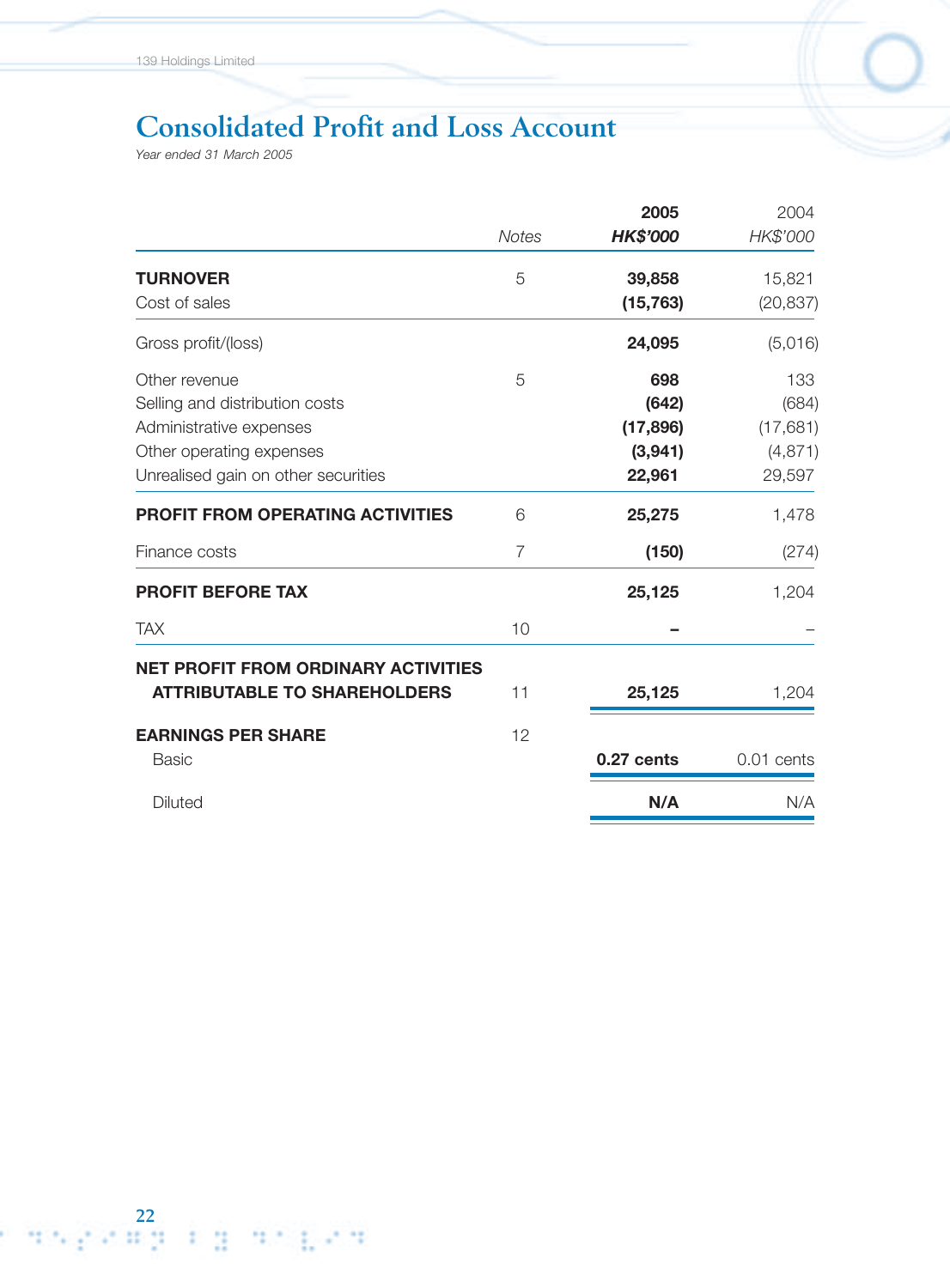# Consolidated Profit and Loss Account

*Year ended 31 March 2005*

| | Notes | **2005** | 2004 |
|---|---|---|---|
| | | ***HK$'000*** | *HK$'000* |
| **TURNOVER** | 5 | **39,858** | 15,821 |
| Cost of sales | | **(15,763)** | (20,837) |
| Gross profit/(loss) | | **24,095** | (5,016) |
| Other revenue | 5 | **698** | 133 |
| Selling and distribution costs | | **(642)** | (684) |
| Administrative expenses | | **(17,896)** | (17,681) |
| Other operating expenses | | **(3,941)** | (4,871) |
| Unrealised gain on other securities | | **22,961** | 29,597 |
| **PROFIT FROM OPERATING ACTIVITIES** | 6 | **25,275** | 1,478 |
| Finance costs | 7 | **(150)** | (274) |
| **PROFIT BEFORE TAX** | | **25,125** | 1,204 |
| TAX | 10 | **–** | – |
| **NET PROFIT FROM ORDINARY ACTIVITIES ATTRIBUTABLE TO SHAREHOLDERS** | 11 | **25,125** | 1,204 |
| **EARNINGS PER SHARE** | 12 | | |
| Basic | | **0.27 cents** | 0.01 cents |
| Diluted | | **N/A** | N/A |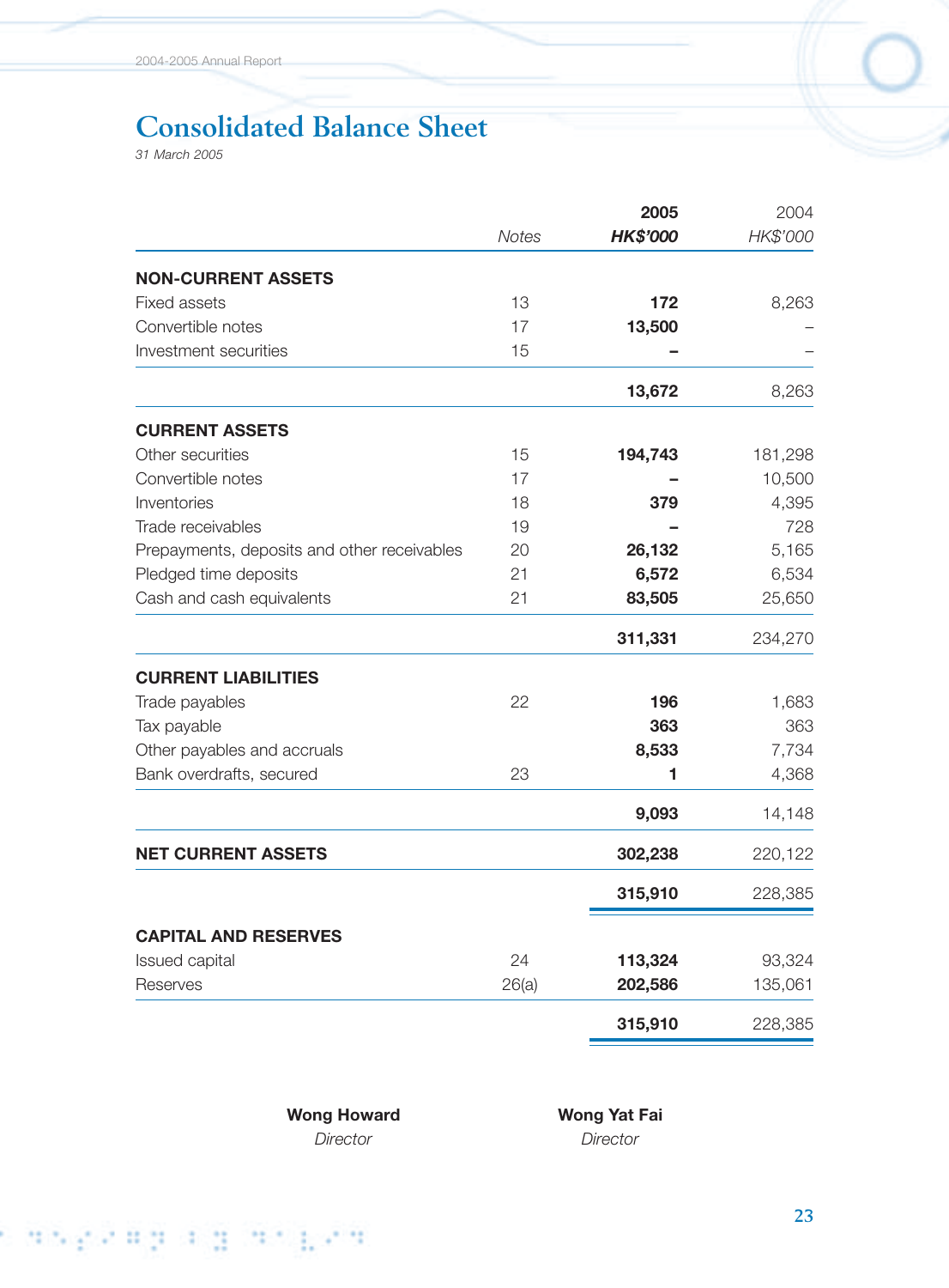# Consolidated Balance Sheet

*31 March 2005*

| | Notes | **2005** **HK$'000** | 2004 HK$'000 |
|---|---|---|---|
| **NON-CURRENT ASSETS** | | | |
| Fixed assets | 13 | **172** | 8,263 |
| Convertible notes | 17 | **13,500** | – |
| Investment securities | 15 | **–** | – |
| | | **13,672** | 8,263 |
| **CURRENT ASSETS** | | | |
| Other securities | 15 | **194,743** | 181,298 |
| Convertible notes | 17 | **–** | 10,500 |
| Inventories | 18 | **379** | 4,395 |
| Trade receivables | 19 | **–** | 728 |
| Prepayments, deposits and other receivables | 20 | **26,132** | 5,165 |
| Pledged time deposits | 21 | **6,572** | 6,534 |
| Cash and cash equivalents | 21 | **83,505** | 25,650 |
| | | **311,331** | 234,270 |
| **CURRENT LIABILITIES** | | | |
| Trade payables | 22 | **196** | 1,683 |
| Tax payable | | **363** | 363 |
| Other payables and accruals | | **8,533** | 7,734 |
| Bank overdrafts, secured | 23 | **1** | 4,368 |
| | | **9,093** | 14,148 |
| **NET CURRENT ASSETS** | | **302,238** | 220,122 |
| | | **315,910** | 228,385 |
| **CAPITAL AND RESERVES** | | | |
| Issued capital | 24 | **113,324** | 93,324 |
| Reserves | 26(a) | **202,586** | 135,061 |
| | | **315,910** | 228,385 |

**Wong Howard**
*Director*

**Wong Yat Fai**
*Director*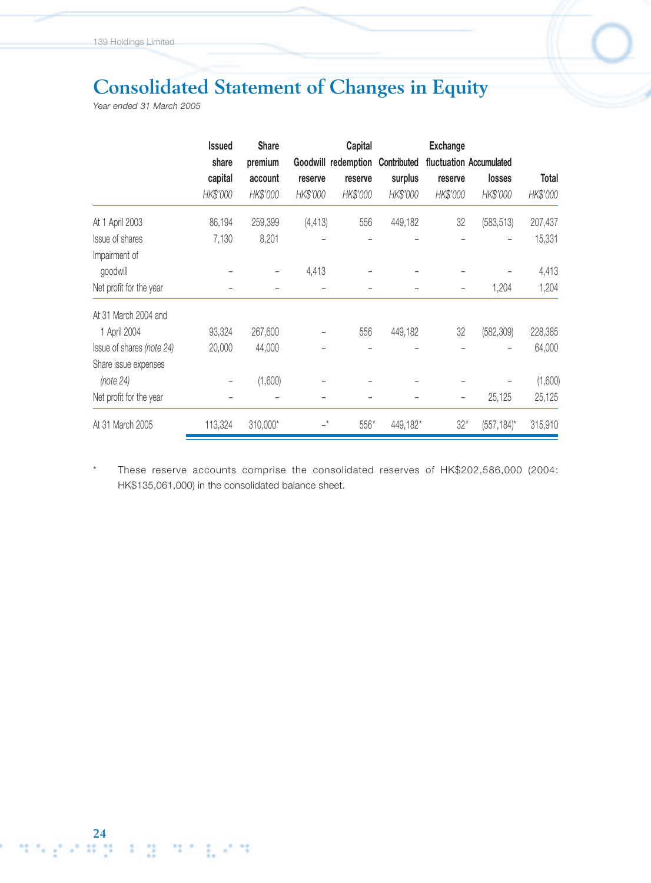# Consolidated Statement of Changes in Equity

*Year ended 31 March 2005*

| | Issued share capital | Share premium account | Goodwill reserve | Capital redemption reserve | Contributed surplus | Exchange fluctuation reserve | Accumulated losses | Total |
|---|---|---|---|---|---|---|---|---|
| | *HK$'000* | *HK$'000* | *HK$'000* | *HK$'000* | *HK$'000* | *HK$'000* | *HK$'000* | *HK$'000* |
| At 1 April 2003 | 86,194 | 259,399 | (4,413) | 556 | 449,182 | 32 | (583,513) | 207,437 |
| Issue of shares | 7,130 | 8,201 | – | – | – | – | – | 15,331 |
| Impairment of goodwill | – | – | 4,413 | – | – | – | – | 4,413 |
| Net profit for the year | – | – | – | – | – | – | 1,204 | 1,204 |
| At 31 March 2004 and 1 April 2004 | 93,324 | 267,600 | – | 556 | 449,182 | 32 | (582,309) | 228,385 |
| Issue of shares *(note 24)* | 20,000 | 44,000 | – | – | – | – | – | 64,000 |
| Share issue expenses *(note 24)* | – | (1,600) | – | – | – | – | – | (1,600) |
| Net profit for the year | – | – | – | – | – | – | 25,125 | 25,125 |
| At 31 March 2005 | 113,324 | 310,000* | –* | 556* | 449,182* | 32* | (557,184)* | 315,910 |

\* These reserve accounts comprise the consolidated reserves of HK$202,586,000 (2004: HK$135,061,000) in the consolidated balance sheet.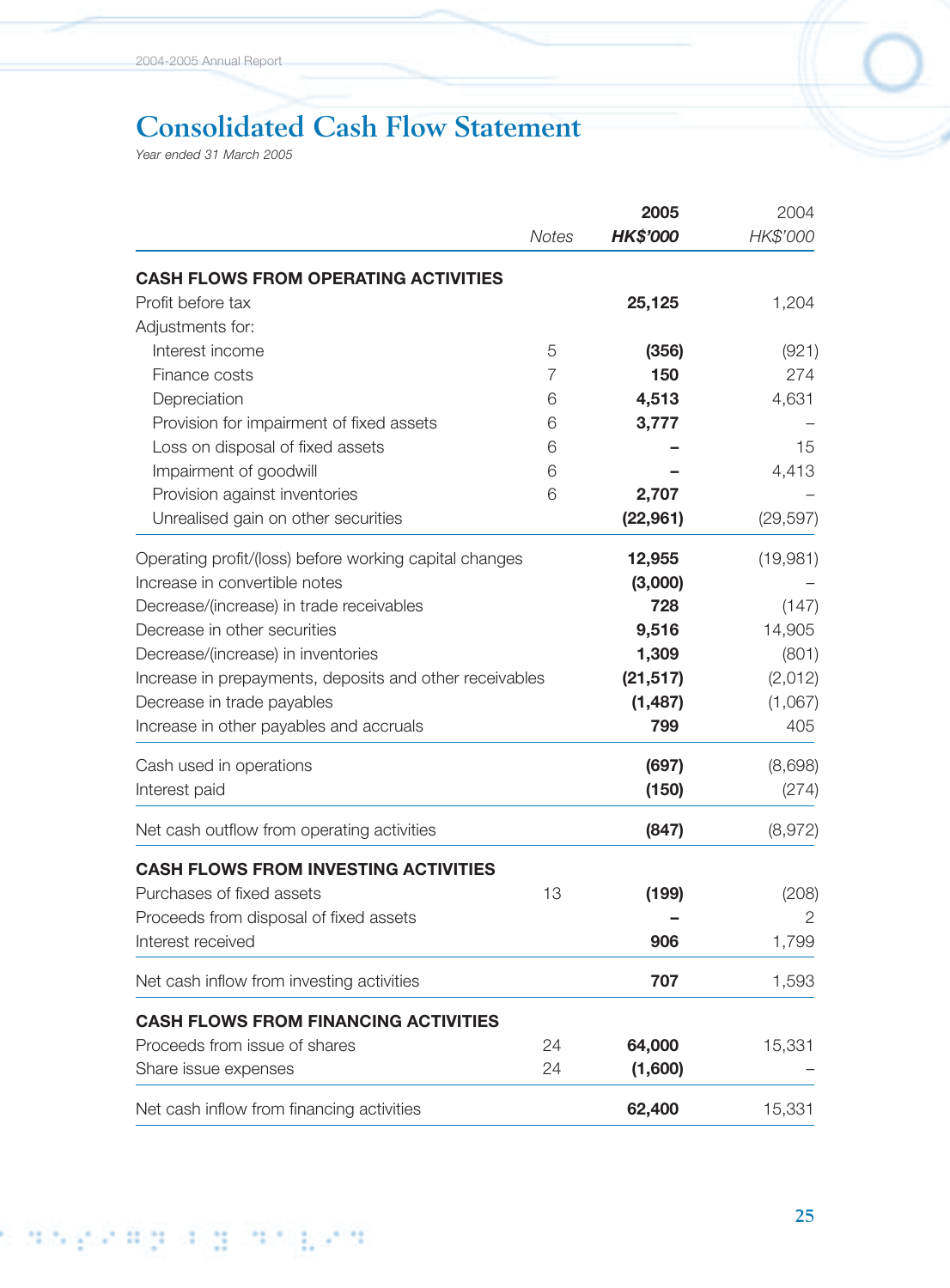# Consolidated Cash Flow Statement

*Year ended 31 March 2005*

| | Notes | **2005** **HK$'000** | 2004 HK$'000 |
|---|---|---|---|
| **CASH FLOWS FROM OPERATING ACTIVITIES** | | | |
| Profit before tax | | **25,125** | 1,204 |
| Adjustments for: | | | |
| Interest income | 5 | **(356)** | (921) |
| Finance costs | 7 | **150** | 274 |
| Depreciation | 6 | **4,513** | 4,631 |
| Provision for impairment of fixed assets | 6 | **3,777** | – |
| Loss on disposal of fixed assets | 6 | **–** | 15 |
| Impairment of goodwill | 6 | **–** | 4,413 |
| Provision against inventories | 6 | **2,707** | – |
| Unrealised gain on other securities | | **(22,961)** | (29,597) |
| Operating profit/(loss) before working capital changes | | **12,955** | (19,981) |
| Increase in convertible notes | | **(3,000)** | – |
| Decrease/(increase) in trade receivables | | **728** | (147) |
| Decrease in other securities | | **9,516** | 14,905 |
| Decrease/(increase) in inventories | | **1,309** | (801) |
| Increase in prepayments, deposits and other receivables | | **(21,517)** | (2,012) |
| Decrease in trade payables | | **(1,487)** | (1,067) |
| Increase in other payables and accruals | | **799** | 405 |
| Cash used in operations | | **(697)** | (8,698) |
| Interest paid | | **(150)** | (274) |
| Net cash outflow from operating activities | | **(847)** | (8,972) |
| **CASH FLOWS FROM INVESTING ACTIVITIES** | | | |
| Purchases of fixed assets | 13 | **(199)** | (208) |
| Proceeds from disposal of fixed assets | | **–** | 2 |
| Interest received | | **906** | 1,799 |
| Net cash inflow from investing activities | | **707** | 1,593 |
| **CASH FLOWS FROM FINANCING ACTIVITIES** | | | |
| Proceeds from issue of shares | 24 | **64,000** | 15,331 |
| Share issue expenses | 24 | **(1,600)** | – |
| Net cash inflow from financing activities | | **62,400** | 15,331 |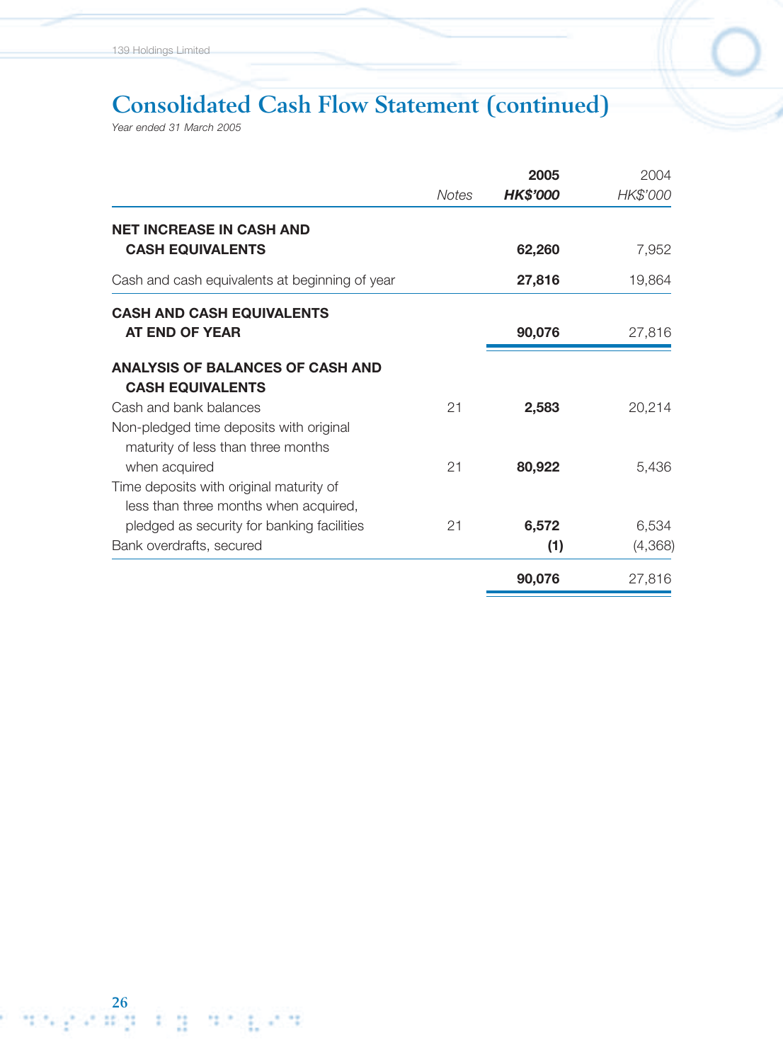# Consolidated Cash Flow Statement (continued)

*Year ended 31 March 2005*

| | *Notes* | **2005** **HK$'000** | 2004 *HK$'000* |
|---|---|---|---|
| **NET INCREASE IN CASH AND CASH EQUIVALENTS** | | **62,260** | 7,952 |
| Cash and cash equivalents at beginning of year | | **27,816** | 19,864 |
| **CASH AND CASH EQUIVALENTS AT END OF YEAR** | | **90,076** | 27,816 |
| **ANALYSIS OF BALANCES OF CASH AND CASH EQUIVALENTS** | | | |
| Cash and bank balances | 21 | **2,583** | 20,214 |
| Non-pledged time deposits with original maturity of less than three months when acquired | 21 | **80,922** | 5,436 |
| Time deposits with original maturity of less than three months when acquired, pledged as security for banking facilities | 21 | **6,572** | 6,534 |
| Bank overdrafts, secured | | **(1)** | (4,368) |
| | | **90,076** | 27,816 |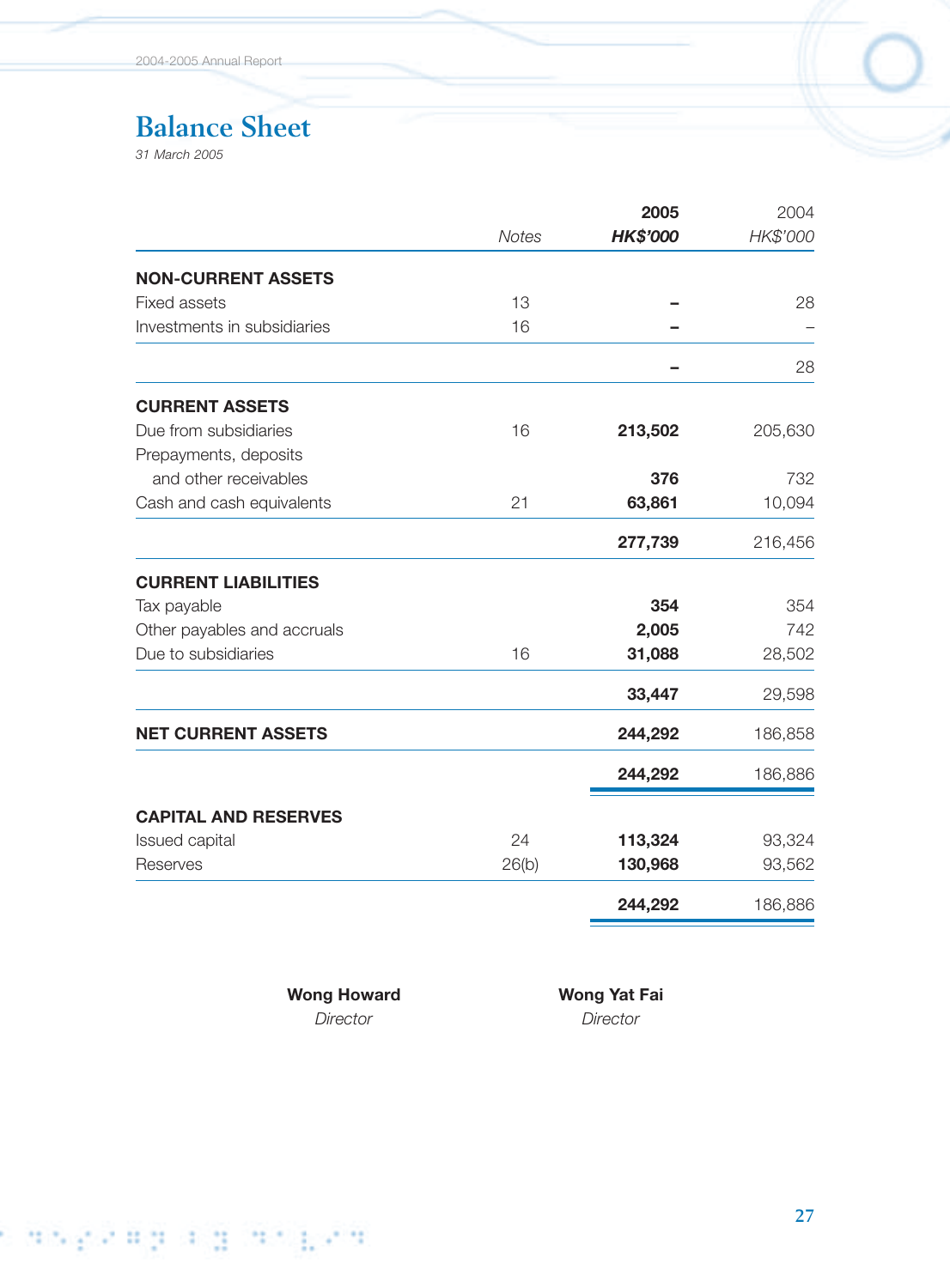# Balance Sheet

*31 March 2005*

| | Notes | 2005 HK$'000 | 2004 HK$'000 |
|---|---|---|---|
| **NON-CURRENT ASSETS** | | | |
| Fixed assets | 13 | **–** | 28 |
| Investments in subsidiaries | 16 | **–** | – |
| | | **–** | 28 |
| **CURRENT ASSETS** | | | |
| Due from subsidiaries | 16 | **213,502** | 205,630 |
| Prepayments, deposits and other receivables | | **376** | 732 |
| Cash and cash equivalents | 21 | **63,861** | 10,094 |
| | | **277,739** | 216,456 |
| **CURRENT LIABILITIES** | | | |
| Tax payable | | **354** | 354 |
| Other payables and accruals | | **2,005** | 742 |
| Due to subsidiaries | 16 | **31,088** | 28,502 |
| | | **33,447** | 29,598 |
| **NET CURRENT ASSETS** | | **244,292** | 186,858 |
| | | **244,292** | 186,886 |
| **CAPITAL AND RESERVES** | | | |
| Issued capital | 24 | **113,324** | 93,324 |
| Reserves | 26(b) | **130,968** | 93,562 |
| | | **244,292** | 186,886 |

**Wong Howard**
*Director*

**Wong Yat Fai**
*Director*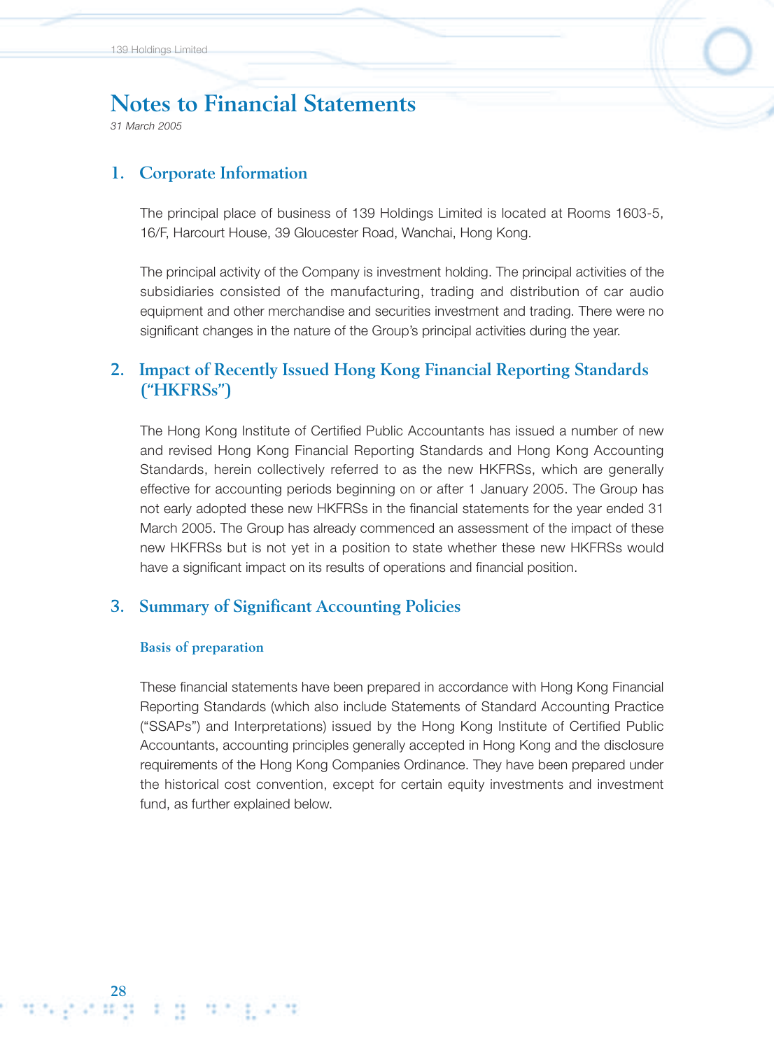# Notes to Financial Statements

*31 March 2005*

## 1. Corporate Information

The principal place of business of 139 Holdings Limited is located at Rooms 1603-5, 16/F, Harcourt House, 39 Gloucester Road, Wanchai, Hong Kong.

The principal activity of the Company is investment holding. The principal activities of the subsidiaries consisted of the manufacturing, trading and distribution of car audio equipment and other merchandise and securities investment and trading. There were no significant changes in the nature of the Group's principal activities during the year.

## 2. Impact of Recently Issued Hong Kong Financial Reporting Standards ("HKFRSs")

The Hong Kong Institute of Certified Public Accountants has issued a number of new and revised Hong Kong Financial Reporting Standards and Hong Kong Accounting Standards, herein collectively referred to as the new HKFRSs, which are generally effective for accounting periods beginning on or after 1 January 2005. The Group has not early adopted these new HKFRSs in the financial statements for the year ended 31 March 2005. The Group has already commenced an assessment of the impact of these new HKFRSs but is not yet in a position to state whether these new HKFRSs would have a significant impact on its results of operations and financial position.

## 3. Summary of Significant Accounting Policies

### Basis of preparation

These financial statements have been prepared in accordance with Hong Kong Financial Reporting Standards (which also include Statements of Standard Accounting Practice ("SSAPs") and Interpretations) issued by the Hong Kong Institute of Certified Public Accountants, accounting principles generally accepted in Hong Kong and the disclosure requirements of the Hong Kong Companies Ordinance. They have been prepared under the historical cost convention, except for certain equity investments and investment fund, as further explained below.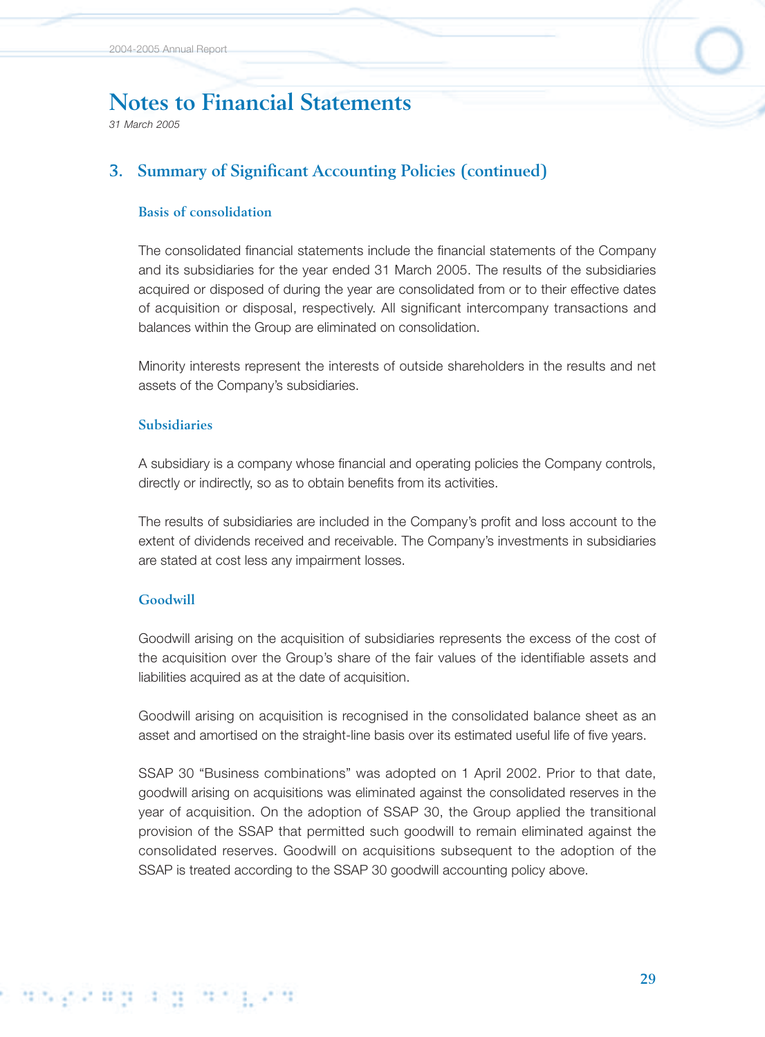# Notes to Financial Statements

*31 March 2005*

## 3. Summary of Significant Accounting Policies (continued)

### Basis of consolidation

The consolidated financial statements include the financial statements of the Company and its subsidiaries for the year ended 31 March 2005. The results of the subsidiaries acquired or disposed of during the year are consolidated from or to their effective dates of acquisition or disposal, respectively. All significant intercompany transactions and balances within the Group are eliminated on consolidation.

Minority interests represent the interests of outside shareholders in the results and net assets of the Company's subsidiaries.

### Subsidiaries

A subsidiary is a company whose financial and operating policies the Company controls, directly or indirectly, so as to obtain benefits from its activities.

The results of subsidiaries are included in the Company's profit and loss account to the extent of dividends received and receivable. The Company's investments in subsidiaries are stated at cost less any impairment losses.

### Goodwill

Goodwill arising on the acquisition of subsidiaries represents the excess of the cost of the acquisition over the Group's share of the fair values of the identifiable assets and liabilities acquired as at the date of acquisition.

Goodwill arising on acquisition is recognised in the consolidated balance sheet as an asset and amortised on the straight-line basis over its estimated useful life of five years.

SSAP 30 "Business combinations" was adopted on 1 April 2002. Prior to that date, goodwill arising on acquisitions was eliminated against the consolidated reserves in the year of acquisition. On the adoption of SSAP 30, the Group applied the transitional provision of the SSAP that permitted such goodwill to remain eliminated against the consolidated reserves. Goodwill on acquisitions subsequent to the adoption of the SSAP is treated according to the SSAP 30 goodwill accounting policy above.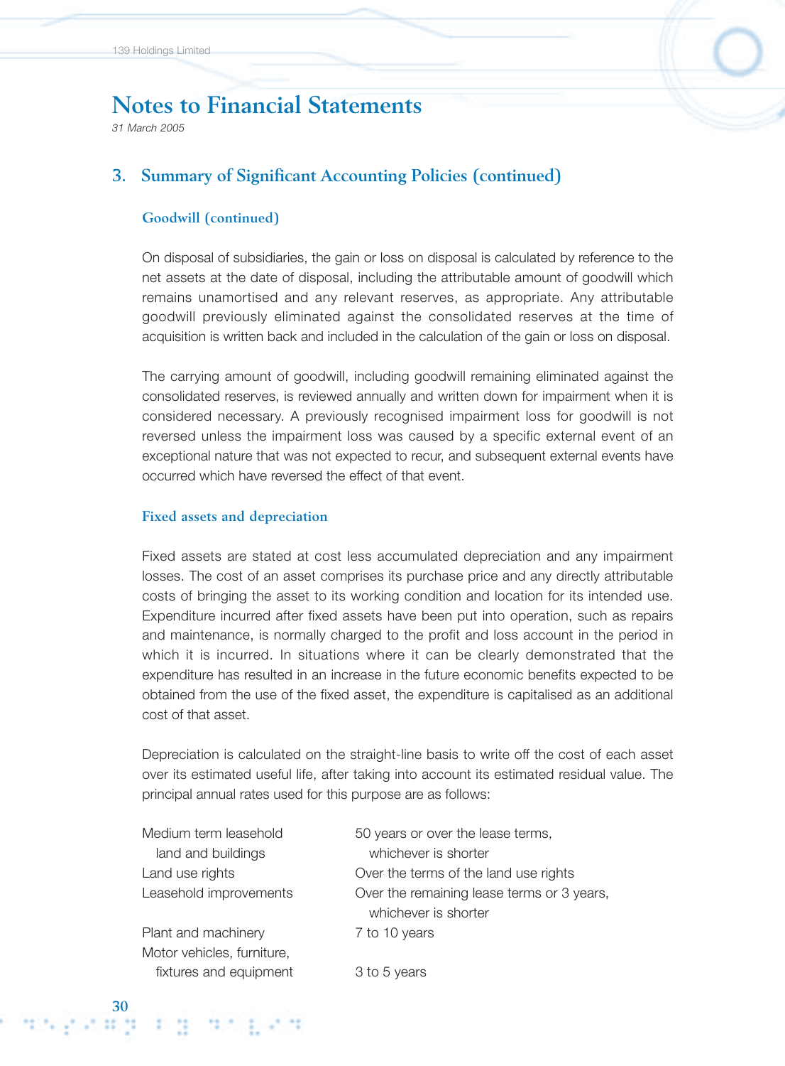# Notes to Financial Statements

*31 March 2005*

## 3. Summary of Significant Accounting Policies (continued)

### Goodwill (continued)

On disposal of subsidiaries, the gain or loss on disposal is calculated by reference to the net assets at the date of disposal, including the attributable amount of goodwill which remains unamortised and any relevant reserves, as appropriate. Any attributable goodwill previously eliminated against the consolidated reserves at the time of acquisition is written back and included in the calculation of the gain or loss on disposal.

The carrying amount of goodwill, including goodwill remaining eliminated against the consolidated reserves, is reviewed annually and written down for impairment when it is considered necessary. A previously recognised impairment loss for goodwill is not reversed unless the impairment loss was caused by a specific external event of an exceptional nature that was not expected to recur, and subsequent external events have occurred which have reversed the effect of that event.

### Fixed assets and depreciation

Fixed assets are stated at cost less accumulated depreciation and any impairment losses. The cost of an asset comprises its purchase price and any directly attributable costs of bringing the asset to its working condition and location for its intended use. Expenditure incurred after fixed assets have been put into operation, such as repairs and maintenance, is normally charged to the profit and loss account in the period in which it is incurred. In situations where it can be clearly demonstrated that the expenditure has resulted in an increase in the future economic benefits expected to be obtained from the use of the fixed asset, the expenditure is capitalised as an additional cost of that asset.

Depreciation is calculated on the straight-line basis to write off the cost of each asset over its estimated useful life, after taking into account its estimated residual value. The principal annual rates used for this purpose are as follows:

| | |
|---|---|
| Medium term leasehold land and buildings | 50 years or over the lease terms, whichever is shorter |
| Land use rights | Over the terms of the land use rights |
| Leasehold improvements | Over the remaining lease terms or 3 years, whichever is shorter |
| Plant and machinery | 7 to 10 years |
| Motor vehicles, furniture, fixtures and equipment | 3 to 5 years |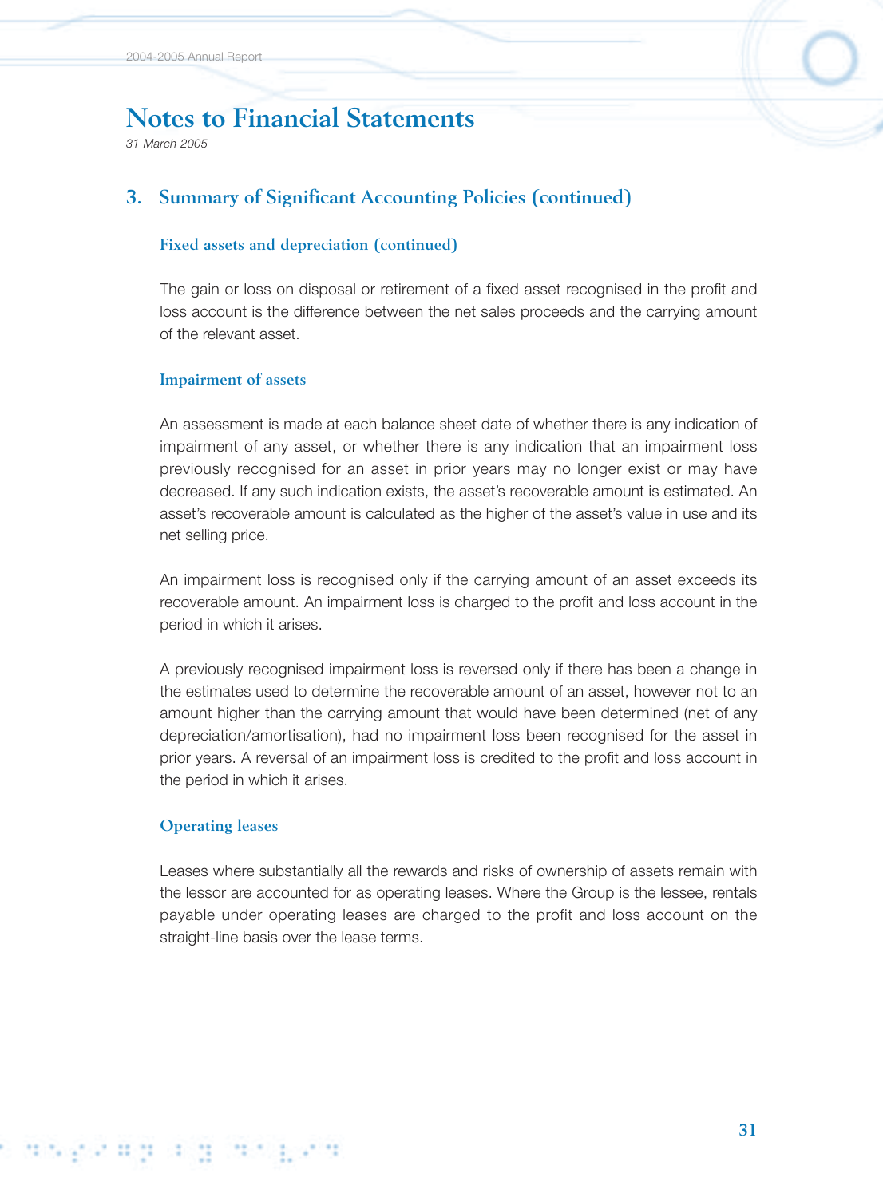# Notes to Financial Statements

*31 March 2005*

## 3. Summary of Significant Accounting Policies (continued)

### Fixed assets and depreciation (continued)

The gain or loss on disposal or retirement of a fixed asset recognised in the profit and loss account is the difference between the net sales proceeds and the carrying amount of the relevant asset.

### Impairment of assets

An assessment is made at each balance sheet date of whether there is any indication of impairment of any asset, or whether there is any indication that an impairment loss previously recognised for an asset in prior years may no longer exist or may have decreased. If any such indication exists, the asset's recoverable amount is estimated. An asset's recoverable amount is calculated as the higher of the asset's value in use and its net selling price.

An impairment loss is recognised only if the carrying amount of an asset exceeds its recoverable amount. An impairment loss is charged to the profit and loss account in the period in which it arises.

A previously recognised impairment loss is reversed only if there has been a change in the estimates used to determine the recoverable amount of an asset, however not to an amount higher than the carrying amount that would have been determined (net of any depreciation/amortisation), had no impairment loss been recognised for the asset in prior years. A reversal of an impairment loss is credited to the profit and loss account in the period in which it arises.

### Operating leases

Leases where substantially all the rewards and risks of ownership of assets remain with the lessor are accounted for as operating leases. Where the Group is the lessee, rentals payable under operating leases are charged to the profit and loss account on the straight-line basis over the lease terms.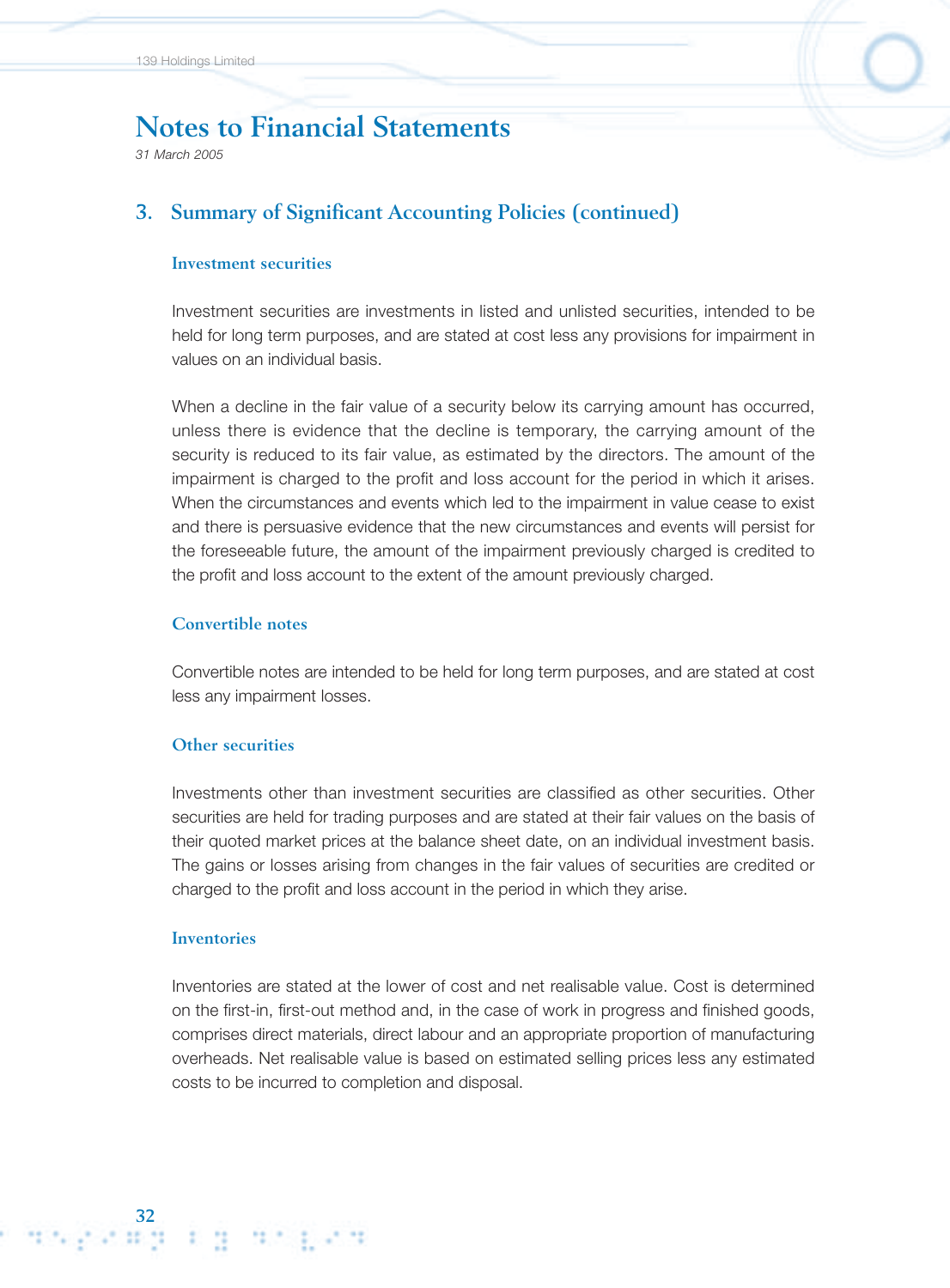# Notes to Financial Statements

*31 March 2005*

## 3. Summary of Significant Accounting Policies (continued)

### Investment securities

Investment securities are investments in listed and unlisted securities, intended to be held for long term purposes, and are stated at cost less any provisions for impairment in values on an individual basis.

When a decline in the fair value of a security below its carrying amount has occurred, unless there is evidence that the decline is temporary, the carrying amount of the security is reduced to its fair value, as estimated by the directors. The amount of the impairment is charged to the profit and loss account for the period in which it arises. When the circumstances and events which led to the impairment in value cease to exist and there is persuasive evidence that the new circumstances and events will persist for the foreseeable future, the amount of the impairment previously charged is credited to the profit and loss account to the extent of the amount previously charged.

### Convertible notes

Convertible notes are intended to be held for long term purposes, and are stated at cost less any impairment losses.

### Other securities

Investments other than investment securities are classified as other securities. Other securities are held for trading purposes and are stated at their fair values on the basis of their quoted market prices at the balance sheet date, on an individual investment basis. The gains or losses arising from changes in the fair values of securities are credited or charged to the profit and loss account in the period in which they arise.

### Inventories

Inventories are stated at the lower of cost and net realisable value. Cost is determined on the first-in, first-out method and, in the case of work in progress and finished goods, comprises direct materials, direct labour and an appropriate proportion of manufacturing overheads. Net realisable value is based on estimated selling prices less any estimated costs to be incurred to completion and disposal.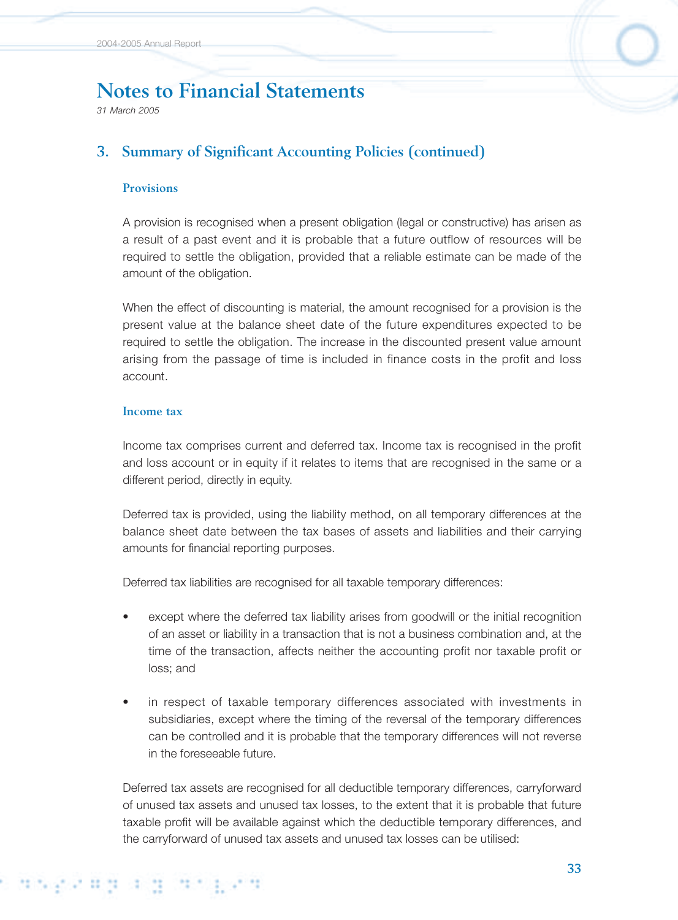# Notes to Financial Statements

*31 March 2005*

## 3. Summary of Significant Accounting Policies (continued)

### Provisions

A provision is recognised when a present obligation (legal or constructive) has arisen as a result of a past event and it is probable that a future outflow of resources will be required to settle the obligation, provided that a reliable estimate can be made of the amount of the obligation.

When the effect of discounting is material, the amount recognised for a provision is the present value at the balance sheet date of the future expenditures expected to be required to settle the obligation. The increase in the discounted present value amount arising from the passage of time is included in finance costs in the profit and loss account.

### Income tax

Income tax comprises current and deferred tax. Income tax is recognised in the profit and loss account or in equity if it relates to items that are recognised in the same or a different period, directly in equity.

Deferred tax is provided, using the liability method, on all temporary differences at the balance sheet date between the tax bases of assets and liabilities and their carrying amounts for financial reporting purposes.

Deferred tax liabilities are recognised for all taxable temporary differences:

- except where the deferred tax liability arises from goodwill or the initial recognition of an asset or liability in a transaction that is not a business combination and, at the time of the transaction, affects neither the accounting profit nor taxable profit or loss; and
- in respect of taxable temporary differences associated with investments in subsidiaries, except where the timing of the reversal of the temporary differences can be controlled and it is probable that the temporary differences will not reverse in the foreseeable future.

Deferred tax assets are recognised for all deductible temporary differences, carryforward of unused tax assets and unused tax losses, to the extent that it is probable that future taxable profit will be available against which the deductible temporary differences, and the carryforward of unused tax assets and unused tax losses can be utilised: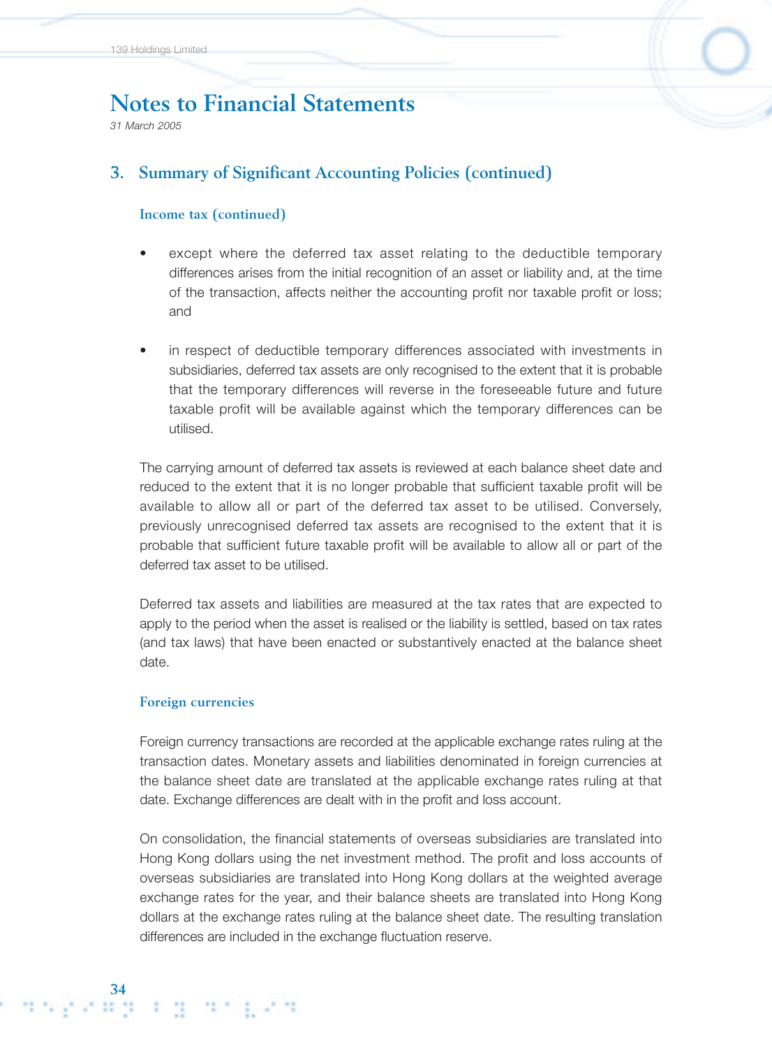# Notes to Financial Statements

*31 March 2005*

## 3. Summary of Significant Accounting Policies (continued)

### Income tax (continued)

- except where the deferred tax asset relating to the deductible temporary differences arises from the initial recognition of an asset or liability and, at the time of the transaction, affects neither the accounting profit nor taxable profit or loss; and

- in respect of deductible temporary differences associated with investments in subsidiaries, deferred tax assets are only recognised to the extent that it is probable that the temporary differences will reverse in the foreseeable future and future taxable profit will be available against which the temporary differences can be utilised.

The carrying amount of deferred tax assets is reviewed at each balance sheet date and reduced to the extent that it is no longer probable that sufficient taxable profit will be available to allow all or part of the deferred tax asset to be utilised. Conversely, previously unrecognised deferred tax assets are recognised to the extent that it is probable that sufficient future taxable profit will be available to allow all or part of the deferred tax asset to be utilised.

Deferred tax assets and liabilities are measured at the tax rates that are expected to apply to the period when the asset is realised or the liability is settled, based on tax rates (and tax laws) that have been enacted or substantively enacted at the balance sheet date.

### Foreign currencies

Foreign currency transactions are recorded at the applicable exchange rates ruling at the transaction dates. Monetary assets and liabilities denominated in foreign currencies at the balance sheet date are translated at the applicable exchange rates ruling at that date. Exchange differences are dealt with in the profit and loss account.

On consolidation, the financial statements of overseas subsidiaries are translated into Hong Kong dollars using the net investment method. The profit and loss accounts of overseas subsidiaries are translated into Hong Kong dollars at the weighted average exchange rates for the year, and their balance sheets are translated into Hong Kong dollars at the exchange rates ruling at the balance sheet date. The resulting translation differences are included in the exchange fluctuation reserve.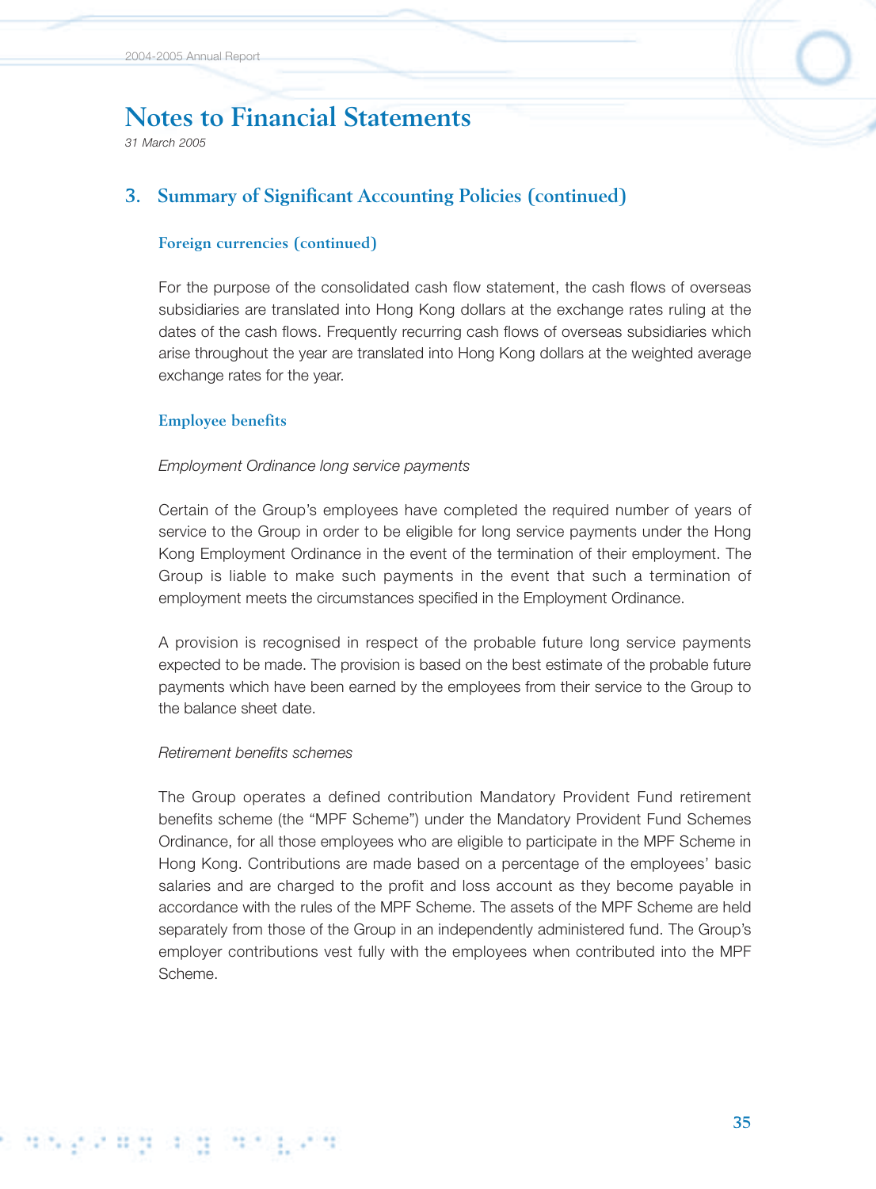# Notes to Financial Statements

*31 March 2005*

## 3. Summary of Significant Accounting Policies (continued)

### Foreign currencies (continued)

For the purpose of the consolidated cash flow statement, the cash flows of overseas subsidiaries are translated into Hong Kong dollars at the exchange rates ruling at the dates of the cash flows. Frequently recurring cash flows of overseas subsidiaries which arise throughout the year are translated into Hong Kong dollars at the weighted average exchange rates for the year.

### Employee benefits

*Employment Ordinance long service payments*

Certain of the Group's employees have completed the required number of years of service to the Group in order to be eligible for long service payments under the Hong Kong Employment Ordinance in the event of the termination of their employment. The Group is liable to make such payments in the event that such a termination of employment meets the circumstances specified in the Employment Ordinance.

A provision is recognised in respect of the probable future long service payments expected to be made. The provision is based on the best estimate of the probable future payments which have been earned by the employees from their service to the Group to the balance sheet date.

*Retirement benefits schemes*

The Group operates a defined contribution Mandatory Provident Fund retirement benefits scheme (the "MPF Scheme") under the Mandatory Provident Fund Schemes Ordinance, for all those employees who are eligible to participate in the MPF Scheme in Hong Kong. Contributions are made based on a percentage of the employees' basic salaries and are charged to the profit and loss account as they become payable in accordance with the rules of the MPF Scheme. The assets of the MPF Scheme are held separately from those of the Group in an independently administered fund. The Group's employer contributions vest fully with the employees when contributed into the MPF Scheme.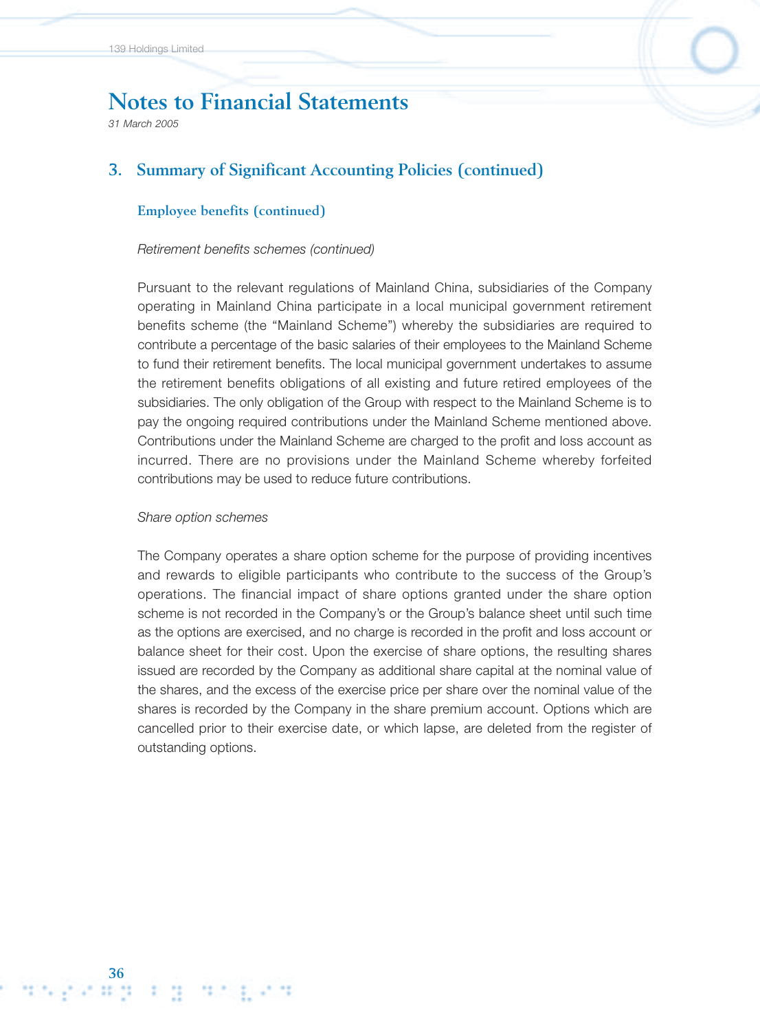# Notes to Financial Statements

*31 March 2005*

## 3. Summary of Significant Accounting Policies (continued)

### Employee benefits (continued)

*Retirement benefits schemes (continued)*

Pursuant to the relevant regulations of Mainland China, subsidiaries of the Company operating in Mainland China participate in a local municipal government retirement benefits scheme (the "Mainland Scheme") whereby the subsidiaries are required to contribute a percentage of the basic salaries of their employees to the Mainland Scheme to fund their retirement benefits. The local municipal government undertakes to assume the retirement benefits obligations of all existing and future retired employees of the subsidiaries. The only obligation of the Group with respect to the Mainland Scheme is to pay the ongoing required contributions under the Mainland Scheme mentioned above. Contributions under the Mainland Scheme are charged to the profit and loss account as incurred. There are no provisions under the Mainland Scheme whereby forfeited contributions may be used to reduce future contributions.

*Share option schemes*

The Company operates a share option scheme for the purpose of providing incentives and rewards to eligible participants who contribute to the success of the Group's operations. The financial impact of share options granted under the share option scheme is not recorded in the Company's or the Group's balance sheet until such time as the options are exercised, and no charge is recorded in the profit and loss account or balance sheet for their cost. Upon the exercise of share options, the resulting shares issued are recorded by the Company as additional share capital at the nominal value of the shares, and the excess of the exercise price per share over the nominal value of the shares is recorded by the Company in the share premium account. Options which are cancelled prior to their exercise date, or which lapse, are deleted from the register of outstanding options.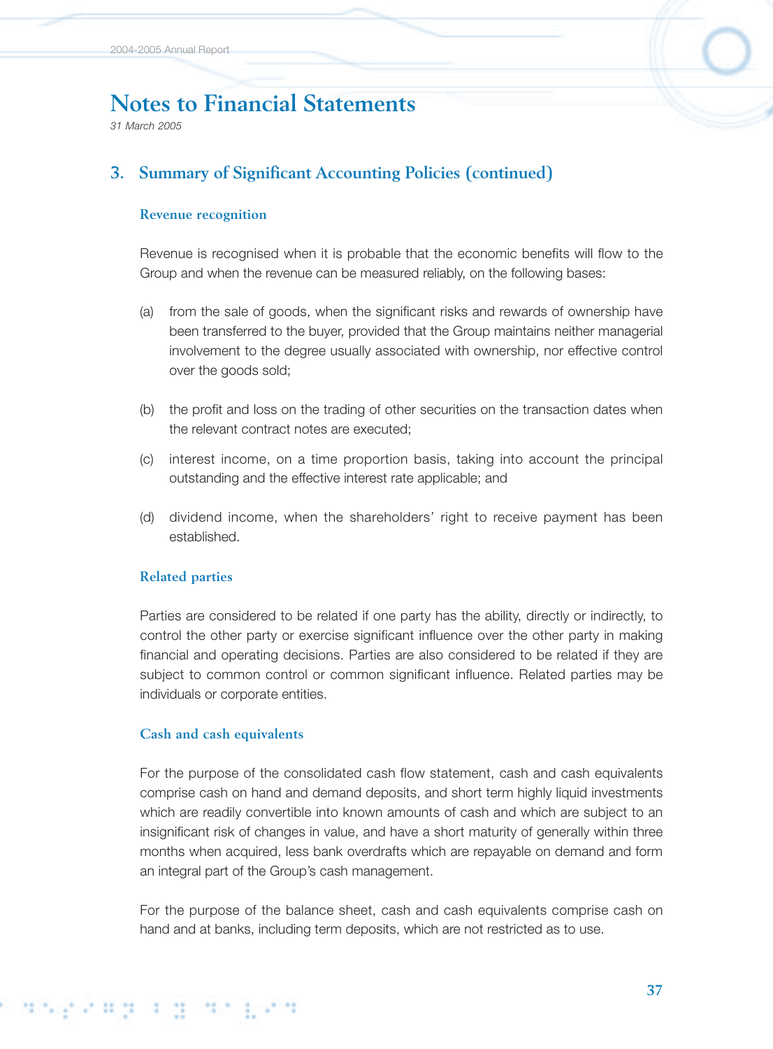# Notes to Financial Statements

*31 March 2005*

## 3. Summary of Significant Accounting Policies (continued)

### Revenue recognition

Revenue is recognised when it is probable that the economic benefits will flow to the Group and when the revenue can be measured reliably, on the following bases:

(a) from the sale of goods, when the significant risks and rewards of ownership have been transferred to the buyer, provided that the Group maintains neither managerial involvement to the degree usually associated with ownership, nor effective control over the goods sold;

(b) the profit and loss on the trading of other securities on the transaction dates when the relevant contract notes are executed;

(c) interest income, on a time proportion basis, taking into account the principal outstanding and the effective interest rate applicable; and

(d) dividend income, when the shareholders' right to receive payment has been established.

### Related parties

Parties are considered to be related if one party has the ability, directly or indirectly, to control the other party or exercise significant influence over the other party in making financial and operating decisions. Parties are also considered to be related if they are subject to common control or common significant influence. Related parties may be individuals or corporate entities.

### Cash and cash equivalents

For the purpose of the consolidated cash flow statement, cash and cash equivalents comprise cash on hand and demand deposits, and short term highly liquid investments which are readily convertible into known amounts of cash and which are subject to an insignificant risk of changes in value, and have a short maturity of generally within three months when acquired, less bank overdrafts which are repayable on demand and form an integral part of the Group's cash management.

For the purpose of the balance sheet, cash and cash equivalents comprise cash on hand and at banks, including term deposits, which are not restricted as to use.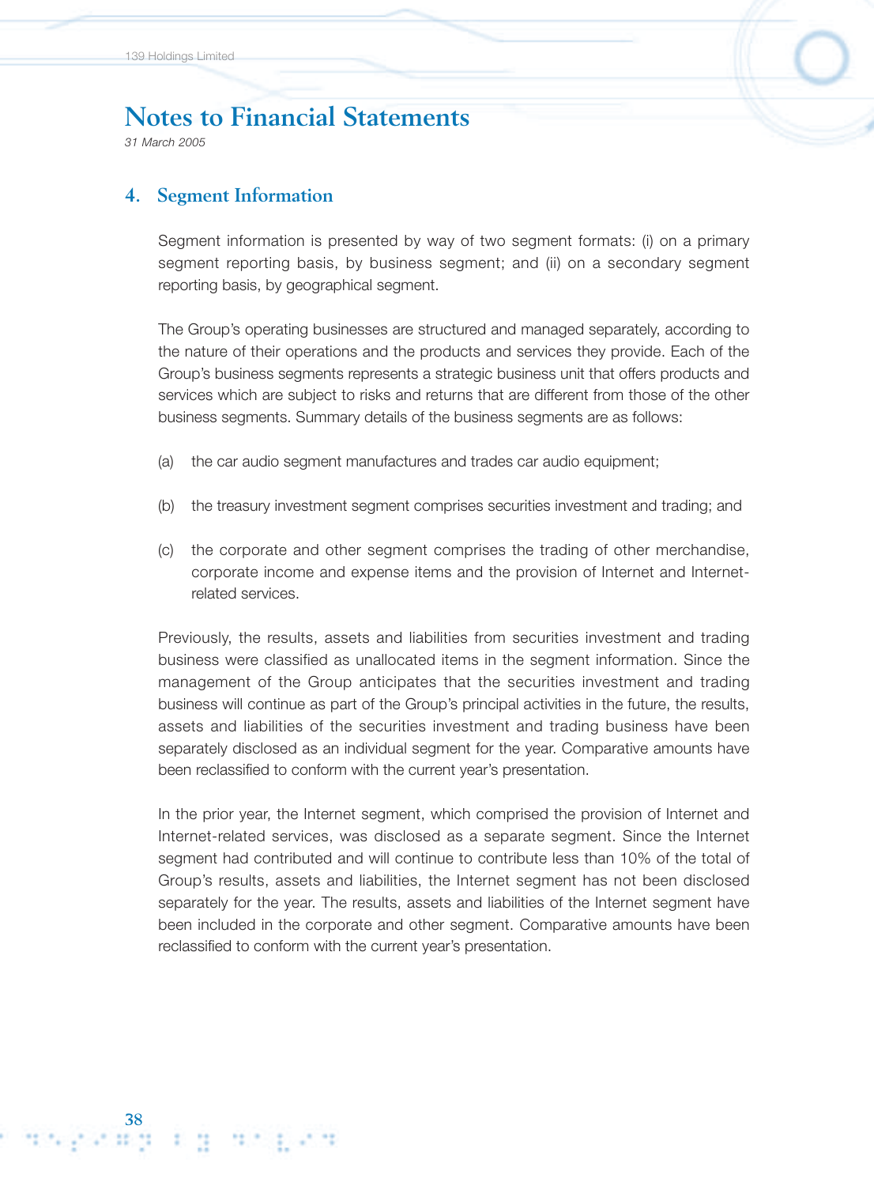# Notes to Financial Statements

*31 March 2005*

## 4. Segment Information

Segment information is presented by way of two segment formats: (i) on a primary segment reporting basis, by business segment; and (ii) on a secondary segment reporting basis, by geographical segment.

The Group's operating businesses are structured and managed separately, according to the nature of their operations and the products and services they provide. Each of the Group's business segments represents a strategic business unit that offers products and services which are subject to risks and returns that are different from those of the other business segments. Summary details of the business segments are as follows:

(a) the car audio segment manufactures and trades car audio equipment;

(b) the treasury investment segment comprises securities investment and trading; and

(c) the corporate and other segment comprises the trading of other merchandise, corporate income and expense items and the provision of Internet and Internet-related services.

Previously, the results, assets and liabilities from securities investment and trading business were classified as unallocated items in the segment information. Since the management of the Group anticipates that the securities investment and trading business will continue as part of the Group's principal activities in the future, the results, assets and liabilities of the securities investment and trading business have been separately disclosed as an individual segment for the year. Comparative amounts have been reclassified to conform with the current year's presentation.

In the prior year, the Internet segment, which comprised the provision of Internet and Internet-related services, was disclosed as a separate segment. Since the Internet segment had contributed and will continue to contribute less than 10% of the total of Group's results, assets and liabilities, the Internet segment has not been disclosed separately for the year. The results, assets and liabilities of the Internet segment have been included in the corporate and other segment. Comparative amounts have been reclassified to conform with the current year's presentation.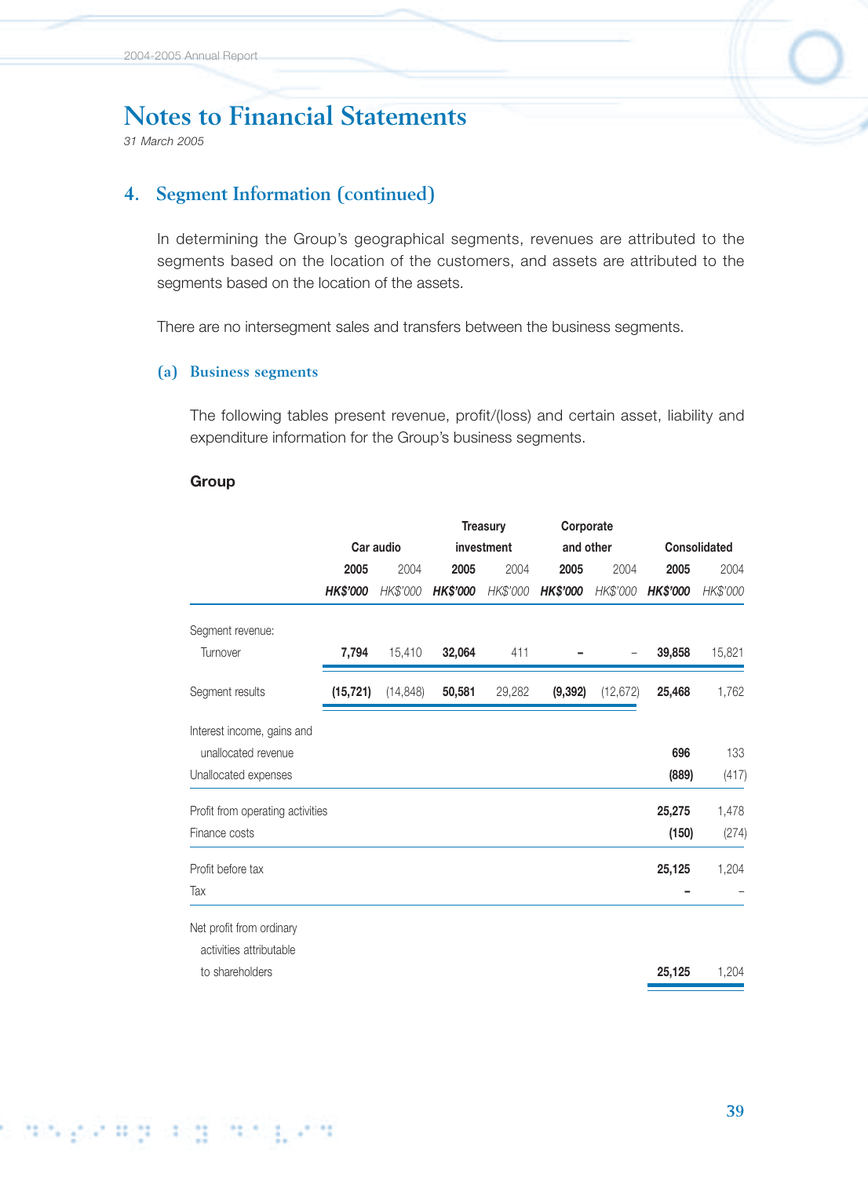# Notes to Financial Statements

*31 March 2005*

## 4. Segment Information (continued)

In determining the Group's geographical segments, revenues are attributed to the segments based on the location of the customers, and assets are attributed to the segments based on the location of the assets.

There are no intersegment sales and transfers between the business segments.

### (a) Business segments

The following tables present revenue, profit/(loss) and certain asset, liability and expenditure information for the Group's business segments.

**Group**

| | Car audio | | Treasury investment | | Corporate and other | | Consolidated | |
|---|---|---|---|---|---|---|---|---|
| | **2005** | 2004 | **2005** | 2004 | **2005** | 2004 | **2005** | 2004 |
| | ***HK$'000*** | *HK$'000* | ***HK$'000*** | *HK$'000* | ***HK$'000*** | *HK$'000* | ***HK$'000*** | *HK$'000* |
| Segment revenue: | | | | | | | | |
| Turnover | **7,794** | 15,410 | **32,064** | 411 | **–** | – | **39,858** | 15,821 |
| Segment results | **(15,721)** | (14,848) | **50,581** | 29,282 | **(9,392)** | (12,672) | **25,468** | 1,762 |
| Interest income, gains and unallocated revenue | | | | | | | **696** | 133 |
| Unallocated expenses | | | | | | | **(889)** | (417) |
| Profit from operating activities | | | | | | | **25,275** | 1,478 |
| Finance costs | | | | | | | **(150)** | (274) |
| Profit before tax | | | | | | | **25,125** | 1,204 |
| Tax | | | | | | | **–** | – |
| Net profit from ordinary activities attributable to shareholders | | | | | | | **25,125** | 1,204 |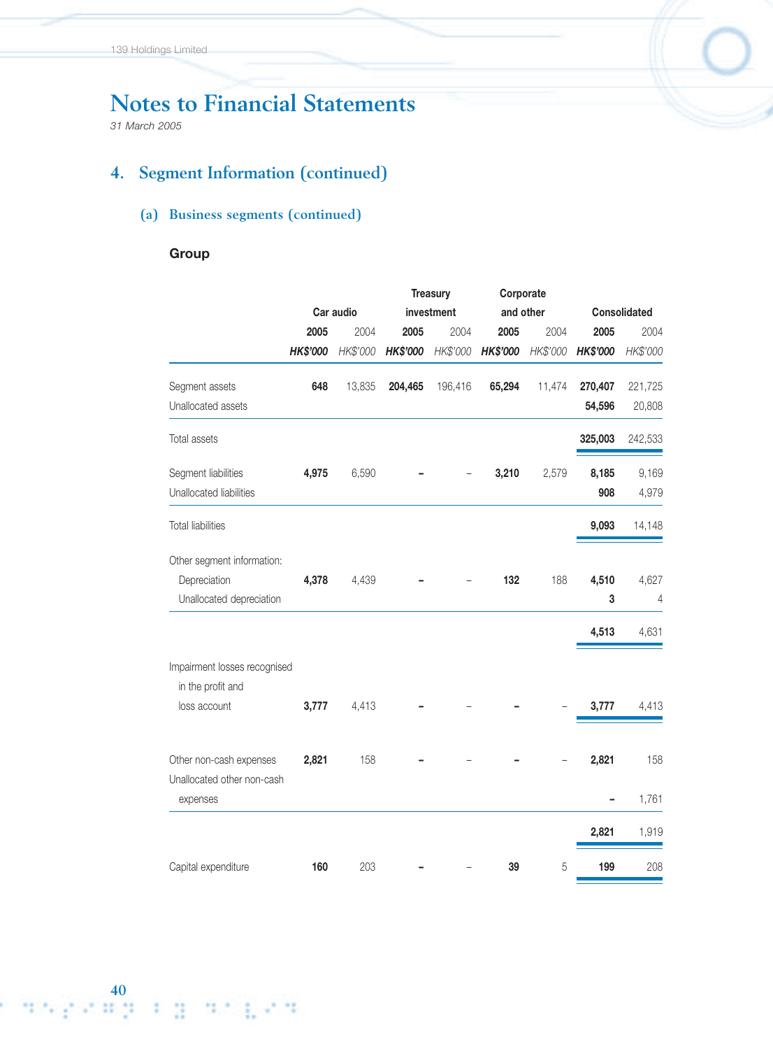# Notes to Financial Statements

*31 March 2005*

## 4. Segment Information (continued)

### (a) Business segments (continued)

**Group**

| | Car audio | | Treasury investment | | Corporate and other | | Consolidated | |
|---|---|---|---|---|---|---|---|---|
| | **2005** | 2004 | **2005** | 2004 | **2005** | 2004 | **2005** | 2004 |
| | ***HK$'000*** | *HK$'000* | ***HK$'000*** | *HK$'000* | ***HK$'000*** | *HK$'000* | ***HK$'000*** | *HK$'000* |
| Segment assets | **648** | 13,835 | **204,465** | 196,416 | **65,294** | 11,474 | **270,407** | 221,725 |
| Unallocated assets | | | | | | | **54,596** | 20,808 |
| Total assets | | | | | | | **325,003** | 242,533 |
| Segment liabilities | **4,975** | 6,590 | **–** | – | **3,210** | 2,579 | **8,185** | 9,169 |
| Unallocated liabilities | | | | | | | **908** | 4,979 |
| Total liabilities | | | | | | | **9,093** | 14,148 |
| Other segment information: | | | | | | | | |
| Depreciation | **4,378** | 4,439 | **–** | – | **132** | 188 | **4,510** | 4,627 |
| Unallocated depreciation | | | | | | | **3** | 4 |
| | | | | | | | **4,513** | 4,631 |
| Impairment losses recognised in the profit and loss account | **3,777** | 4,413 | **–** | – | **–** | – | **3,777** | 4,413 |
| Other non-cash expenses | **2,821** | 158 | **–** | – | **–** | – | **2,821** | 158 |
| Unallocated other non-cash expenses | | | | | | | **–** | 1,761 |
| | | | | | | | **2,821** | 1,919 |
| Capital expenditure | **160** | 203 | **–** | – | **39** | 5 | **199** | 208 |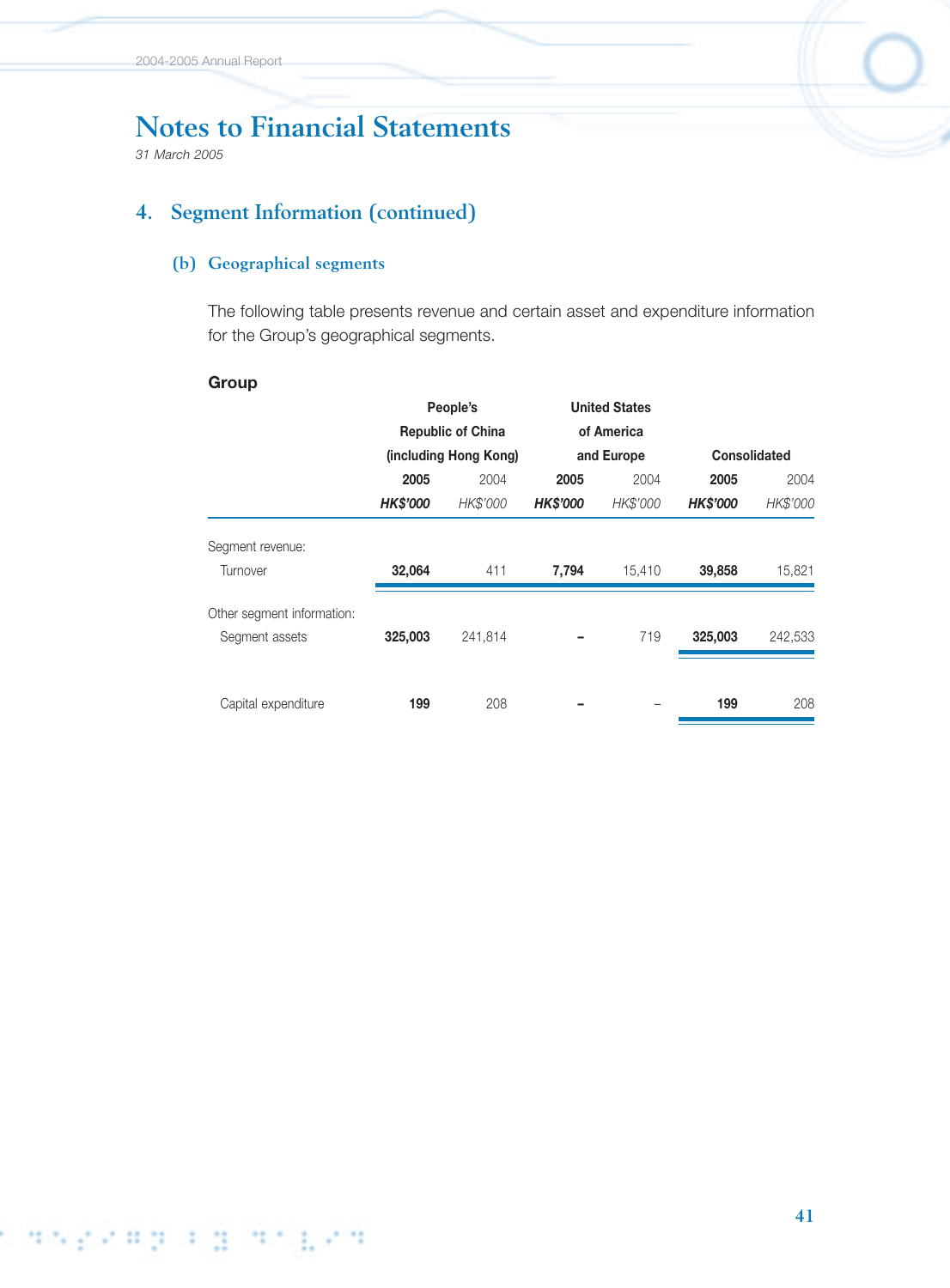# Notes to Financial Statements

*31 March 2005*

## 4. Segment Information (continued)

### (b) Geographical segments

The following table presents revenue and certain asset and expenditure information for the Group's geographical segments.

**Group**

| | People's Republic of China (including Hong Kong) | | United States of America and Europe | | Consolidated | |
|---|---|---|---|---|---|---|
| | **2005** | 2004 | **2005** | 2004 | **2005** | 2004 |
| | ***HK$'000*** | *HK$'000* | ***HK$'000*** | *HK$'000* | ***HK$'000*** | *HK$'000* |
| Segment revenue: | | | | | | |
| Turnover | **32,064** | 411 | **7,794** | 15,410 | **39,858** | 15,821 |
| Other segment information: | | | | | | |
| Segment assets | **325,003** | 241,814 | **–** | 719 | **325,003** | 242,533 |
| Capital expenditure | **199** | 208 | **–** | – | **199** | 208 |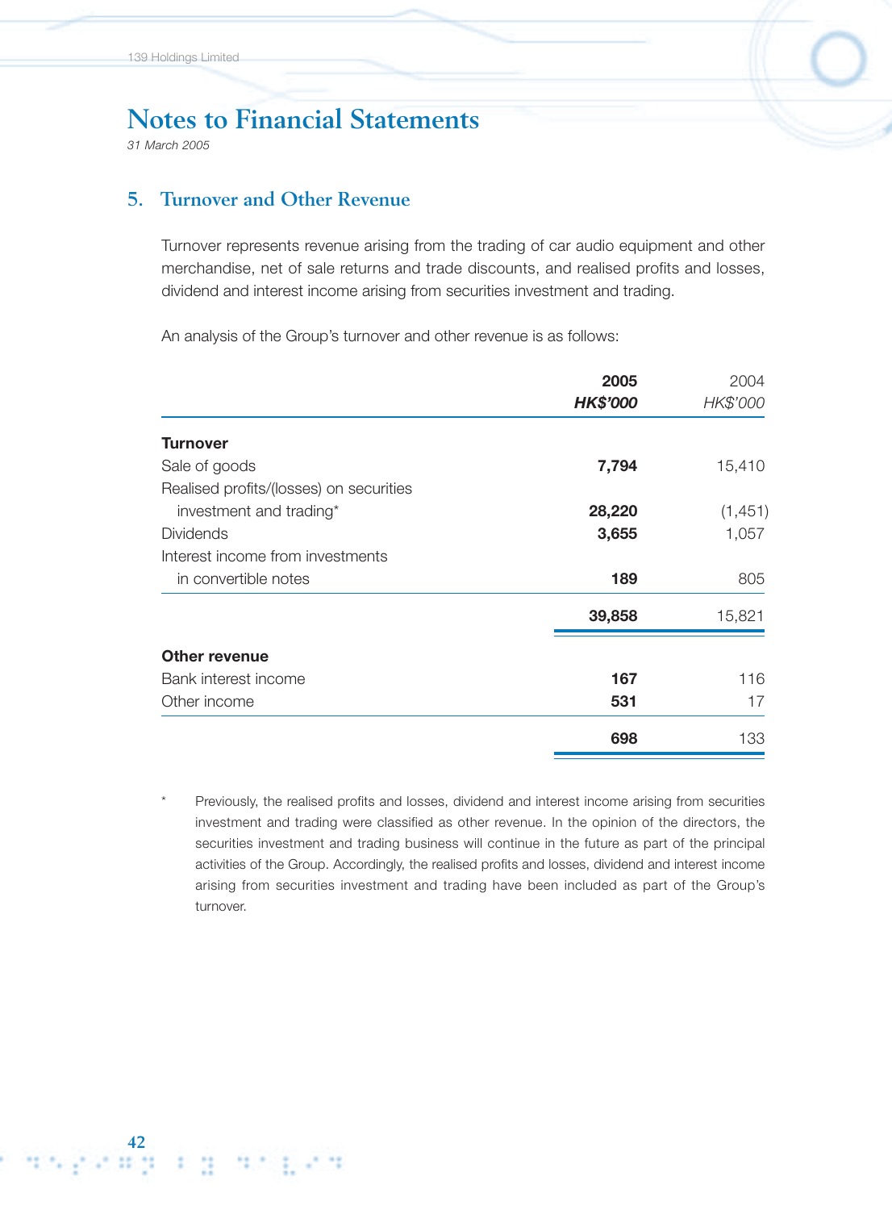# Notes to Financial Statements

*31 March 2005*

## 5. Turnover and Other Revenue

Turnover represents revenue arising from the trading of car audio equipment and other merchandise, net of sale returns and trade discounts, and realised profits and losses, dividend and interest income arising from securities investment and trading.

An analysis of the Group's turnover and other revenue is as follows:

| | **2005** *HK$'000* | 2004 *HK$'000* |
|---|---|---|
| **Turnover** | | |
| Sale of goods | **7,794** | 15,410 |
| Realised profits/(losses) on securities investment and trading* | **28,220** | (1,451) |
| Dividends | **3,655** | 1,057 |
| Interest income from investments in convertible notes | **189** | 805 |
| | **39,858** | 15,821 |
| **Other revenue** | | |
| Bank interest income | **167** | 116 |
| Other income | **531** | 17 |
| | **698** | 133 |

\* Previously, the realised profits and losses, dividend and interest income arising from securities investment and trading were classified as other revenue. In the opinion of the directors, the securities investment and trading business will continue in the future as part of the principal activities of the Group. Accordingly, the realised profits and losses, dividend and interest income arising from securities investment and trading have been included as part of the Group's turnover.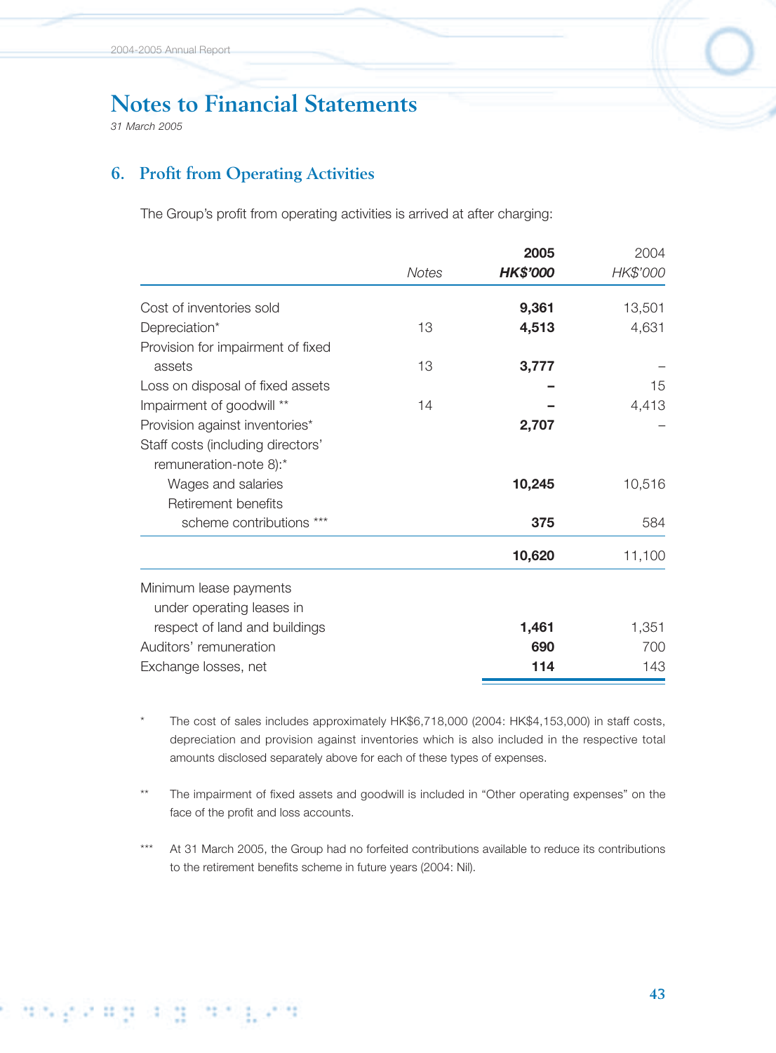# Notes to Financial Statements

*31 March 2005*

## 6. Profit from Operating Activities

The Group's profit from operating activities is arrived at after charging:

| | Notes | **2005** **HK$'000** | 2004 HK$'000 |
|---|---|---|---|
| Cost of inventories sold | | **9,361** | 13,501 |
| Depreciation* | 13 | **4,513** | 4,631 |
| Provision for impairment of fixed assets | 13 | **3,777** | – |
| Loss on disposal of fixed assets | | **–** | 15 |
| Impairment of goodwill ** | 14 | **–** | 4,413 |
| Provision against inventories* | | **2,707** | – |
| Staff costs (including directors' remuneration-note 8):* | | | |
| Wages and salaries | | **10,245** | 10,516 |
| Retirement benefits scheme contributions *** | | **375** | 584 |
| | | **10,620** | 11,100 |
| Minimum lease payments under operating leases in respect of land and buildings | | **1,461** | 1,351 |
| Auditors' remuneration | | **690** | 700 |
| Exchange losses, net | | **114** | 143 |

\* The cost of sales includes approximately HK$6,718,000 (2004: HK$4,153,000) in staff costs, depreciation and provision against inventories which is also included in the respective total amounts disclosed separately above for each of these types of expenses.

\*\* The impairment of fixed assets and goodwill is included in "Other operating expenses" on the face of the profit and loss accounts.

\*\*\* At 31 March 2005, the Group had no forfeited contributions available to reduce its contributions to the retirement benefits scheme in future years (2004: Nil).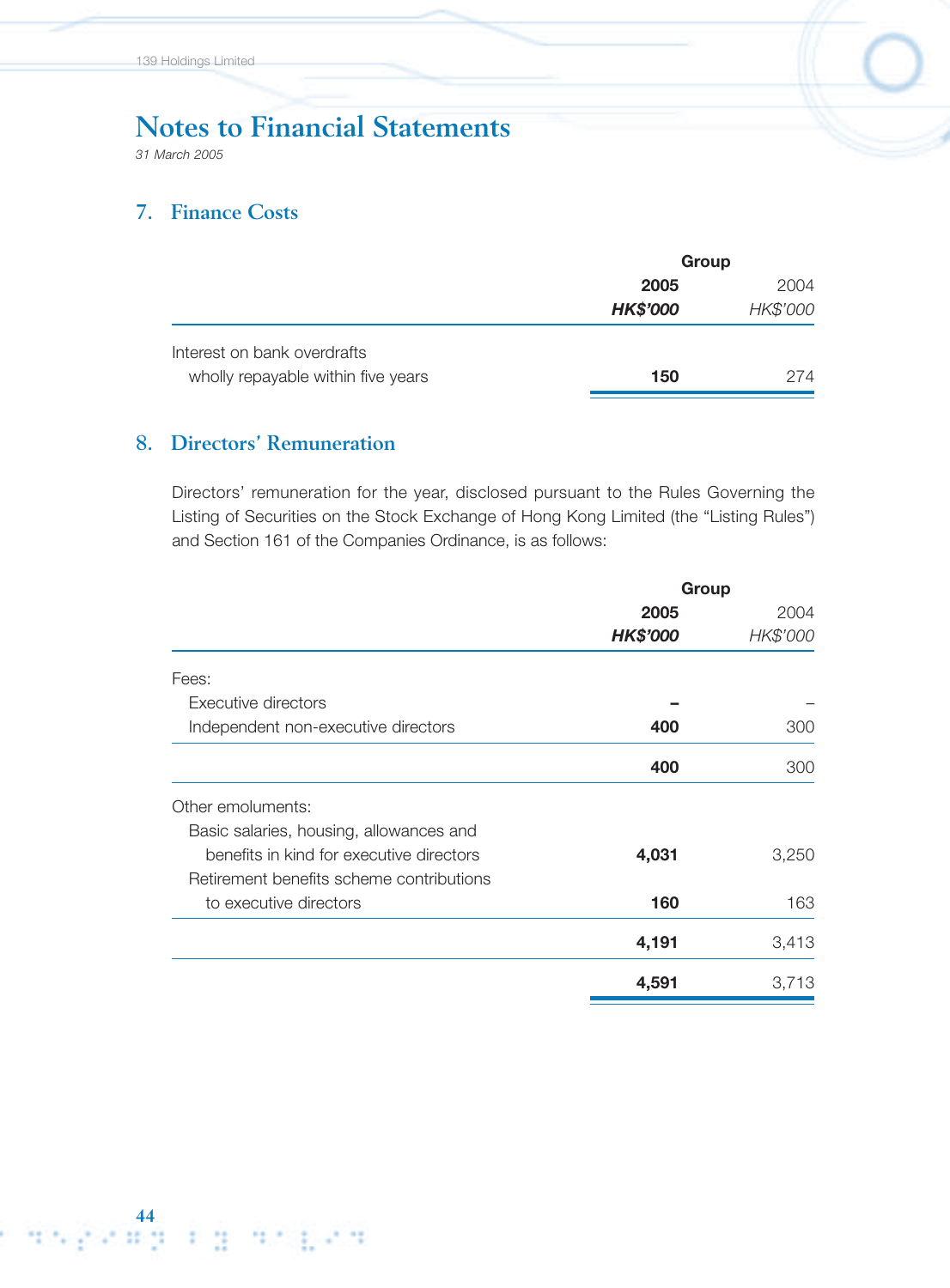# Notes to Financial Statements

*31 March 2005*

## 7. Finance Costs

| | Group | |
|---|---|---|
| | **2005** | 2004 |
| | ***HK$'000*** | *HK$'000* |
| Interest on bank overdrafts wholly repayable within five years | **150** | 274 |

## 8. Directors' Remuneration

Directors' remuneration for the year, disclosed pursuant to the Rules Governing the Listing of Securities on the Stock Exchange of Hong Kong Limited (the "Listing Rules") and Section 161 of the Companies Ordinance, is as follows:

| | Group | |
|---|---|---|
| | **2005** | 2004 |
| | ***HK$'000*** | *HK$'000* |
| Fees: | | |
| Executive directors | **–** | – |
| Independent non-executive directors | **400** | 300 |
| | **400** | 300 |
| Other emoluments: | | |
| Basic salaries, housing, allowances and benefits in kind for executive directors | **4,031** | 3,250 |
| Retirement benefits scheme contributions to executive directors | **160** | 163 |
| | **4,191** | 3,413 |
| | **4,591** | 3,713 |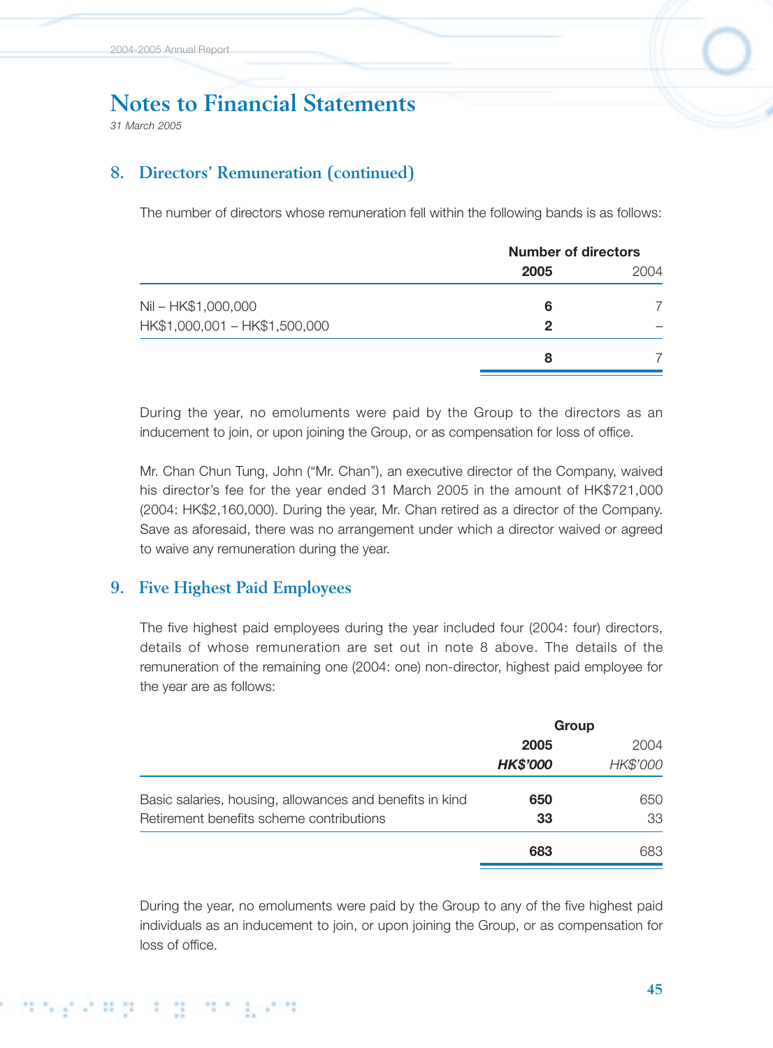# Notes to Financial Statements

*31 March 2005*

## 8. Directors' Remuneration (continued)

The number of directors whose remuneration fell within the following bands is as follows:

| | Number of directors | |
|---|---|---|
| | **2005** | 2004 |
| Nil – HK$1,000,000 | **6** | 7 |
| HK$1,000,001 – HK$1,500,000 | **2** | – |
| | **8** | 7 |

During the year, no emoluments were paid by the Group to the directors as an inducement to join, or upon joining the Group, or as compensation for loss of office.

Mr. Chan Chun Tung, John ("Mr. Chan"), an executive director of the Company, waived his director's fee for the year ended 31 March 2005 in the amount of HK$721,000 (2004: HK$2,160,000). During the year, Mr. Chan retired as a director of the Company. Save as aforesaid, there was no arrangement under which a director waived or agreed to waive any remuneration during the year.

## 9. Five Highest Paid Employees

The five highest paid employees during the year included four (2004: four) directors, details of whose remuneration are set out in note 8 above. The details of the remuneration of the remaining one (2004: one) non-director, highest paid employee for the year are as follows:

| | Group | |
|---|---|---|
| | **2005** | 2004 |
| | ***HK$'000*** | *HK$'000* |
| Basic salaries, housing, allowances and benefits in kind | **650** | 650 |
| Retirement benefits scheme contributions | **33** | 33 |
| | **683** | 683 |

During the year, no emoluments were paid by the Group to any of the five highest paid individuals as an inducement to join, or upon joining the Group, or as compensation for loss of office.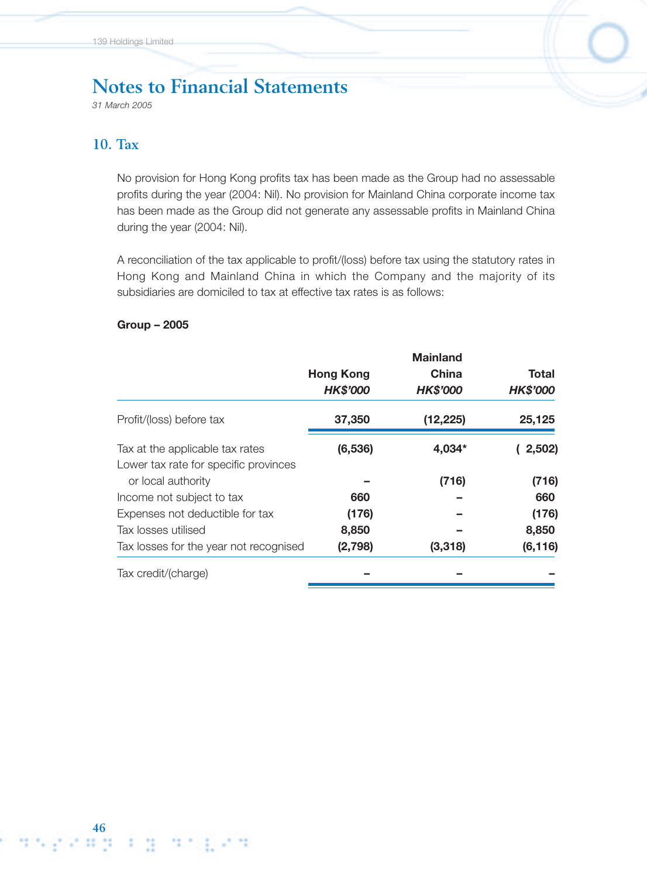# Notes to Financial Statements

*31 March 2005*

## 10. Tax

No provision for Hong Kong profits tax has been made as the Group had no assessable profits during the year (2004: Nil). No provision for Mainland China corporate income tax has been made as the Group did not generate any assessable profits in Mainland China during the year (2004: Nil).

A reconciliation of the tax applicable to profit/(loss) before tax using the statutory rates in Hong Kong and Mainland China in which the Company and the majority of its subsidiaries are domiciled to tax at effective tax rates is as follows:

**Group – 2005**

| | Hong Kong | Mainland China | Total |
|---|---|---|---|
| | *HK$'000* | *HK$'000* | *HK$'000* |
| Profit/(loss) before tax | 37,350 | (12,225) | 25,125 |
| Tax at the applicable tax rates | (6,536) | 4,034* | ( 2,502) |
| Lower tax rate for specific provinces or local authority | – | (716) | (716) |
| Income not subject to tax | 660 | – | 660 |
| Expenses not deductible for tax | (176) | – | (176) |
| Tax losses utilised | 8,850 | – | 8,850 |
| Tax losses for the year not recognised | (2,798) | (3,318) | (6,116) |
| Tax credit/(charge) | – | – | – |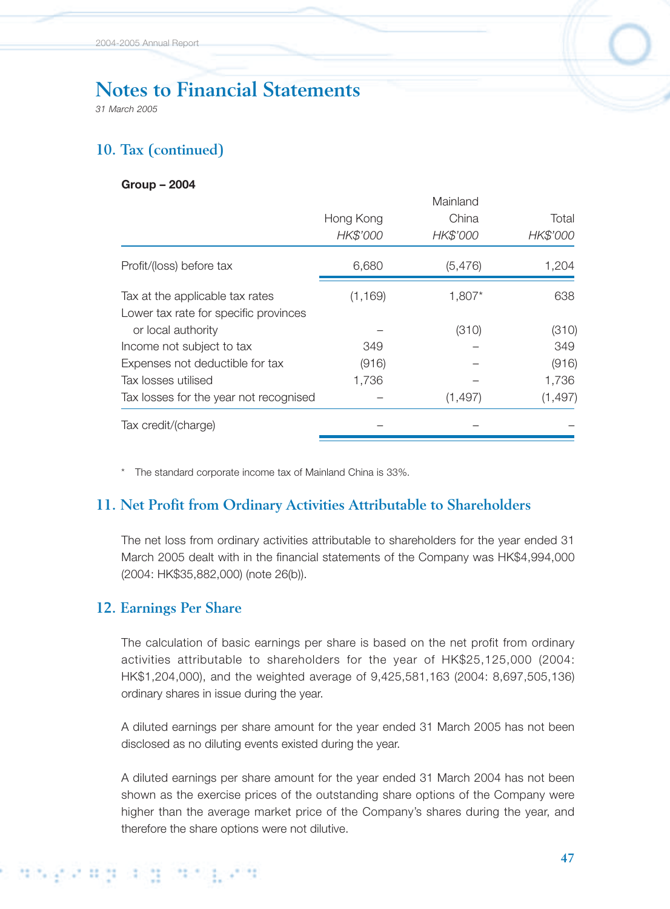# Notes to Financial Statements

*31 March 2005*

## 10. Tax (continued)

**Group – 2004**

| | Hong Kong | Mainland China | Total |
|---|---|---|---|
| | *HK$'000* | *HK$'000* | *HK$'000* |
| Profit/(loss) before tax | 6,680 | (5,476) | 1,204 |
| Tax at the applicable tax rates | (1,169) | 1,807* | 638 |
| Lower tax rate for specific provinces or local authority | – | (310) | (310) |
| Income not subject to tax | 349 | – | 349 |
| Expenses not deductible for tax | (916) | – | (916) |
| Tax losses utilised | 1,736 | – | 1,736 |
| Tax losses for the year not recognised | – | (1,497) | (1,497) |
| Tax credit/(charge) | – | – | – |

\* The standard corporate income tax of Mainland China is 33%.

## 11. Net Profit from Ordinary Activities Attributable to Shareholders

The net loss from ordinary activities attributable to shareholders for the year ended 31 March 2005 dealt with in the financial statements of the Company was HK$4,994,000 (2004: HK$35,882,000) (note 26(b)).

## 12. Earnings Per Share

The calculation of basic earnings per share is based on the net profit from ordinary activities attributable to shareholders for the year of HK$25,125,000 (2004: HK$1,204,000), and the weighted average of 9,425,581,163 (2004: 8,697,505,136) ordinary shares in issue during the year.

A diluted earnings per share amount for the year ended 31 March 2005 has not been disclosed as no diluting events existed during the year.

A diluted earnings per share amount for the year ended 31 March 2004 has not been shown as the exercise prices of the outstanding share options of the Company were higher than the average market price of the Company's shares during the year, and therefore the share options were not dilutive.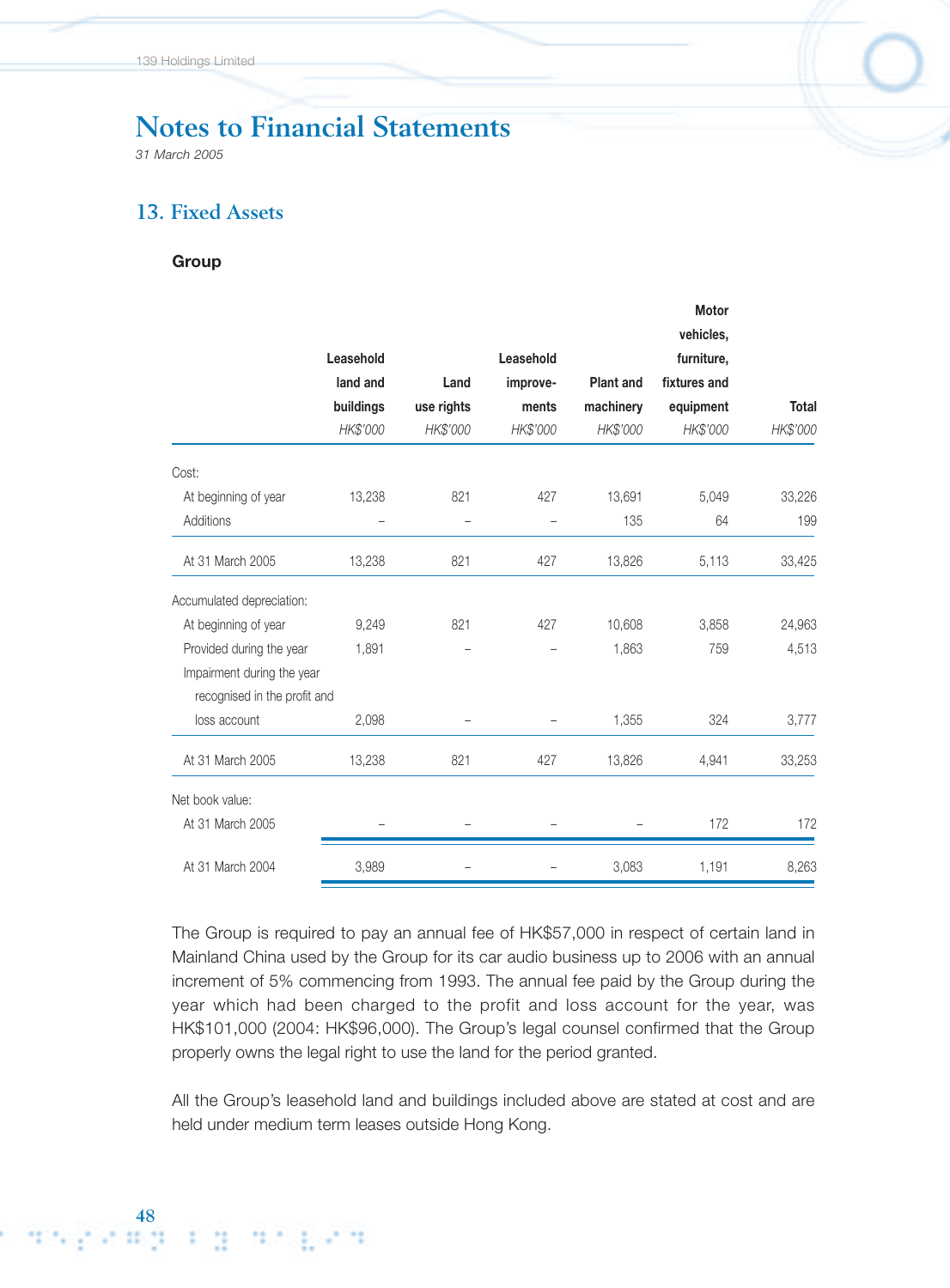# Notes to Financial Statements

*31 March 2005*

## 13. Fixed Assets

**Group**

| | Leasehold land and buildings | Land use rights | Leasehold improve-ments | Plant and machinery | Motor vehicles, furniture, fixtures and equipment | Total |
|---|---|---|---|---|---|---|
| | *HK$'000* | *HK$'000* | *HK$'000* | *HK$'000* | *HK$'000* | *HK$'000* |
| Cost: | | | | | | |
| At beginning of year | 13,238 | 821 | 427 | 13,691 | 5,049 | 33,226 |
| Additions | – | – | – | 135 | 64 | 199 |
| At 31 March 2005 | 13,238 | 821 | 427 | 13,826 | 5,113 | 33,425 |
| Accumulated depreciation: | | | | | | |
| At beginning of year | 9,249 | 821 | 427 | 10,608 | 3,858 | 24,963 |
| Provided during the year | 1,891 | – | – | 1,863 | 759 | 4,513 |
| Impairment during the year recognised in the profit and loss account | 2,098 | – | – | 1,355 | 324 | 3,777 |
| At 31 March 2005 | 13,238 | 821 | 427 | 13,826 | 4,941 | 33,253 |
| Net book value: | | | | | | |
| At 31 March 2005 | – | – | – | – | 172 | 172 |
| At 31 March 2004 | 3,989 | – | – | 3,083 | 1,191 | 8,263 |

The Group is required to pay an annual fee of HK$57,000 in respect of certain land in Mainland China used by the Group for its car audio business up to 2006 with an annual increment of 5% commencing from 1993. The annual fee paid by the Group during the year which had been charged to the profit and loss account for the year, was HK$101,000 (2004: HK$96,000). The Group's legal counsel confirmed that the Group properly owns the legal right to use the land for the period granted.

All the Group's leasehold land and buildings included above are stated at cost and are held under medium term leases outside Hong Kong.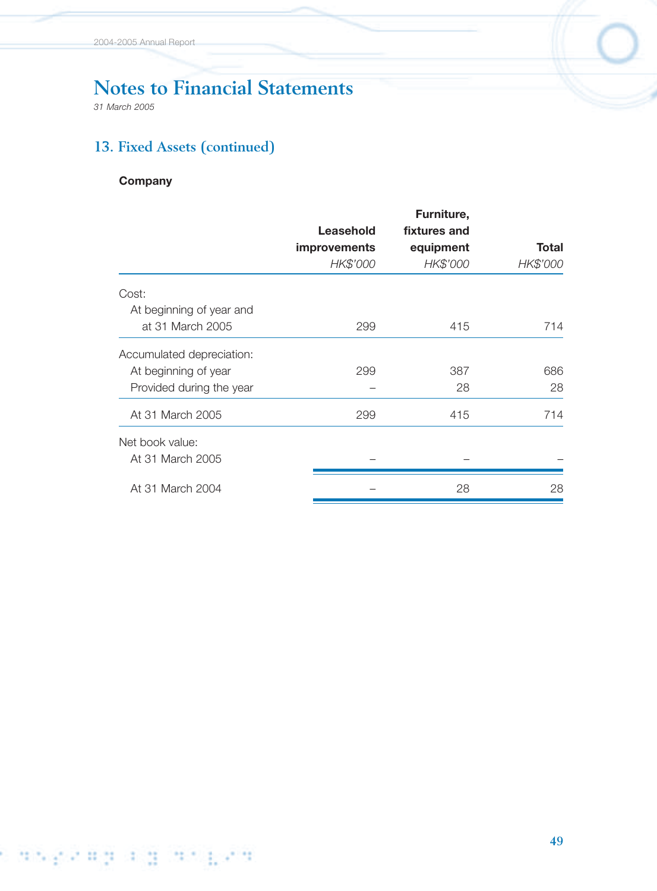# Notes to Financial Statements

*31 March 2005*

## 13. Fixed Assets (continued)

**Company**

| | **Leasehold improvements** *HK$'000* | **Furniture, fixtures and equipment** *HK$'000* | **Total** *HK$'000* |
|---|---|---|---|
| Cost: | | | |
| At beginning of year and at 31 March 2005 | 299 | 415 | 714 |
| Accumulated depreciation: | | | |
| At beginning of year | 299 | 387 | 686 |
| Provided during the year | – | 28 | 28 |
| At 31 March 2005 | 299 | 415 | 714 |
| Net book value: | | | |
| At 31 March 2005 | – | – | – |
| At 31 March 2004 | – | 28 | 28 |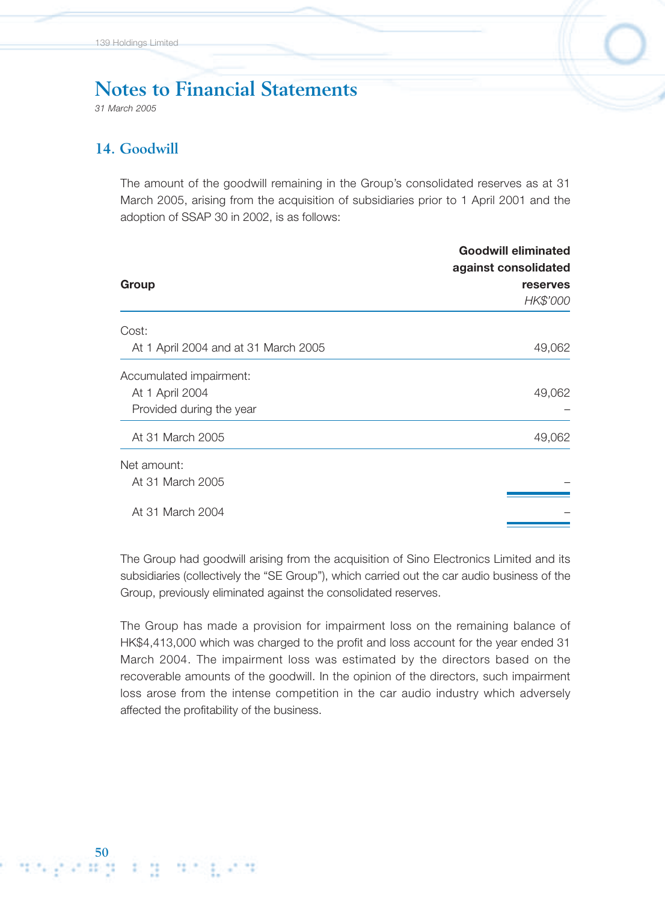# Notes to Financial Statements

*31 March 2005*

## 14. Goodwill

The amount of the goodwill remaining in the Group's consolidated reserves as at 31 March 2005, arising from the acquisition of subsidiaries prior to 1 April 2001 and the adoption of SSAP 30 in 2002, is as follows:

| **Group** | **Goodwill eliminated against consolidated reserves** *HK$'000* |
|---|---|
| Cost: | |
| At 1 April 2004 and at 31 March 2005 | 49,062 |
| Accumulated impairment: | |
| At 1 April 2004 | 49,062 |
| Provided during the year | – |
| At 31 March 2005 | 49,062 |
| Net amount: | |
| At 31 March 2005 | – |
| At 31 March 2004 | – |

The Group had goodwill arising from the acquisition of Sino Electronics Limited and its subsidiaries (collectively the "SE Group"), which carried out the car audio business of the Group, previously eliminated against the consolidated reserves.

The Group has made a provision for impairment loss on the remaining balance of HK$4,413,000 which was charged to the profit and loss account for the year ended 31 March 2004. The impairment loss was estimated by the directors based on the recoverable amounts of the goodwill. In the opinion of the directors, such impairment loss arose from the intense competition in the car audio industry which adversely affected the profitability of the business.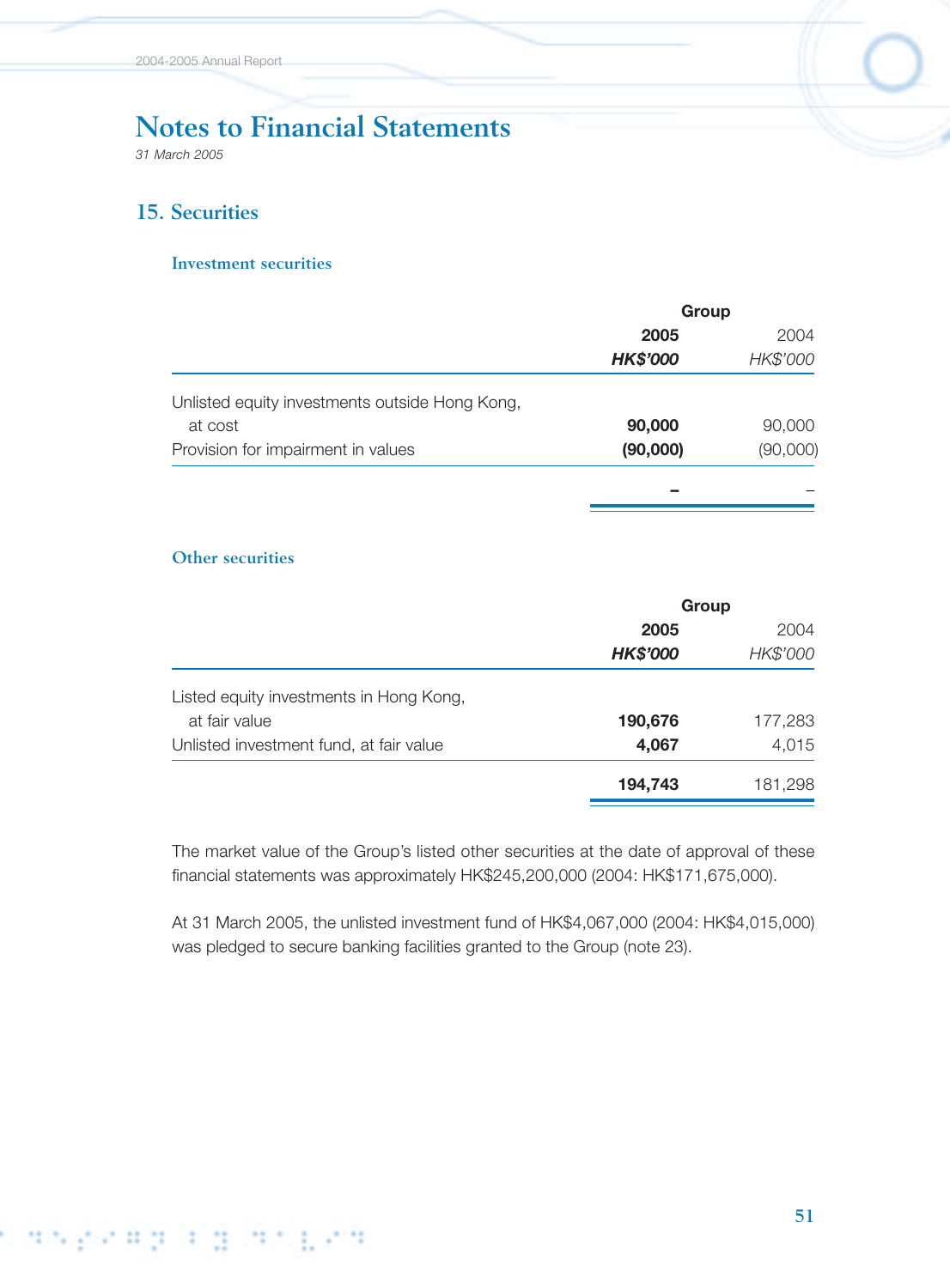# Notes to Financial Statements

*31 March 2005*

## 15. Securities

### Investment securities

| | Group | |
|---|---|---|
| | **2005** | 2004 |
| | ***HK$'000*** | *HK$'000* |
| Unlisted equity investments outside Hong Kong, at cost | **90,000** | 90,000 |
| Provision for impairment in values | **(90,000)** | (90,000) |
| | **–** | – |

### Other securities

| | Group | |
|---|---|---|
| | **2005** | 2004 |
| | ***HK$'000*** | *HK$'000* |
| Listed equity investments in Hong Kong, at fair value | **190,676** | 177,283 |
| Unlisted investment fund, at fair value | **4,067** | 4,015 |
| | **194,743** | 181,298 |

The market value of the Group's listed other securities at the date of approval of these financial statements was approximately HK$245,200,000 (2004: HK$171,675,000).

At 31 March 2005, the unlisted investment fund of HK$4,067,000 (2004: HK$4,015,000) was pledged to secure banking facilities granted to the Group (note 23).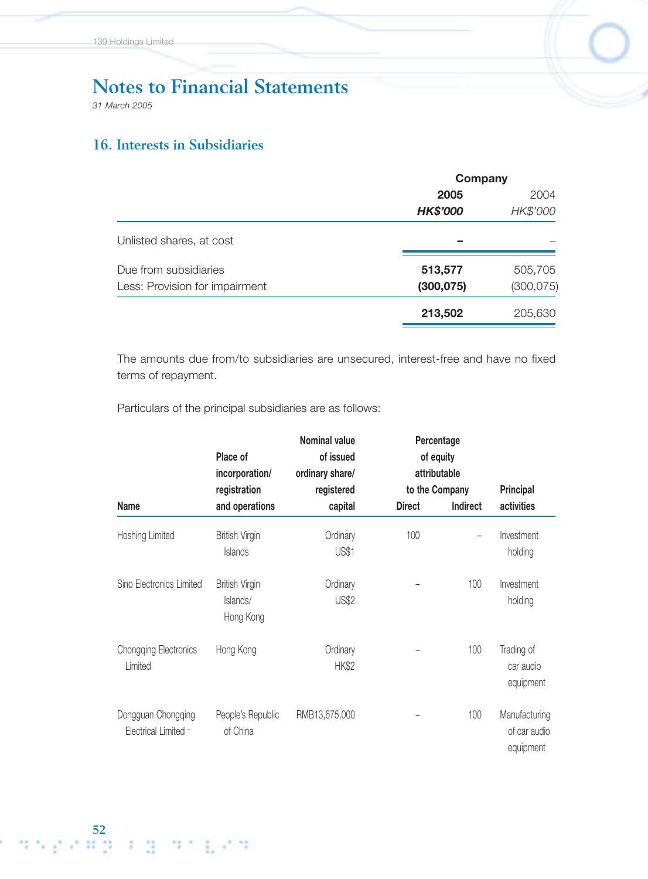# Notes to Financial Statements

*31 March 2005*

## 16. Interests in Subsidiaries

| | Company | |
|---|---|---|
| | **2005** | 2004 |
| | ***HK$'000*** | *HK$'000* |
| Unlisted shares, at cost | **–** | – |
| Due from subsidiaries | **513,577** | 505,705 |
| Less: Provision for impairment | **(300,075)** | (300,075) |
| | **213,502** | 205,630 |

The amounts due from/to subsidiaries are unsecured, interest-free and have no fixed terms of repayment.

Particulars of the principal subsidiaries are as follows:

| Name | Place of incorporation/ registration and operations | Nominal value of issued ordinary share/ registered capital | Percentage of equity attributable to the Company | | Principal activities |
|---|---|---|---|---|---|
| | | | Direct | Indirect | |
| Hoshing Limited | British Virgin Islands | Ordinary US$1 | 100 | – | Investment holding |
| Sino Electronics Limited | British Virgin Islands/ Hong Kong | Ordinary US$2 | – | 100 | Investment holding |
| Chongqing Electronics Limited | Hong Kong | Ordinary HK$2 | – | 100 | Trading of car audio equipment |
| Dongguan Chongqing Electrical Limited + | People's Republic of China | RMB13,675,000 | – | 100 | Manufacturing of car audio equipment |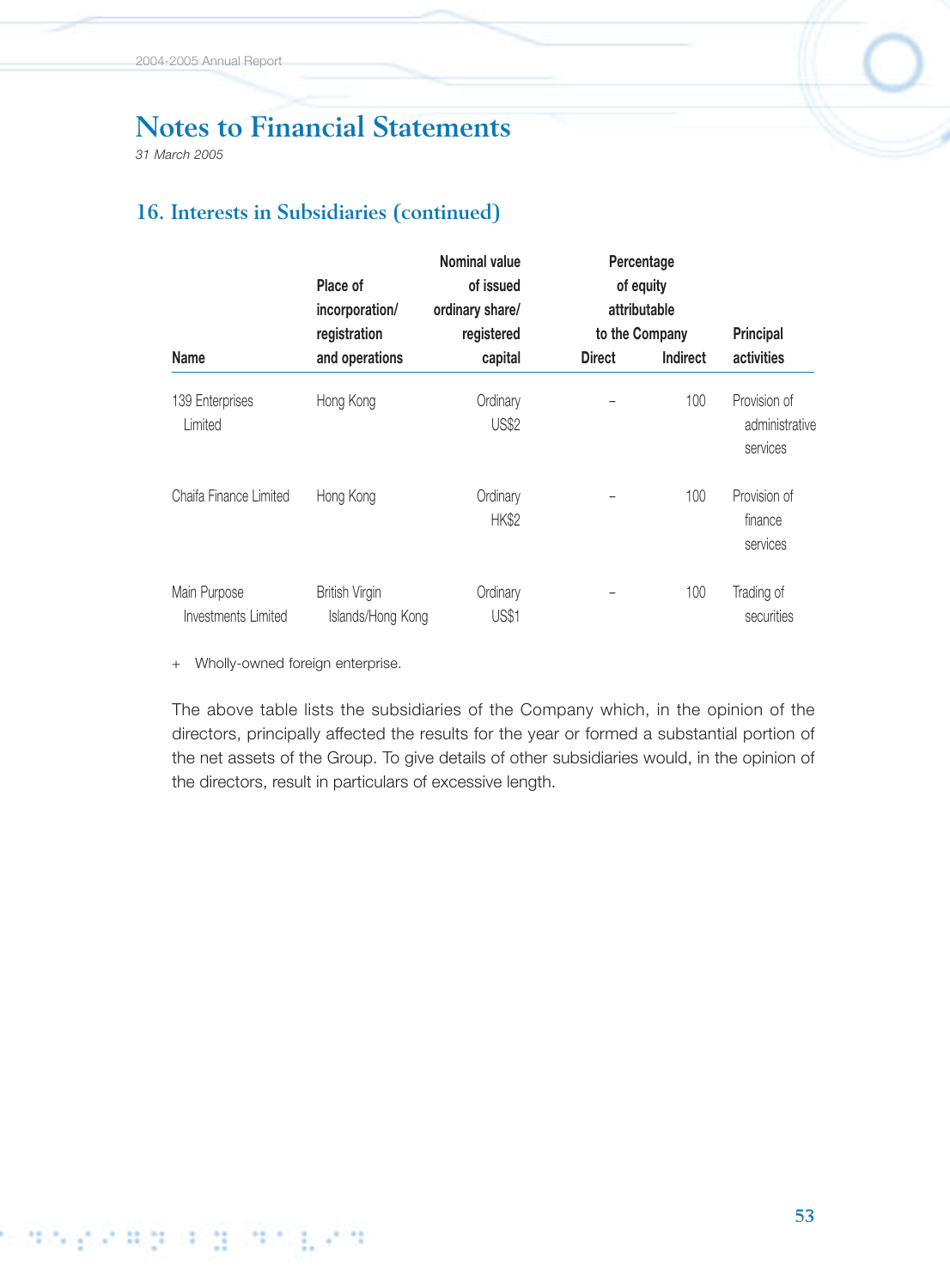# Notes to Financial Statements

*31 March 2005*

## 16. Interests in Subsidiaries (continued)

| Name | Place of incorporation/ registration and operations | Nominal value of issued ordinary share/ registered capital | Percentage of equity attributable to the Company | | Principal activities |
|---|---|---|---|---|---|
| | | | Direct | Indirect | |
| 139 Enterprises Limited | Hong Kong | Ordinary US$2 | – | 100 | Provision of administrative services |
| Chaifa Finance Limited | Hong Kong | Ordinary HK$2 | – | 100 | Provision of finance services |
| Main Purpose Investments Limited | British Virgin Islands/Hong Kong | Ordinary US$1 | – | 100 | Trading of securities |

+ Wholly-owned foreign enterprise.

The above table lists the subsidiaries of the Company which, in the opinion of the directors, principally affected the results for the year or formed a substantial portion of the net assets of the Group. To give details of other subsidiaries would, in the opinion of the directors, result in particulars of excessive length.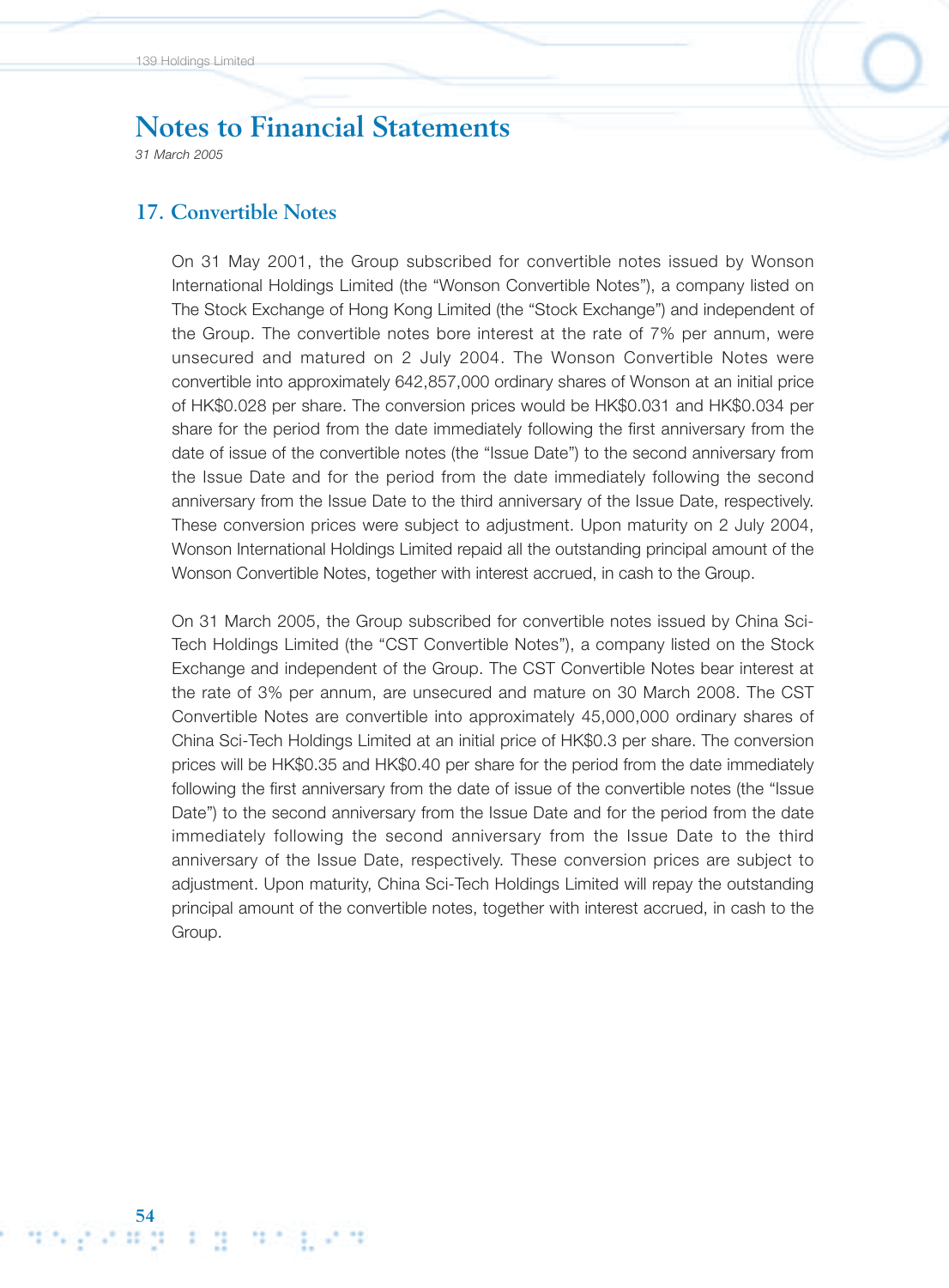# Notes to Financial Statements

*31 March 2005*

## 17. Convertible Notes

On 31 May 2001, the Group subscribed for convertible notes issued by Wonson International Holdings Limited (the "Wonson Convertible Notes"), a company listed on The Stock Exchange of Hong Kong Limited (the "Stock Exchange") and independent of the Group. The convertible notes bore interest at the rate of 7% per annum, were unsecured and matured on 2 July 2004. The Wonson Convertible Notes were convertible into approximately 642,857,000 ordinary shares of Wonson at an initial price of HK$0.028 per share. The conversion prices would be HK$0.031 and HK$0.034 per share for the period from the date immediately following the first anniversary from the date of issue of the convertible notes (the "Issue Date") to the second anniversary from the Issue Date and for the period from the date immediately following the second anniversary from the Issue Date to the third anniversary of the Issue Date, respectively. These conversion prices were subject to adjustment. Upon maturity on 2 July 2004, Wonson International Holdings Limited repaid all the outstanding principal amount of the Wonson Convertible Notes, together with interest accrued, in cash to the Group.

On 31 March 2005, the Group subscribed for convertible notes issued by China Sci-Tech Holdings Limited (the "CST Convertible Notes"), a company listed on the Stock Exchange and independent of the Group. The CST Convertible Notes bear interest at the rate of 3% per annum, are unsecured and mature on 30 March 2008. The CST Convertible Notes are convertible into approximately 45,000,000 ordinary shares of China Sci-Tech Holdings Limited at an initial price of HK$0.3 per share. The conversion prices will be HK$0.35 and HK$0.40 per share for the period from the date immediately following the first anniversary from the date of issue of the convertible notes (the "Issue Date") to the second anniversary from the Issue Date and for the period from the date immediately following the second anniversary from the Issue Date to the third anniversary of the Issue Date, respectively. These conversion prices are subject to adjustment. Upon maturity, China Sci-Tech Holdings Limited will repay the outstanding principal amount of the convertible notes, together with interest accrued, in cash to the Group.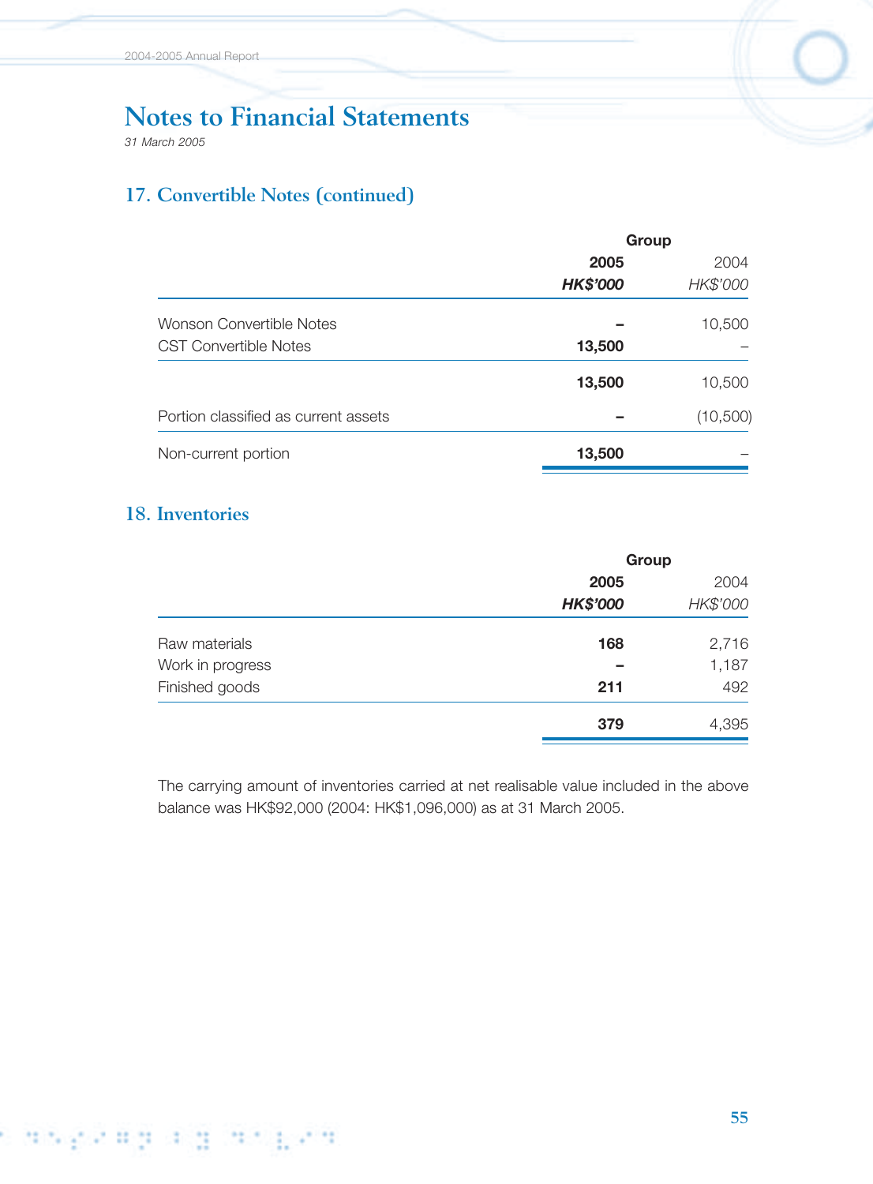# Notes to Financial Statements

*31 March 2005*

## 17. Convertible Notes (continued)

| | Group | |
|---|---|---|
| | **2005** | 2004 |
| | ***HK$'000*** | *HK$'000* |
| Wonson Convertible Notes | **–** | 10,500 |
| CST Convertible Notes | **13,500** | – |
| | **13,500** | 10,500 |
| Portion classified as current assets | **–** | (10,500) |
| Non-current portion | **13,500** | – |

## 18. Inventories

| | Group | |
|---|---|---|
| | **2005** | 2004 |
| | ***HK$'000*** | *HK$'000* |
| Raw materials | **168** | 2,716 |
| Work in progress | **–** | 1,187 |
| Finished goods | **211** | 492 |
| | **379** | 4,395 |

The carrying amount of inventories carried at net realisable value included in the above balance was HK$92,000 (2004: HK$1,096,000) as at 31 March 2005.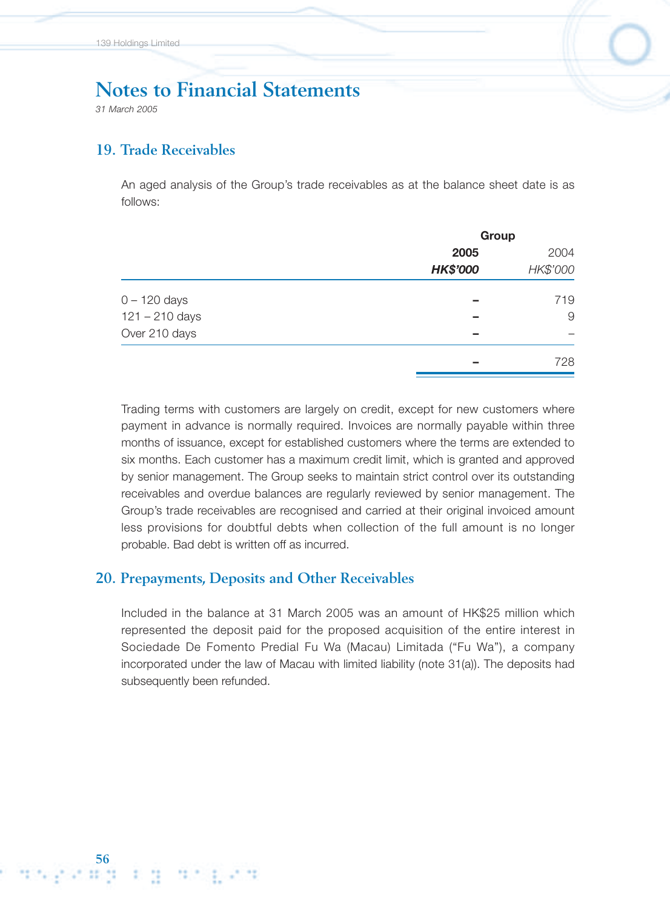# Notes to Financial Statements

*31 March 2005*

## 19. Trade Receivables

An aged analysis of the Group's trade receivables as at the balance sheet date is as follows:

| | Group | |
|---|---|---|
| | **2005** | 2004 |
| | ***HK$'000*** | *HK$'000* |
| 0 – 120 days | **–** | 719 |
| 121 – 210 days | **–** | 9 |
| Over 210 days | **–** | – |
| | **–** | 728 |

Trading terms with customers are largely on credit, except for new customers where payment in advance is normally required. Invoices are normally payable within three months of issuance, except for established customers where the terms are extended to six months. Each customer has a maximum credit limit, which is granted and approved by senior management. The Group seeks to maintain strict control over its outstanding receivables and overdue balances are regularly reviewed by senior management. The Group's trade receivables are recognised and carried at their original invoiced amount less provisions for doubtful debts when collection of the full amount is no longer probable. Bad debt is written off as incurred.

## 20. Prepayments, Deposits and Other Receivables

Included in the balance at 31 March 2005 was an amount of HK$25 million which represented the deposit paid for the proposed acquisition of the entire interest in Sociedade De Fomento Predial Fu Wa (Macau) Limitada ("Fu Wa"), a company incorporated under the law of Macau with limited liability (note 31(a)). The deposits had subsequently been refunded.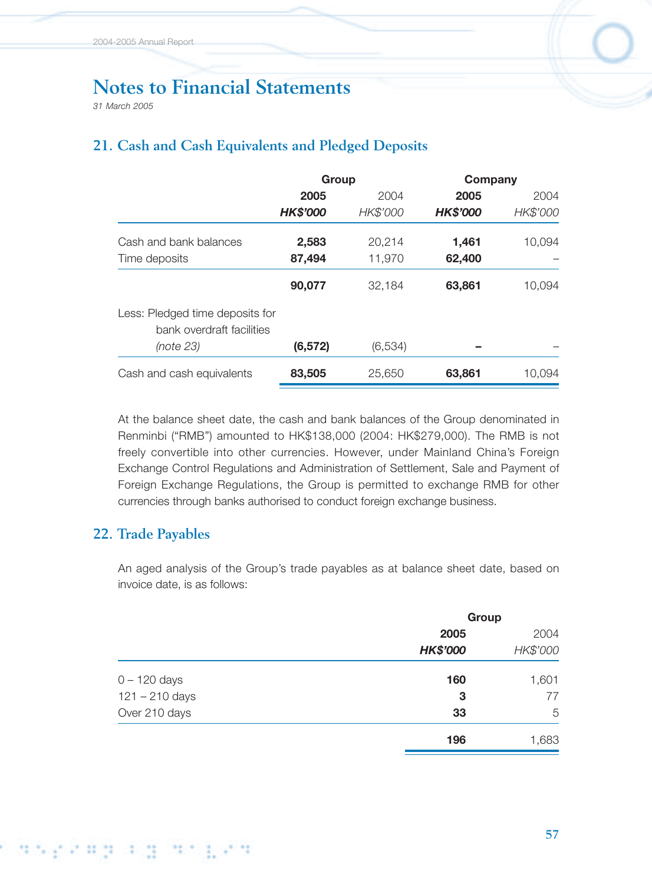# Notes to Financial Statements

*31 March 2005*

## 21. Cash and Cash Equivalents and Pledged Deposits

| | Group | | Company | |
|---|---|---|---|---|
| | **2005** | 2004 | **2005** | 2004 |
| | ***HK$'000*** | *HK$'000* | ***HK$'000*** | *HK$'000* |
| Cash and bank balances | **2,583** | 20,214 | **1,461** | 10,094 |
| Time deposits | **87,494** | 11,970 | **62,400** | – |
| | **90,077** | 32,184 | **63,861** | 10,094 |
| Less: Pledged time deposits for bank overdraft facilities *(note 23)* | **(6,572)** | (6,534) | **–** | – |
| Cash and cash equivalents | **83,505** | 25,650 | **63,861** | 10,094 |

At the balance sheet date, the cash and bank balances of the Group denominated in Renminbi ("RMB") amounted to HK$138,000 (2004: HK$279,000). The RMB is not freely convertible into other currencies. However, under Mainland China's Foreign Exchange Control Regulations and Administration of Settlement, Sale and Payment of Foreign Exchange Regulations, the Group is permitted to exchange RMB for other currencies through banks authorised to conduct foreign exchange business.

## 22. Trade Payables

An aged analysis of the Group's trade payables as at balance sheet date, based on invoice date, is as follows:

| | Group | |
|---|---|---|
| | **2005** | 2004 |
| | ***HK$'000*** | *HK$'000* |
| 0 – 120 days | **160** | 1,601 |
| 121 – 210 days | **3** | 77 |
| Over 210 days | **33** | 5 |
| | **196** | 1,683 |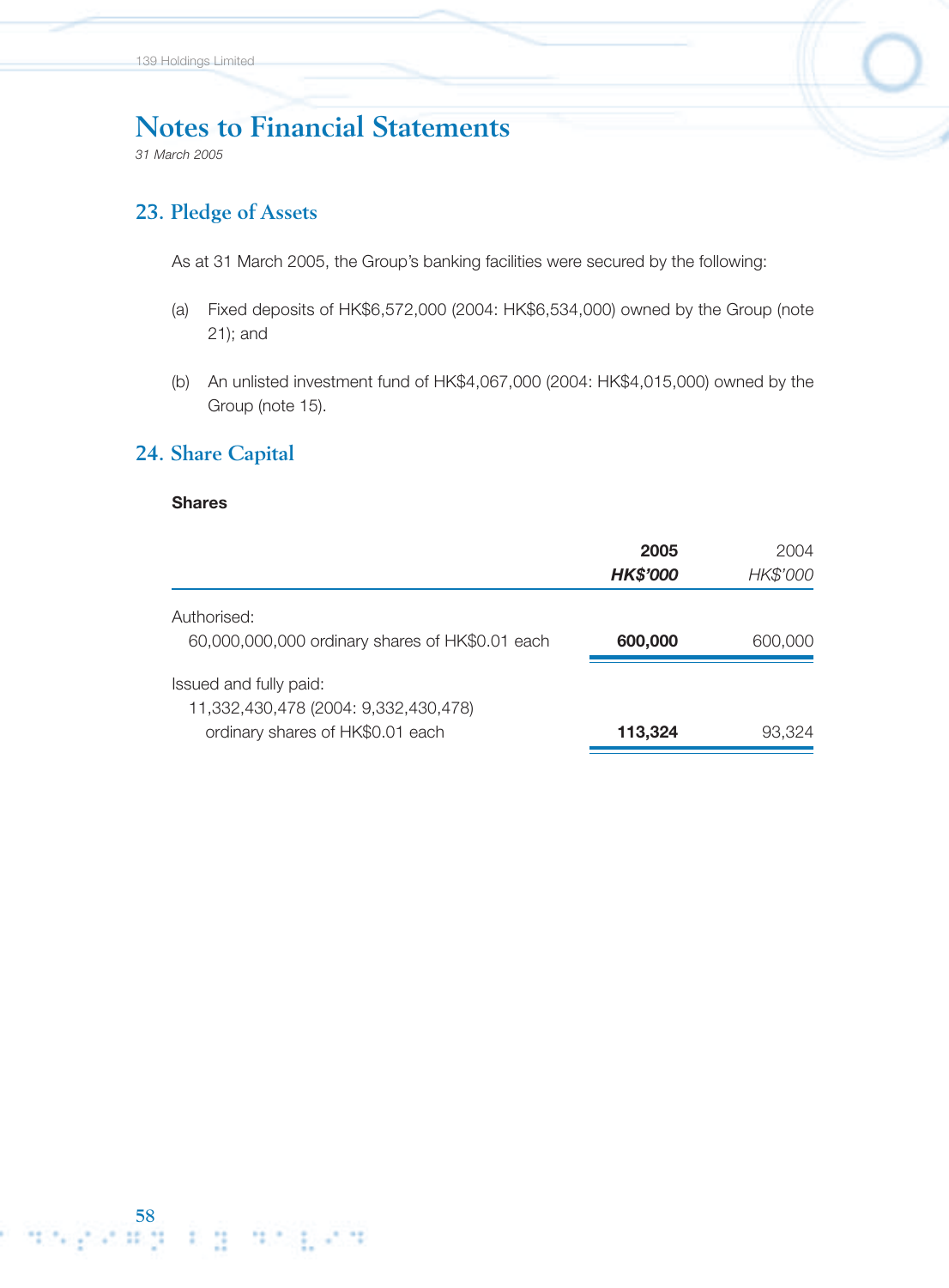# Notes to Financial Statements

*31 March 2005*

## 23. Pledge of Assets

As at 31 March 2005, the Group's banking facilities were secured by the following:

(a) Fixed deposits of HK$6,572,000 (2004: HK$6,534,000) owned by the Group (note 21); and

(b) An unlisted investment fund of HK$4,067,000 (2004: HK$4,015,000) owned by the Group (note 15).

## 24. Share Capital

**Shares**

| | **2005** | 2004 |
|---|---|---|
| | ***HK$'000*** | *HK$'000* |
| Authorised: | | |
| 60,000,000,000 ordinary shares of HK$0.01 each | **600,000** | 600,000 |
| Issued and fully paid: | | |
| 11,332,430,478 (2004: 9,332,430,478) ordinary shares of HK$0.01 each | **113,324** | 93,324 |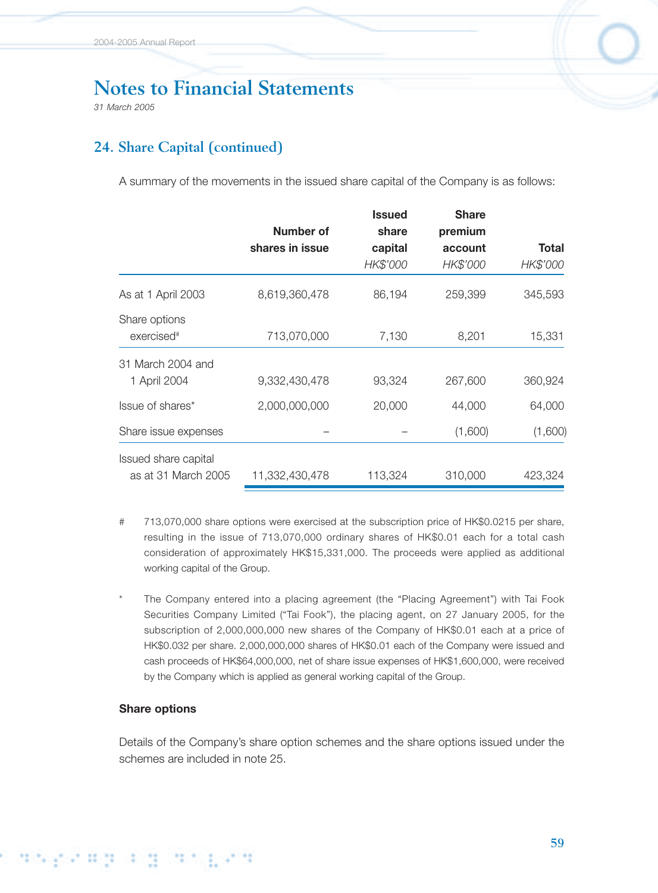# Notes to Financial Statements

*31 March 2005*

## 24. Share Capital (continued)

A summary of the movements in the issued share capital of the Company is as follows:

| | Number of shares in issue | Issued share capital *HK$'000* | Share premium account *HK$'000* | Total *HK$'000* |
|---|---|---|---|---|
| As at 1 April 2003 | 8,619,360,478 | 86,194 | 259,399 | 345,593 |
| Share options exercised# | 713,070,000 | 7,130 | 8,201 | 15,331 |
| 31 March 2004 and 1 April 2004 | 9,332,430,478 | 93,324 | 267,600 | 360,924 |
| Issue of shares* | 2,000,000,000 | 20,000 | 44,000 | 64,000 |
| Share issue expenses | – | – | (1,600) | (1,600) |
| Issued share capital as at 31 March 2005 | 11,332,430,478 | 113,324 | 310,000 | 423,324 |

\# 713,070,000 share options were exercised at the subscription price of HK$0.0215 per share, resulting in the issue of 713,070,000 ordinary shares of HK$0.01 each for a total cash consideration of approximately HK$15,331,000. The proceeds were applied as additional working capital of the Group.

\* The Company entered into a placing agreement (the "Placing Agreement") with Tai Fook Securities Company Limited ("Tai Fook"), the placing agent, on 27 January 2005, for the subscription of 2,000,000,000 new shares of the Company of HK$0.01 each at a price of HK$0.032 per share. 2,000,000,000 shares of HK$0.01 each of the Company were issued and cash proceeds of HK$64,000,000, net of share issue expenses of HK$1,600,000, were received by the Company which is applied as general working capital of the Group.

**Share options**

Details of the Company's share option schemes and the share options issued under the schemes are included in note 25.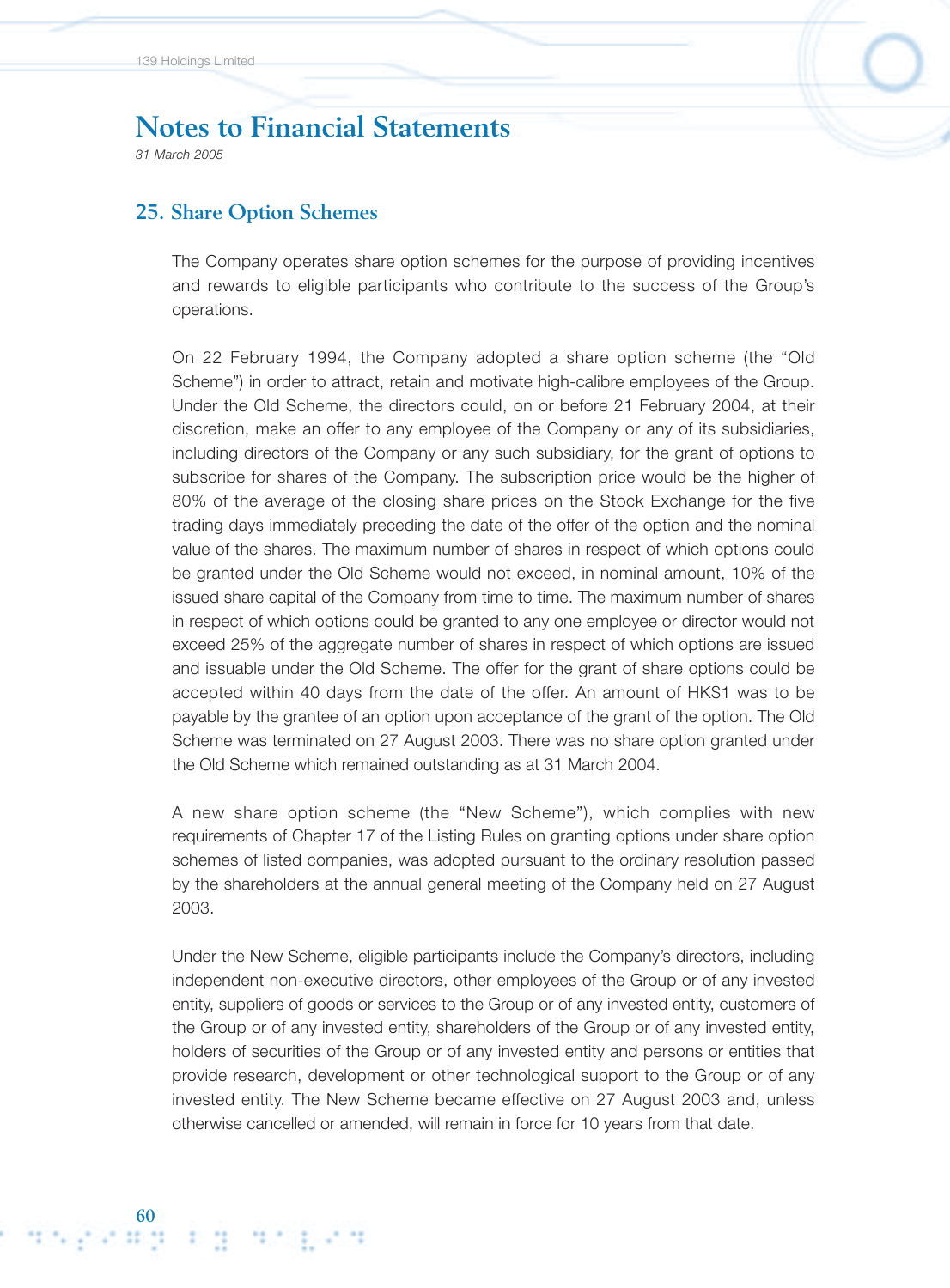# Notes to Financial Statements

*31 March 2005*

## 25. Share Option Schemes

The Company operates share option schemes for the purpose of providing incentives and rewards to eligible participants who contribute to the success of the Group's operations.

On 22 February 1994, the Company adopted a share option scheme (the "Old Scheme") in order to attract, retain and motivate high-calibre employees of the Group. Under the Old Scheme, the directors could, on or before 21 February 2004, at their discretion, make an offer to any employee of the Company or any of its subsidiaries, including directors of the Company or any such subsidiary, for the grant of options to subscribe for shares of the Company. The subscription price would be the higher of 80% of the average of the closing share prices on the Stock Exchange for the five trading days immediately preceding the date of the offer of the option and the nominal value of the shares. The maximum number of shares in respect of which options could be granted under the Old Scheme would not exceed, in nominal amount, 10% of the issued share capital of the Company from time to time. The maximum number of shares in respect of which options could be granted to any one employee or director would not exceed 25% of the aggregate number of shares in respect of which options are issued and issuable under the Old Scheme. The offer for the grant of share options could be accepted within 40 days from the date of the offer. An amount of HK$1 was to be payable by the grantee of an option upon acceptance of the grant of the option. The Old Scheme was terminated on 27 August 2003. There was no share option granted under the Old Scheme which remained outstanding as at 31 March 2004.

A new share option scheme (the "New Scheme"), which complies with new requirements of Chapter 17 of the Listing Rules on granting options under share option schemes of listed companies, was adopted pursuant to the ordinary resolution passed by the shareholders at the annual general meeting of the Company held on 27 August 2003.

Under the New Scheme, eligible participants include the Company's directors, including independent non-executive directors, other employees of the Group or of any invested entity, suppliers of goods or services to the Group or of any invested entity, customers of the Group or of any invested entity, shareholders of the Group or of any invested entity, holders of securities of the Group or of any invested entity and persons or entities that provide research, development or other technological support to the Group or of any invested entity. The New Scheme became effective on 27 August 2003 and, unless otherwise cancelled or amended, will remain in force for 10 years from that date.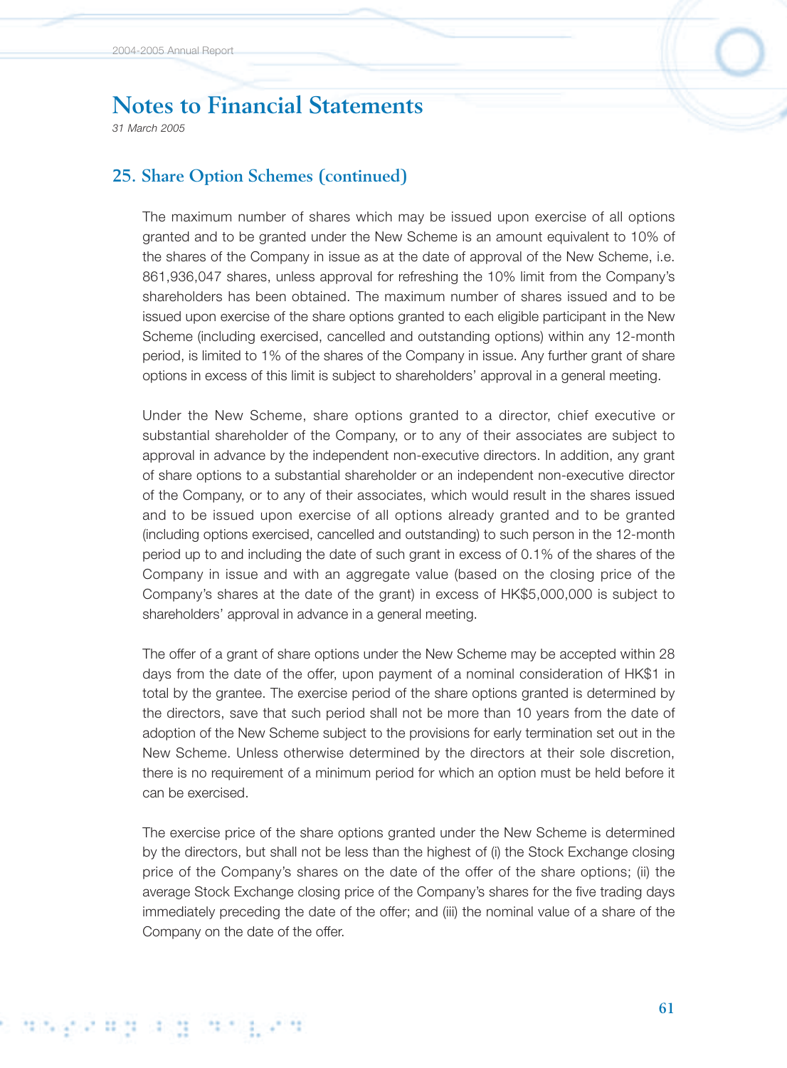# Notes to Financial Statements

*31 March 2005*

## 25. Share Option Schemes (continued)

The maximum number of shares which may be issued upon exercise of all options granted and to be granted under the New Scheme is an amount equivalent to 10% of the shares of the Company in issue as at the date of approval of the New Scheme, i.e. 861,936,047 shares, unless approval for refreshing the 10% limit from the Company's shareholders has been obtained. The maximum number of shares issued and to be issued upon exercise of the share options granted to each eligible participant in the New Scheme (including exercised, cancelled and outstanding options) within any 12-month period, is limited to 1% of the shares of the Company in issue. Any further grant of share options in excess of this limit is subject to shareholders' approval in a general meeting.

Under the New Scheme, share options granted to a director, chief executive or substantial shareholder of the Company, or to any of their associates are subject to approval in advance by the independent non-executive directors. In addition, any grant of share options to a substantial shareholder or an independent non-executive director of the Company, or to any of their associates, which would result in the shares issued and to be issued upon exercise of all options already granted and to be granted (including options exercised, cancelled and outstanding) to such person in the 12-month period up to and including the date of such grant in excess of 0.1% of the shares of the Company in issue and with an aggregate value (based on the closing price of the Company's shares at the date of the grant) in excess of HK$5,000,000 is subject to shareholders' approval in advance in a general meeting.

The offer of a grant of share options under the New Scheme may be accepted within 28 days from the date of the offer, upon payment of a nominal consideration of HK$1 in total by the grantee. The exercise period of the share options granted is determined by the directors, save that such period shall not be more than 10 years from the date of adoption of the New Scheme subject to the provisions for early termination set out in the New Scheme. Unless otherwise determined by the directors at their sole discretion, there is no requirement of a minimum period for which an option must be held before it can be exercised.

The exercise price of the share options granted under the New Scheme is determined by the directors, but shall not be less than the highest of (i) the Stock Exchange closing price of the Company's shares on the date of the offer of the share options; (ii) the average Stock Exchange closing price of the Company's shares for the five trading days immediately preceding the date of the offer; and (iii) the nominal value of a share of the Company on the date of the offer.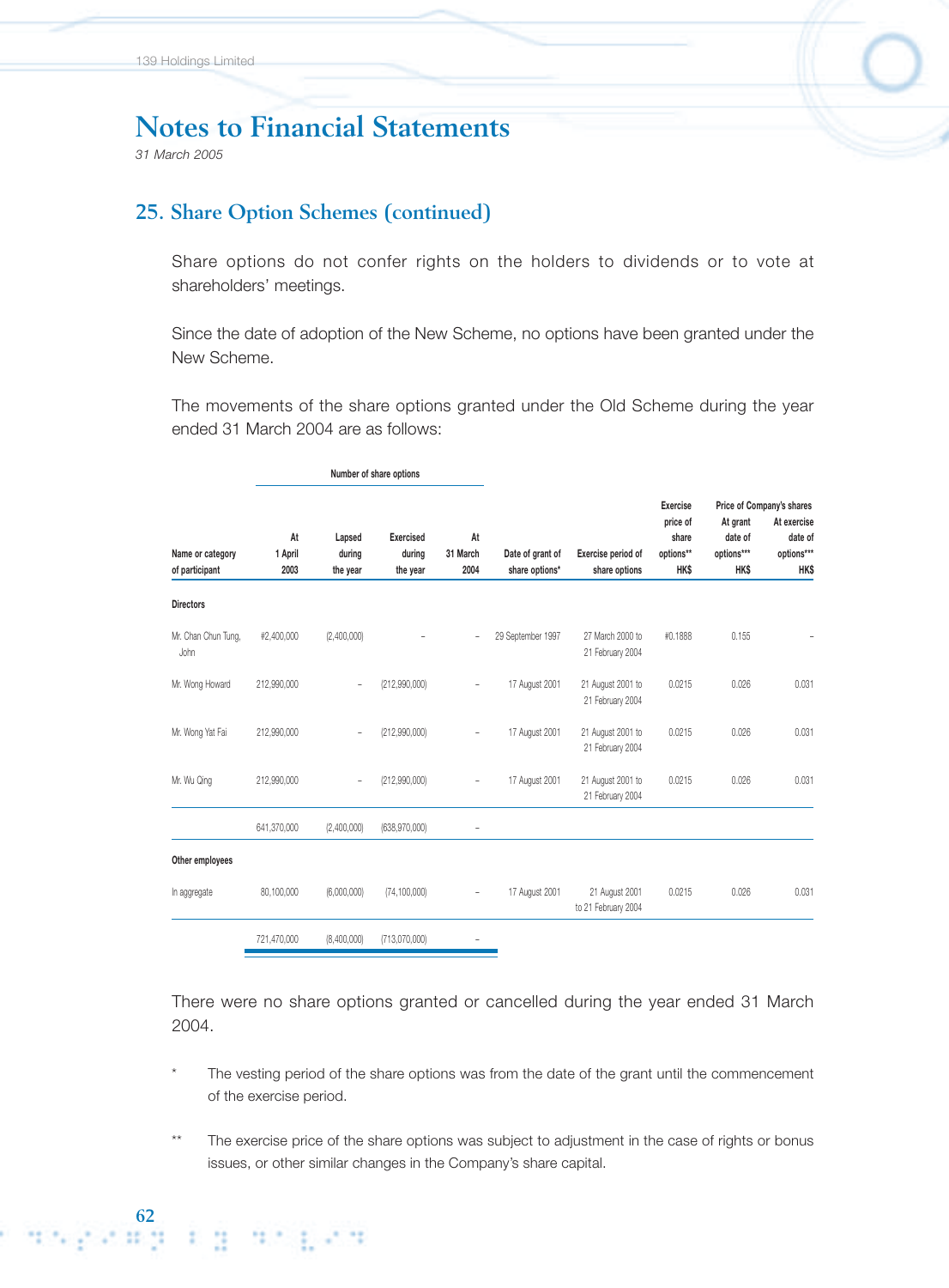# Notes to Financial Statements

*31 March 2005*

## 25. Share Option Schemes (continued)

Share options do not confer rights on the holders to dividends or to vote at shareholders' meetings.

Since the date of adoption of the New Scheme, no options have been granted under the New Scheme.

The movements of the share options granted under the Old Scheme during the year ended 31 March 2004 are as follows:

| Name or category of participant | Number of share options: At 1 April 2003 | Lapsed during the year | Exercised during the year | At 31 March 2004 | Date of grant of share options* | Exercise period of share options | Exercise price of share options** HK$ | Price of Company's shares: At grant date of options*** HK$ | At exercise date of options*** HK$ |
|---|---|---|---|---|---|---|---|---|---|
| **Directors** | | | | | | | | | |
| Mr. Chan Chun Tung, John | #2,400,000 | (2,400,000) | – | – | 29 September 1997 | 27 March 2000 to 21 February 2004 | #0.1888 | 0.155 | – |
| Mr. Wong Howard | 212,990,000 | – | (212,990,000) | – | 17 August 2001 | 21 August 2001 to 21 February 2004 | 0.0215 | 0.026 | 0.031 |
| Mr. Wong Yat Fai | 212,990,000 | – | (212,990,000) | – | 17 August 2001 | 21 August 2001 to 21 February 2004 | 0.0215 | 0.026 | 0.031 |
| Mr. Wu Qing | 212,990,000 | – | (212,990,000) | – | 17 August 2001 | 21 August 2001 to 21 February 2004 | 0.0215 | 0.026 | 0.031 |
| | 641,370,000 | (2,400,000) | (638,970,000) | – | | | | | |
| **Other employees** | | | | | | | | | |
| In aggregate | 80,100,000 | (6,000,000) | (74,100,000) | – | 17 August 2001 | 21 August 2001 to 21 February 2004 | 0.0215 | 0.026 | 0.031 |
| | 721,470,000 | (8,400,000) | (713,070,000) | – | | | | | |

There were no share options granted or cancelled during the year ended 31 March 2004.

\* The vesting period of the share options was from the date of the grant until the commencement of the exercise period.

\*\* The exercise price of the share options was subject to adjustment in the case of rights or bonus issues, or other similar changes in the Company's share capital.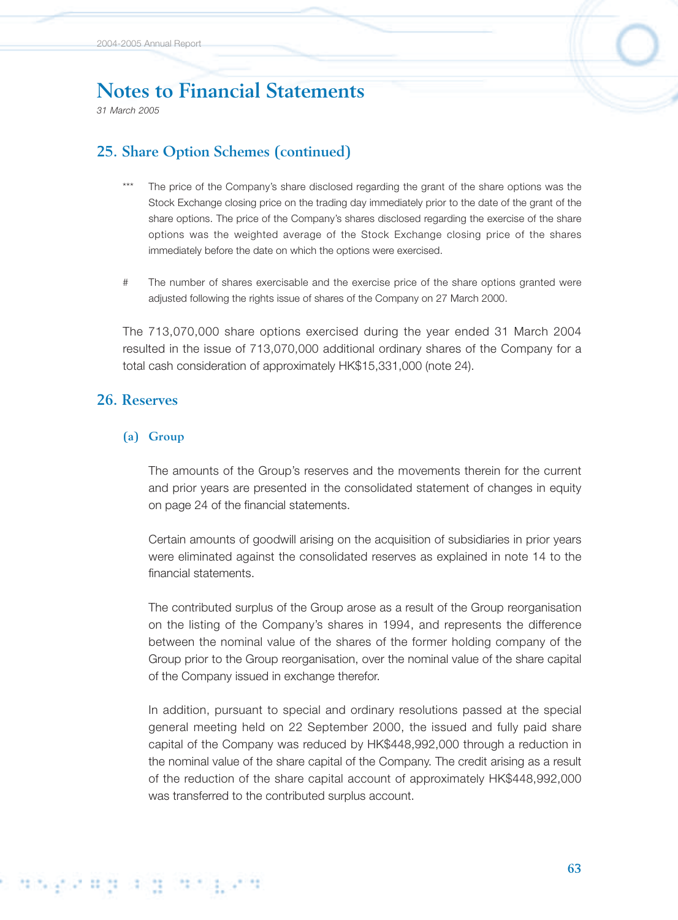# Notes to Financial Statements

*31 March 2005*

## 25. Share Option Schemes (continued)

*** The price of the Company's share disclosed regarding the grant of the share options was the Stock Exchange closing price on the trading day immediately prior to the date of the grant of the share options. The price of the Company's shares disclosed regarding the exercise of the share options was the weighted average of the Stock Exchange closing price of the shares immediately before the date on which the options were exercised.

# The number of shares exercisable and the exercise price of the share options granted were adjusted following the rights issue of shares of the Company on 27 March 2000.

The 713,070,000 share options exercised during the year ended 31 March 2004 resulted in the issue of 713,070,000 additional ordinary shares of the Company for a total cash consideration of approximately HK$15,331,000 (note 24).

## 26. Reserves

### (a) Group

The amounts of the Group's reserves and the movements therein for the current and prior years are presented in the consolidated statement of changes in equity on page 24 of the financial statements.

Certain amounts of goodwill arising on the acquisition of subsidiaries in prior years were eliminated against the consolidated reserves as explained in note 14 to the financial statements.

The contributed surplus of the Group arose as a result of the Group reorganisation on the listing of the Company's shares in 1994, and represents the difference between the nominal value of the shares of the former holding company of the Group prior to the Group reorganisation, over the nominal value of the share capital of the Company issued in exchange therefor.

In addition, pursuant to special and ordinary resolutions passed at the special general meeting held on 22 September 2000, the issued and fully paid share capital of the Company was reduced by HK$448,992,000 through a reduction in the nominal value of the share capital of the Company. The credit arising as a result of the reduction of the share capital account of approximately HK$448,992,000 was transferred to the contributed surplus account.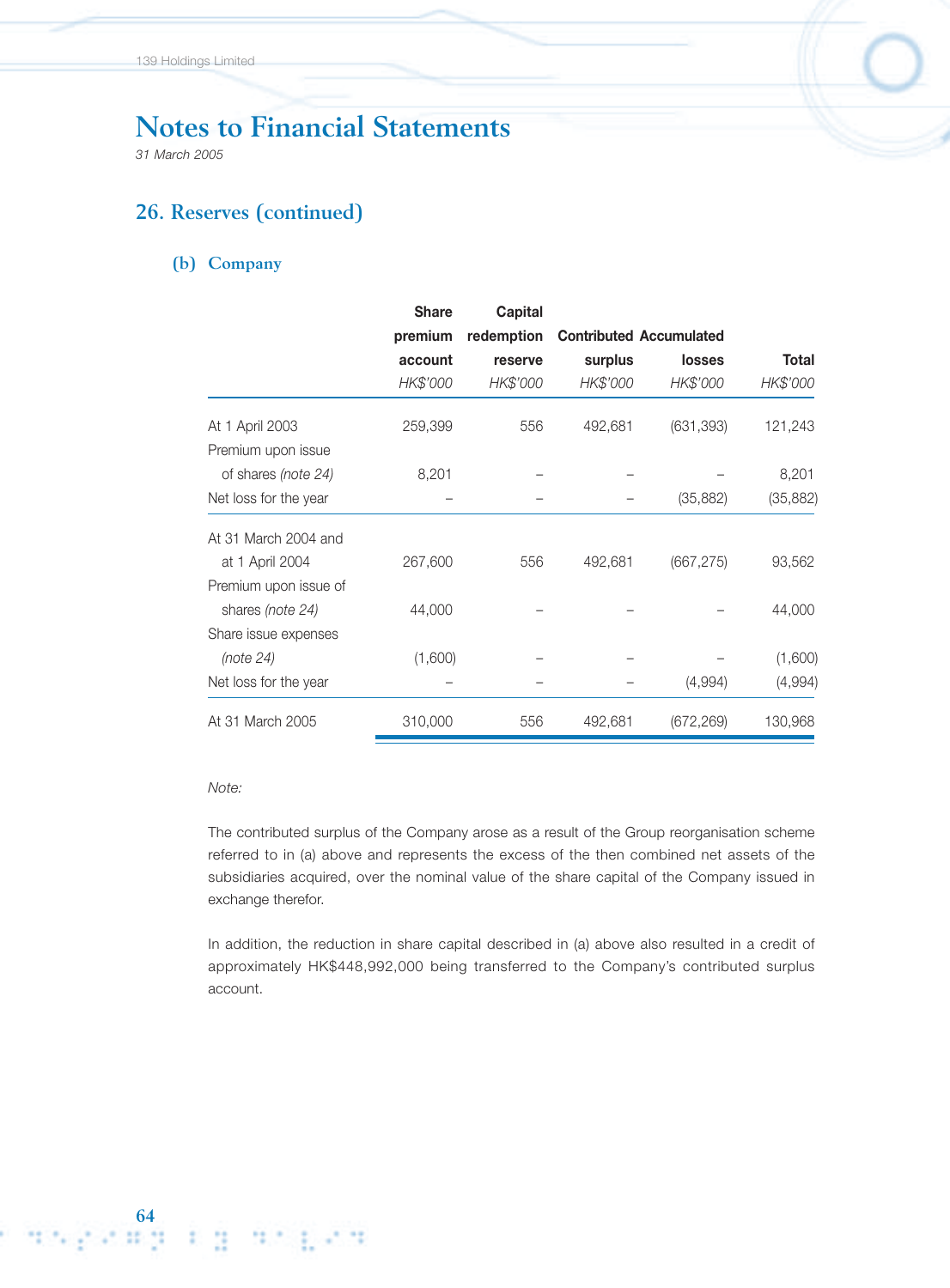# Notes to Financial Statements

*31 March 2005*

## 26. Reserves (continued)

### (b) Company

| | Share premium account | Capital redemption reserve | Contributed surplus | Accumulated losses | Total |
|---|---|---|---|---|---|
| | *HK$'000* | *HK$'000* | *HK$'000* | *HK$'000* | *HK$'000* |
| At 1 April 2003 | 259,399 | 556 | 492,681 | (631,393) | 121,243 |
| Premium upon issue of shares *(note 24)* | 8,201 | – | – | – | 8,201 |
| Net loss for the year | – | – | – | (35,882) | (35,882) |
| At 31 March 2004 and at 1 April 2004 | 267,600 | 556 | 492,681 | (667,275) | 93,562 |
| Premium upon issue of shares *(note 24)* | 44,000 | – | – | – | 44,000 |
| Share issue expenses *(note 24)* | (1,600) | – | – | – | (1,600) |
| Net loss for the year | – | – | – | (4,994) | (4,994) |
| At 31 March 2005 | 310,000 | 556 | 492,681 | (672,269) | 130,968 |

*Note:*

The contributed surplus of the Company arose as a result of the Group reorganisation scheme referred to in (a) above and represents the excess of the then combined net assets of the subsidiaries acquired, over the nominal value of the share capital of the Company issued in exchange therefor.

In addition, the reduction in share capital described in (a) above also resulted in a credit of approximately HK$448,992,000 being transferred to the Company's contributed surplus account.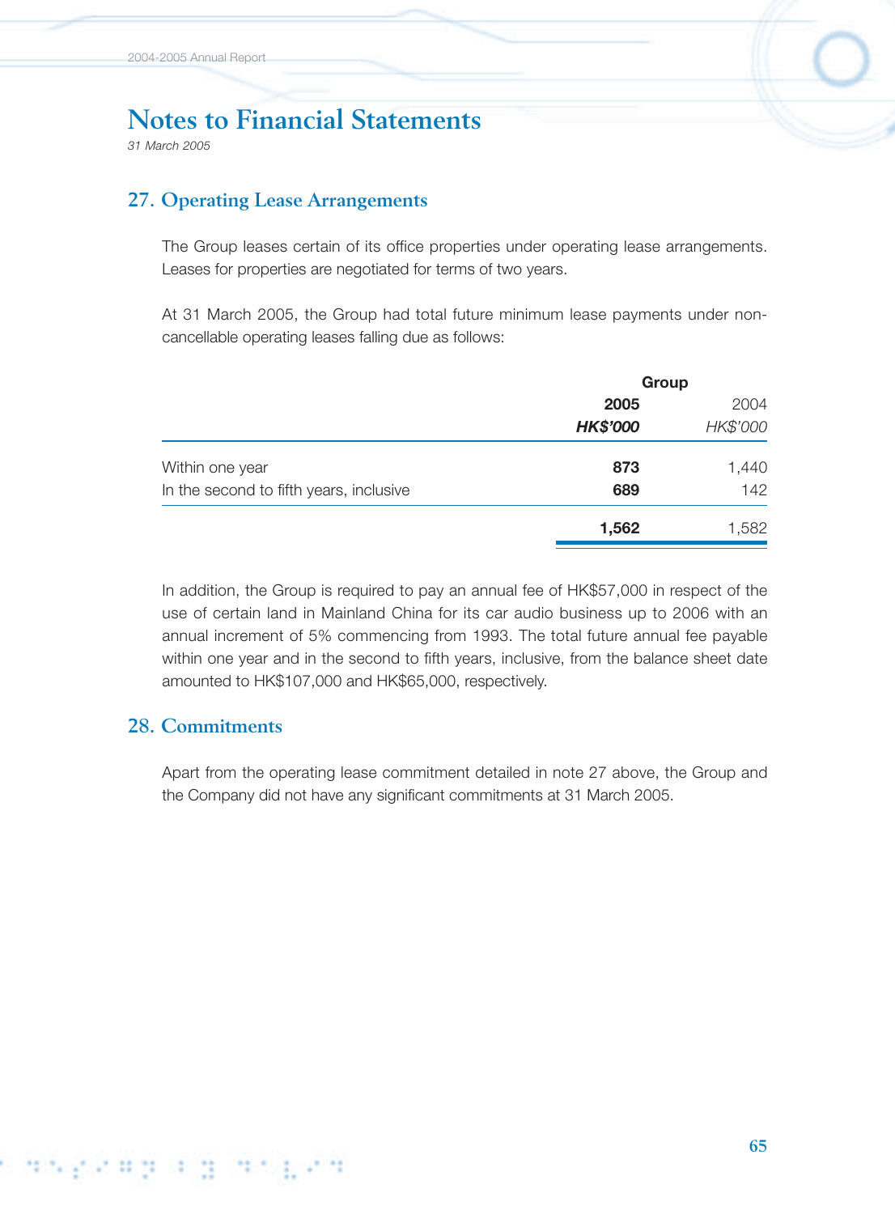# Notes to Financial Statements

*31 March 2005*

## 27. Operating Lease Arrangements

The Group leases certain of its office properties under operating lease arrangements. Leases for properties are negotiated for terms of two years.

At 31 March 2005, the Group had total future minimum lease payments under non-cancellable operating leases falling due as follows:

| | Group | |
|---|---|---|
| | **2005** | 2004 |
| | ***HK$'000*** | *HK$'000* |
| Within one year | **873** | 1,440 |
| In the second to fifth years, inclusive | **689** | 142 |
| | **1,562** | 1,582 |

In addition, the Group is required to pay an annual fee of HK$57,000 in respect of the use of certain land in Mainland China for its car audio business up to 2006 with an annual increment of 5% commencing from 1993. The total future annual fee payable within one year and in the second to fifth years, inclusive, from the balance sheet date amounted to HK$107,000 and HK$65,000, respectively.

## 28. Commitments

Apart from the operating lease commitment detailed in note 27 above, the Group and the Company did not have any significant commitments at 31 March 2005.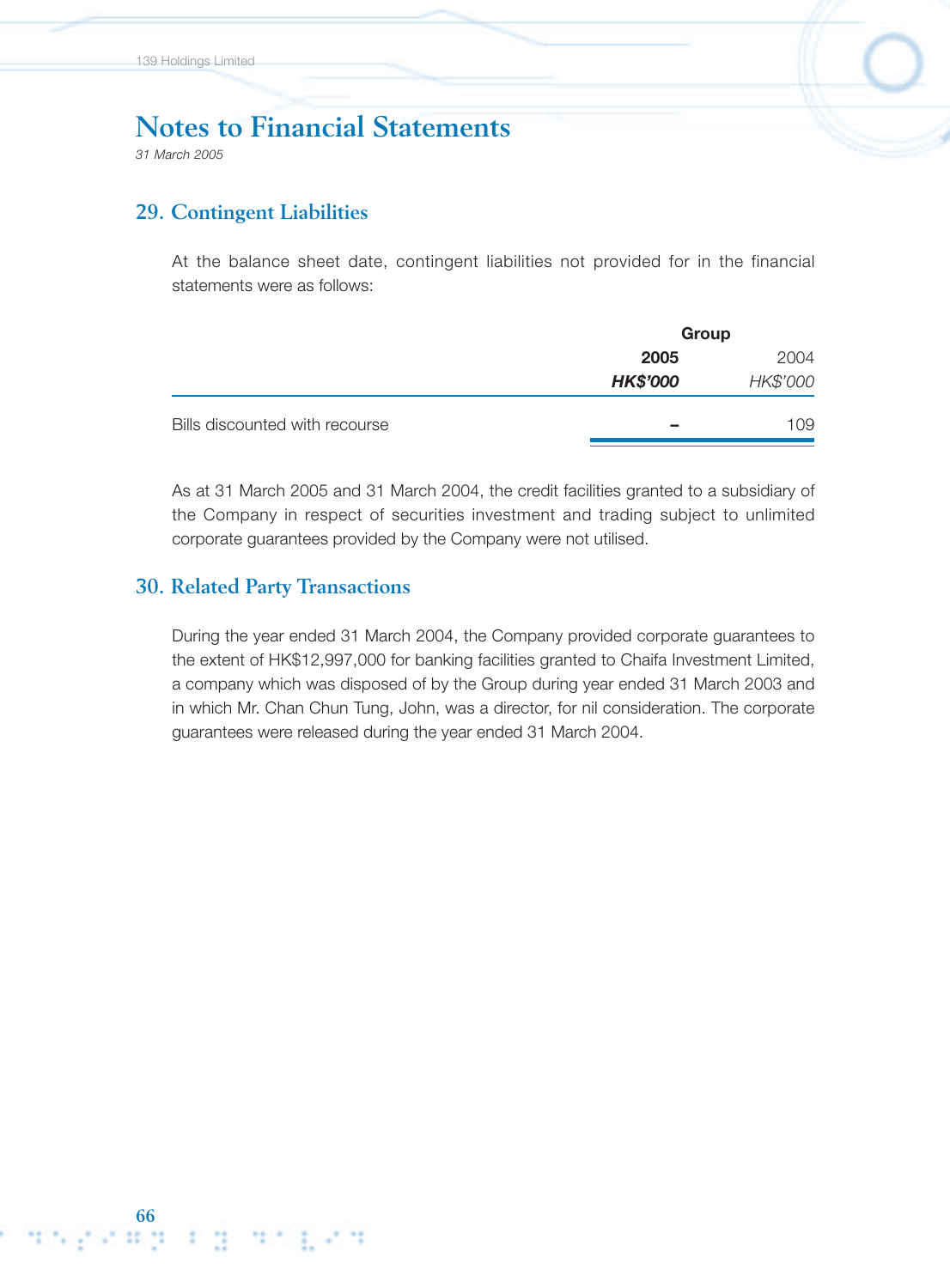# Notes to Financial Statements

*31 March 2005*

## 29. Contingent Liabilities

At the balance sheet date, contingent liabilities not provided for in the financial statements were as follows:

| | Group | |
|---|---|---|
| | **2005** | 2004 |
| | ***HK$'000*** | *HK$'000* |
| Bills discounted with recourse | **–** | 109 |

As at 31 March 2005 and 31 March 2004, the credit facilities granted to a subsidiary of the Company in respect of securities investment and trading subject to unlimited corporate guarantees provided by the Company were not utilised.

## 30. Related Party Transactions

During the year ended 31 March 2004, the Company provided corporate guarantees to the extent of HK$12,997,000 for banking facilities granted to Chaifa Investment Limited, a company which was disposed of by the Group during year ended 31 March 2003 and in which Mr. Chan Chun Tung, John, was a director, for nil consideration. The corporate guarantees were released during the year ended 31 March 2004.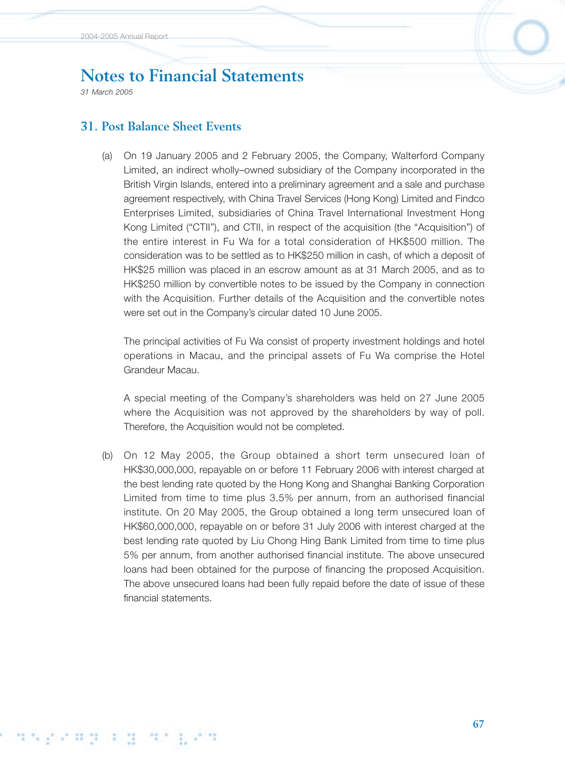# Notes to Financial Statements

*31 March 2005*

## 31. Post Balance Sheet Events

(a) On 19 January 2005 and 2 February 2005, the Company, Walterford Company Limited, an indirect wholly–owned subsidiary of the Company incorporated in the British Virgin Islands, entered into a preliminary agreement and a sale and purchase agreement respectively, with China Travel Services (Hong Kong) Limited and Findco Enterprises Limited, subsidiaries of China Travel International Investment Hong Kong Limited ("CTII"), and CTII, in respect of the acquisition (the "Acquisition") of the entire interest in Fu Wa for a total consideration of HK$500 million. The consideration was to be settled as to HK$250 million in cash, of which a deposit of HK$25 million was placed in an escrow amount as at 31 March 2005, and as to HK$250 million by convertible notes to be issued by the Company in connection with the Acquisition. Further details of the Acquisition and the convertible notes were set out in the Company's circular dated 10 June 2005.

The principal activities of Fu Wa consist of property investment holdings and hotel operations in Macau, and the principal assets of Fu Wa comprise the Hotel Grandeur Macau.

A special meeting of the Company's shareholders was held on 27 June 2005 where the Acquisition was not approved by the shareholders by way of poll. Therefore, the Acquisition would not be completed.

(b) On 12 May 2005, the Group obtained a short term unsecured loan of HK$30,000,000, repayable on or before 11 February 2006 with interest charged at the best lending rate quoted by the Hong Kong and Shanghai Banking Corporation Limited from time to time plus 3.5% per annum, from an authorised financial institute. On 20 May 2005, the Group obtained a long term unsecured loan of HK$60,000,000, repayable on or before 31 July 2006 with interest charged at the best lending rate quoted by Liu Chong Hing Bank Limited from time to time plus 5% per annum, from another authorised financial institute. The above unsecured loans had been obtained for the purpose of financing the proposed Acquisition. The above unsecured loans had been fully repaid before the date of issue of these financial statements.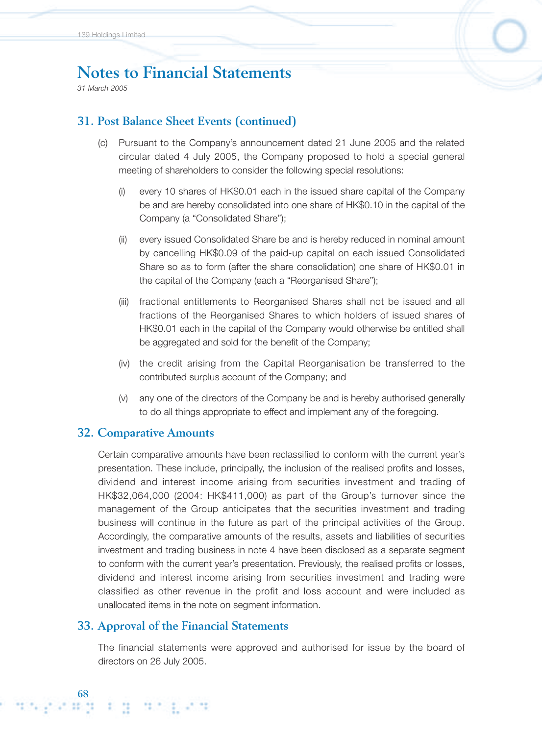# Notes to Financial Statements

*31 March 2005*

## 31. Post Balance Sheet Events (continued)

(c) Pursuant to the Company's announcement dated 21 June 2005 and the related circular dated 4 July 2005, the Company proposed to hold a special general meeting of shareholders to consider the following special resolutions:

(i) every 10 shares of HK$0.01 each in the issued share capital of the Company be and are hereby consolidated into one share of HK$0.10 in the capital of the Company (a "Consolidated Share");

(ii) every issued Consolidated Share be and is hereby reduced in nominal amount by cancelling HK$0.09 of the paid-up capital on each issued Consolidated Share so as to form (after the share consolidation) one share of HK$0.01 in the capital of the Company (each a "Reorganised Share");

(iii) fractional entitlements to Reorganised Shares shall not be issued and all fractions of the Reorganised Shares to which holders of issued shares of HK$0.01 each in the capital of the Company would otherwise be entitled shall be aggregated and sold for the benefit of the Company;

(iv) the credit arising from the Capital Reorganisation be transferred to the contributed surplus account of the Company; and

(v) any one of the directors of the Company be and is hereby authorised generally to do all things appropriate to effect and implement any of the foregoing.

## 32. Comparative Amounts

Certain comparative amounts have been reclassified to conform with the current year's presentation. These include, principally, the inclusion of the realised profits and losses, dividend and interest income arising from securities investment and trading of HK$32,064,000 (2004: HK$411,000) as part of the Group's turnover since the management of the Group anticipates that the securities investment and trading business will continue in the future as part of the principal activities of the Group. Accordingly, the comparative amounts of the results, assets and liabilities of securities investment and trading business in note 4 have been disclosed as a separate segment to conform with the current year's presentation. Previously, the realised profits or losses, dividend and interest income arising from securities investment and trading were classified as other revenue in the profit and loss account and were included as unallocated items in the note on segment information.

## 33. Approval of the Financial Statements

The financial statements were approved and authorised for issue by the board of directors on 26 July 2005.